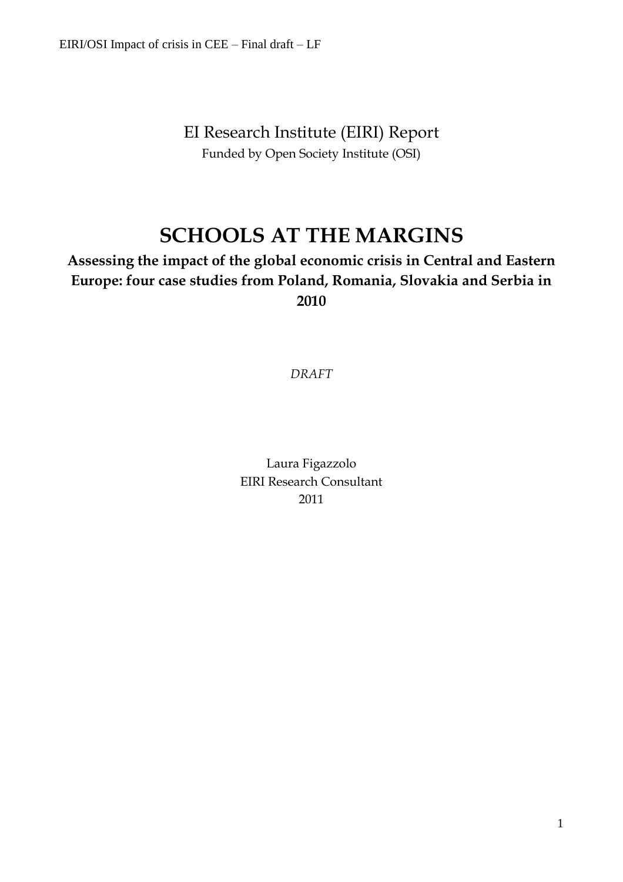EI Research Institute (EIRI) Report

Funded by Open Society Institute (OSI)

# SCHOOLS AT THE MARGINS

## Assessing the impact of the global economic crisis in Central and Eastern Europe: four case studies from Poland, Romania, Slovakia and Serbia in 2010

*DRAFT*

Laura Figazzolo

EIRI Research Consultant

2011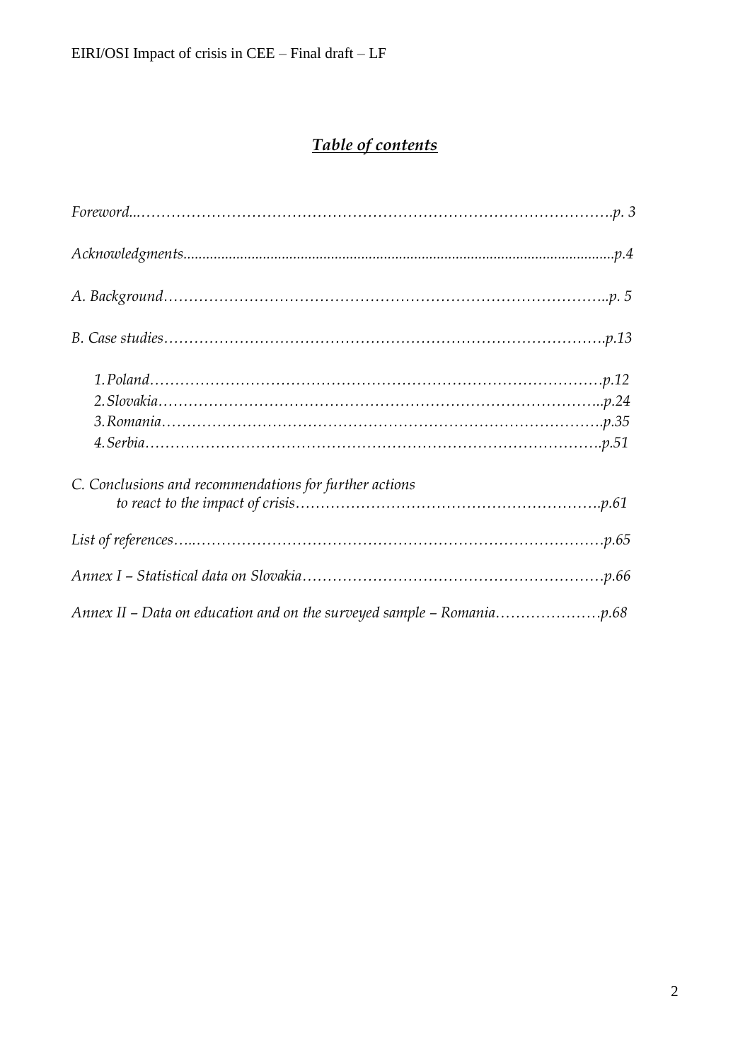## ***Table of contents***

*Foreword...……………………………………………………………………………………….p. 3*

*Acknowledgments..................................................................................................................p.4*

*A. Background……………………………………………………………………………..p. 5*

*B. Case studies…………………………………………………………………………….p.13*

*1. Poland…………………………………………………………………………………p.12*
*2. Slovakia……………………………………………………………………………..p.24*
*3. Romania…………………………………………………………………………….p.35*
*4. Serbia……………………………………………………………………………….p.51*

*C. Conclusions and recommendations for further actions*
*to react to the impact of crisis…………………………………………………….p.61*

*List of references…..…………………………………………………………………….p.65*

*Annex I – Statistical data on Slovakia……………………………………………………p.66*

*Annex II – Data on education and on the surveyed sample – Romania…………………p.68*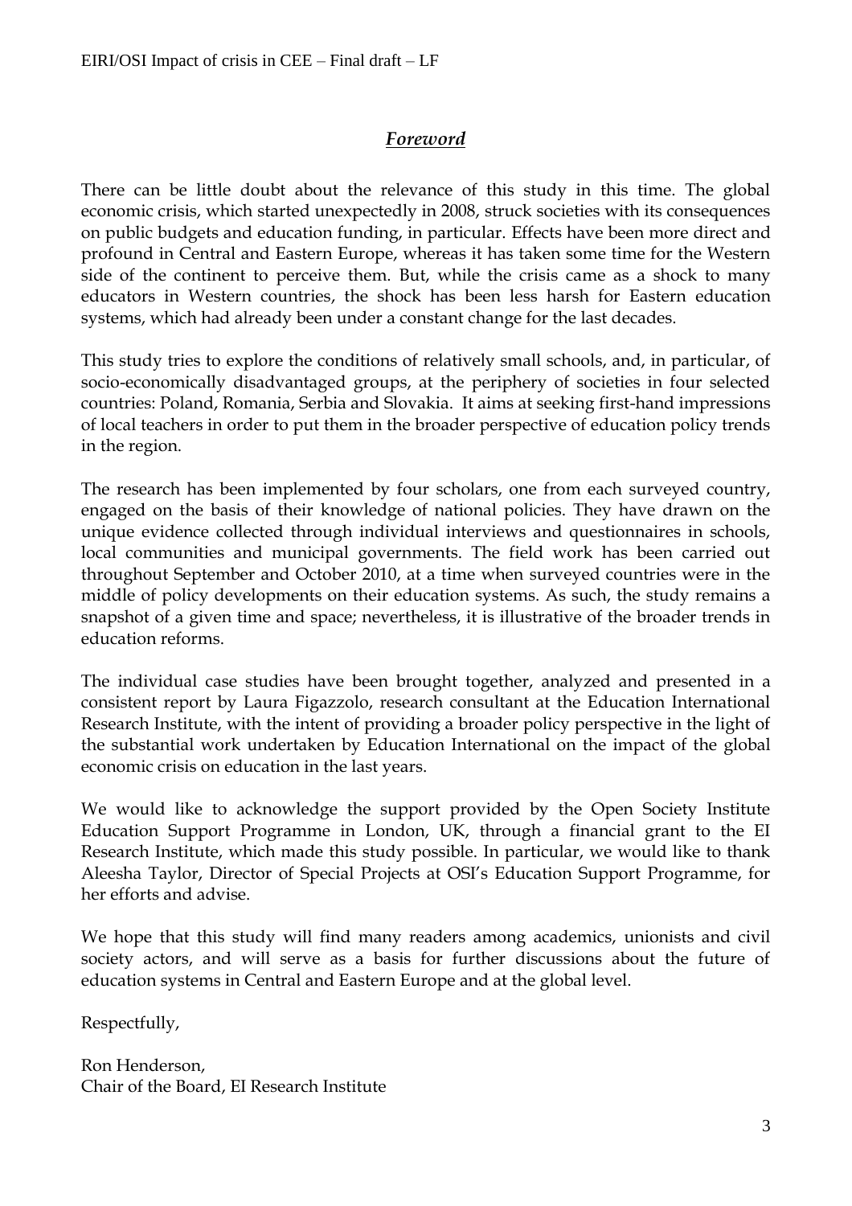## *Foreword*

There can be little doubt about the relevance of this study in this time. The global economic crisis, which started unexpectedly in 2008, struck societies with its consequences on public budgets and education funding, in particular. Effects have been more direct and profound in Central and Eastern Europe, whereas it has taken some time for the Western side of the continent to perceive them. But, while the crisis came as a shock to many educators in Western countries, the shock has been less harsh for Eastern education systems, which had already been under a constant change for the last decades.

This study tries to explore the conditions of relatively small schools, and, in particular, of socio-economically disadvantaged groups, at the periphery of societies in four selected countries: Poland, Romania, Serbia and Slovakia. It aims at seeking first-hand impressions of local teachers in order to put them in the broader perspective of education policy trends in the region.

The research has been implemented by four scholars, one from each surveyed country, engaged on the basis of their knowledge of national policies. They have drawn on the unique evidence collected through individual interviews and questionnaires in schools, local communities and municipal governments. The field work has been carried out throughout September and October 2010, at a time when surveyed countries were in the middle of policy developments on their education systems. As such, the study remains a snapshot of a given time and space; nevertheless, it is illustrative of the broader trends in education reforms.

The individual case studies have been brought together, analyzed and presented in a consistent report by Laura Figazzolo, research consultant at the Education International Research Institute, with the intent of providing a broader policy perspective in the light of the substantial work undertaken by Education International on the impact of the global economic crisis on education in the last years.

We would like to acknowledge the support provided by the Open Society Institute Education Support Programme in London, UK, through a financial grant to the EI Research Institute, which made this study possible. In particular, we would like to thank Aleesha Taylor, Director of Special Projects at OSI's Education Support Programme, for her efforts and advise.

We hope that this study will find many readers among academics, unionists and civil society actors, and will serve as a basis for further discussions about the future of education systems in Central and Eastern Europe and at the global level.

Respectfully,

Ron Henderson,
Chair of the Board, EI Research Institute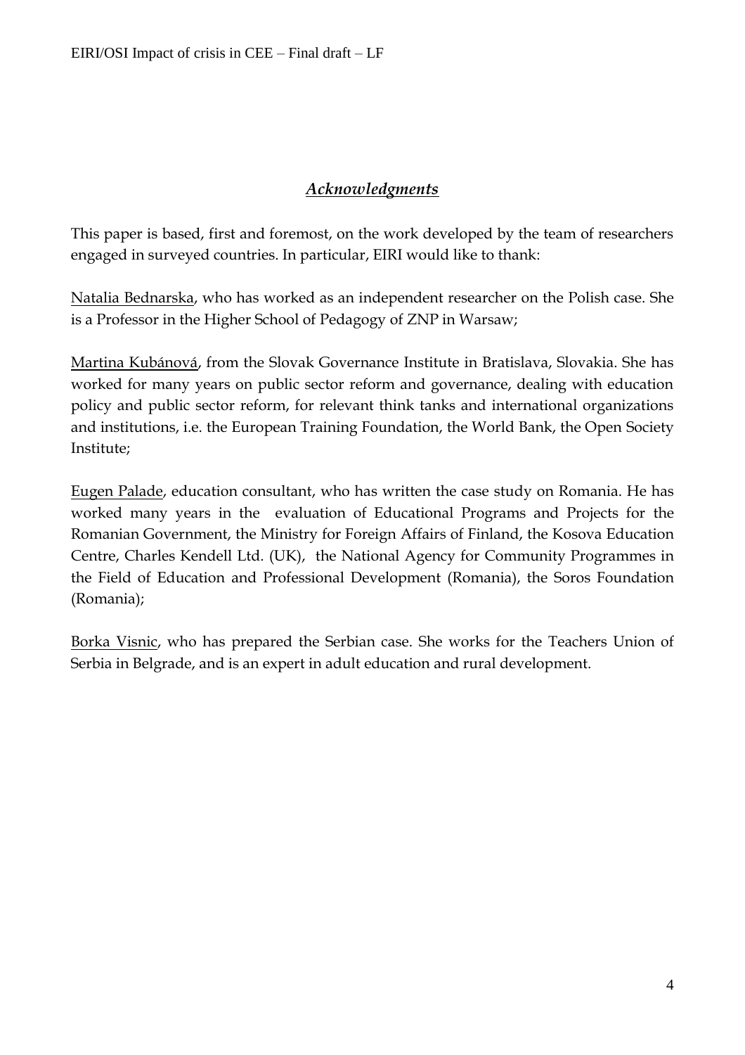## ***Acknowledgments***

This paper is based, first and foremost, on the work developed by the team of researchers engaged in surveyed countries. In particular, EIRI would like to thank:

Natalia Bednarska, who has worked as an independent researcher on the Polish case. She is a Professor in the Higher School of Pedagogy of ZNP in Warsaw;

Martina Kubánová, from the Slovak Governance Institute in Bratislava, Slovakia. She has worked for many years on public sector reform and governance, dealing with education policy and public sector reform, for relevant think tanks and international organizations and institutions, i.e. the European Training Foundation, the World Bank, the Open Society Institute;

Eugen Palade, education consultant, who has written the case study on Romania. He has worked many years in the evaluation of Educational Programs and Projects for the Romanian Government, the Ministry for Foreign Affairs of Finland, the Kosova Education Centre, Charles Kendell Ltd. (UK), the National Agency for Community Programmes in the Field of Education and Professional Development (Romania), the Soros Foundation (Romania);

Borka Visnic, who has prepared the Serbian case. She works for the Teachers Union of Serbia in Belgrade, and is an expert in adult education and rural development.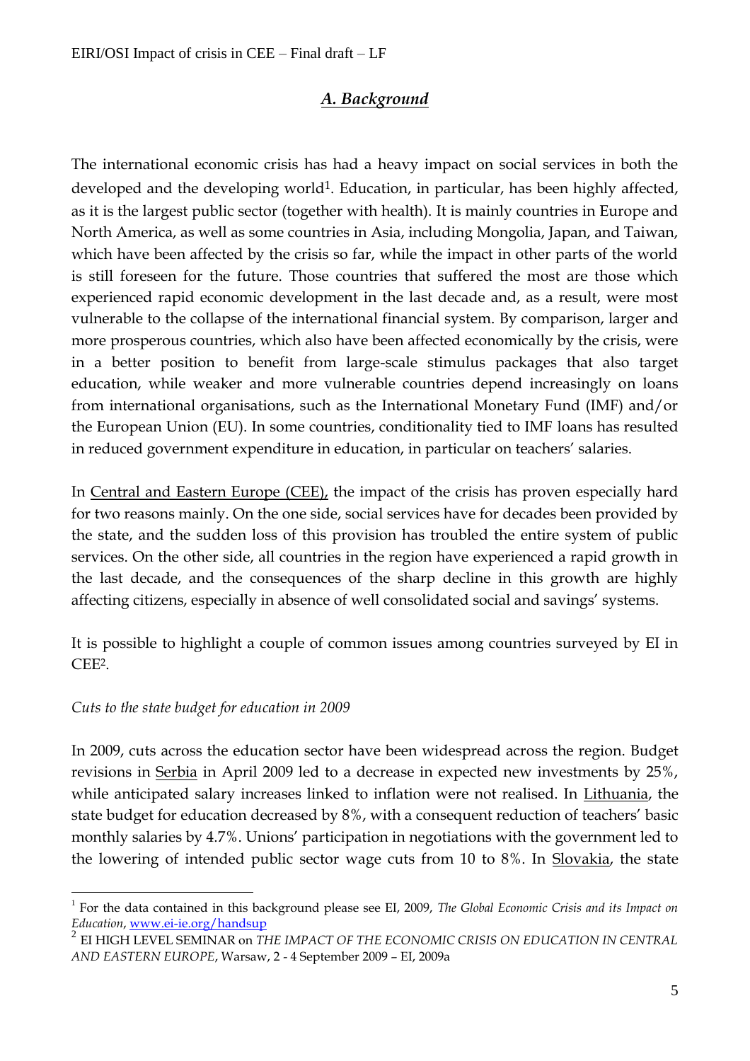## *A. Background*

The international economic crisis has had a heavy impact on social services in both the developed and the developing world[1]. Education, in particular, has been highly affected, as it is the largest public sector (together with health). It is mainly countries in Europe and North America, as well as some countries in Asia, including Mongolia, Japan, and Taiwan, which have been affected by the crisis so far, while the impact in other parts of the world is still foreseen for the future. Those countries that suffered the most are those which experienced rapid economic development in the last decade and, as a result, were most vulnerable to the collapse of the international financial system. By comparison, larger and more prosperous countries, which also have been affected economically by the crisis, were in a better position to benefit from large-scale stimulus packages that also target education, while weaker and more vulnerable countries depend increasingly on loans from international organisations, such as the International Monetary Fund (IMF) and/or the European Union (EU). In some countries, conditionality tied to IMF loans has resulted in reduced government expenditure in education, in particular on teachers' salaries.

In Central and Eastern Europe (CEE), the impact of the crisis has proven especially hard for two reasons mainly. On the one side, social services have for decades been provided by the state, and the sudden loss of this provision has troubled the entire system of public services. On the other side, all countries in the region have experienced a rapid growth in the last decade, and the consequences of the sharp decline in this growth are highly affecting citizens, especially in absence of well consolidated social and savings' systems.

It is possible to highlight a couple of common issues among countries surveyed by EI in CEE[2].

*Cuts to the state budget for education in 2009*

In 2009, cuts across the education sector have been widespread across the region. Budget revisions in Serbia in April 2009 led to a decrease in expected new investments by 25%, while anticipated salary increases linked to inflation were not realised. In Lithuania, the state budget for education decreased by 8%, with a consequent reduction of teachers' basic monthly salaries by 4.7%. Unions' participation in negotiations with the government led to the lowering of intended public sector wage cuts from 10 to 8%. In Slovakia, the state

---

[1] For the data contained in this background please see EI, 2009, *The Global Economic Crisis and its Impact on Education*, www.ei-ie.org/handsup

[2] EI HIGH LEVEL SEMINAR on *THE IMPACT OF THE ECONOMIC CRISIS ON EDUCATION IN CENTRAL AND EASTERN EUROPE*, Warsaw, 2 - 4 September 2009 – EI, 2009a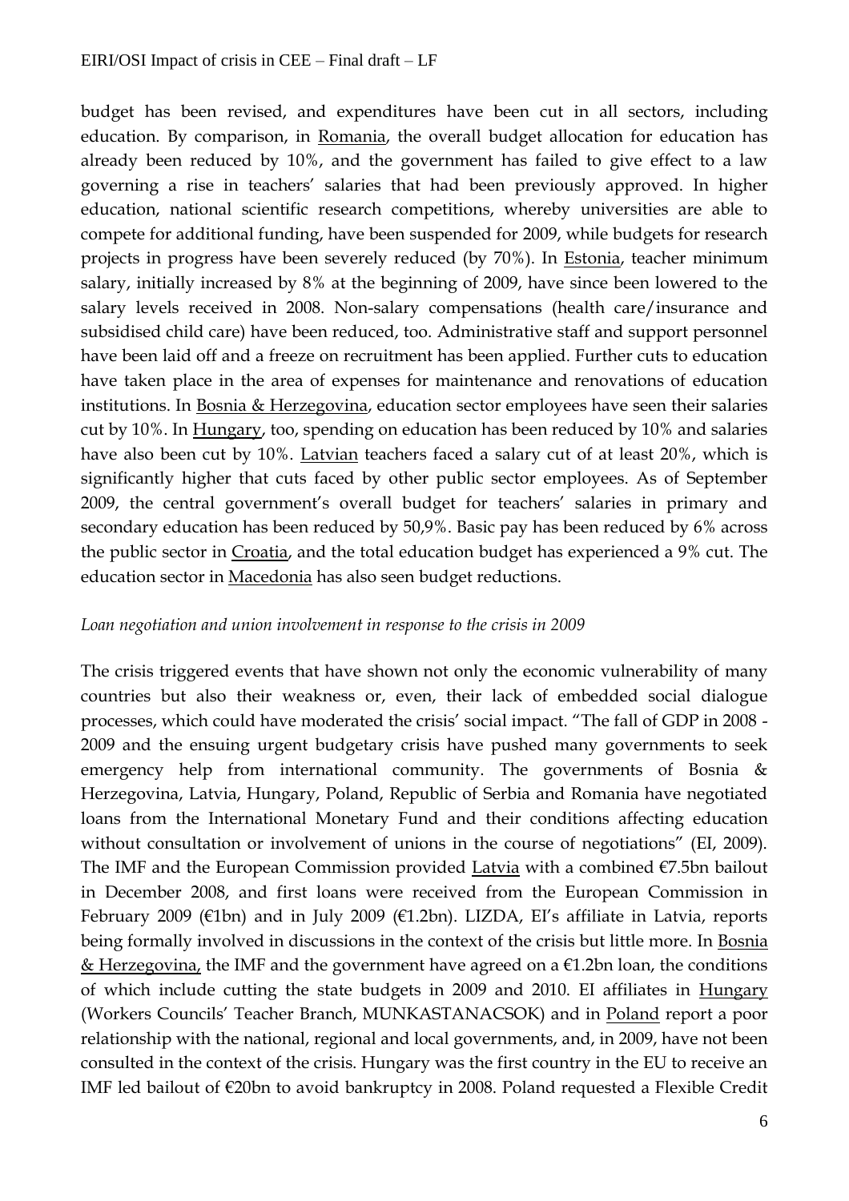budget has been revised, and expenditures have been cut in all sectors, including education. By comparison, in Romania, the overall budget allocation for education has already been reduced by 10%, and the government has failed to give effect to a law governing a rise in teachers' salaries that had been previously approved. In higher education, national scientific research competitions, whereby universities are able to compete for additional funding, have been suspended for 2009, while budgets for research projects in progress have been severely reduced (by 70%). In Estonia, teacher minimum salary, initially increased by 8% at the beginning of 2009, have since been lowered to the salary levels received in 2008. Non-salary compensations (health care/insurance and subsidised child care) have been reduced, too. Administrative staff and support personnel have been laid off and a freeze on recruitment has been applied. Further cuts to education have taken place in the area of expenses for maintenance and renovations of education institutions. In Bosnia & Herzegovina, education sector employees have seen their salaries cut by 10%. In Hungary, too, spending on education has been reduced by 10% and salaries have also been cut by 10%. Latvian teachers faced a salary cut of at least 20%, which is significantly higher that cuts faced by other public sector employees. As of September 2009, the central government's overall budget for teachers' salaries in primary and secondary education has been reduced by 50,9%. Basic pay has been reduced by 6% across the public sector in Croatia, and the total education budget has experienced a 9% cut. The education sector in Macedonia has also seen budget reductions.

*Loan negotiation and union involvement in response to the crisis in 2009*

The crisis triggered events that have shown not only the economic vulnerability of many countries but also their weakness or, even, their lack of embedded social dialogue processes, which could have moderated the crisis' social impact. "The fall of GDP in 2008 - 2009 and the ensuing urgent budgetary crisis have pushed many governments to seek emergency help from international community. The governments of Bosnia & Herzegovina, Latvia, Hungary, Poland, Republic of Serbia and Romania have negotiated loans from the International Monetary Fund and their conditions affecting education without consultation or involvement of unions in the course of negotiations" (EI, 2009). The IMF and the European Commission provided Latvia with a combined €7.5bn bailout in December 2008, and first loans were received from the European Commission in February 2009 (€1bn) and in July 2009 (€1.2bn). LIZDA, EI's affiliate in Latvia, reports being formally involved in discussions in the context of the crisis but little more. In Bosnia & Herzegovina, the IMF and the government have agreed on a €1.2bn loan, the conditions of which include cutting the state budgets in 2009 and 2010. EI affiliates in Hungary (Workers Councils' Teacher Branch, MUNKASTANACSOK) and in Poland report a poor relationship with the national, regional and local governments, and, in 2009, have not been consulted in the context of the crisis. Hungary was the first country in the EU to receive an IMF led bailout of €20bn to avoid bankruptcy in 2008. Poland requested a Flexible Credit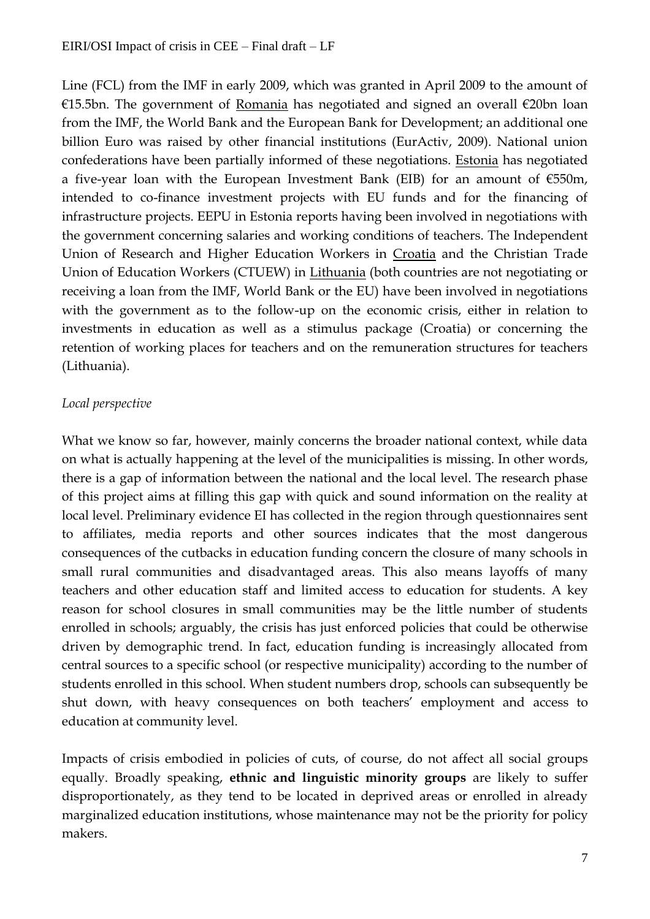Line (FCL) from the IMF in early 2009, which was granted in April 2009 to the amount of €15.5bn. The government of Romania has negotiated and signed an overall €20bn loan from the IMF, the World Bank and the European Bank for Development; an additional one billion Euro was raised by other financial institutions (EurActiv, 2009). National union confederations have been partially informed of these negotiations. Estonia has negotiated a five-year loan with the European Investment Bank (EIB) for an amount of €550m, intended to co-finance investment projects with EU funds and for the financing of infrastructure projects. EEPU in Estonia reports having been involved in negotiations with the government concerning salaries and working conditions of teachers. The Independent Union of Research and Higher Education Workers in Croatia and the Christian Trade Union of Education Workers (CTUEW) in Lithuania (both countries are not negotiating or receiving a loan from the IMF, World Bank or the EU) have been involved in negotiations with the government as to the follow-up on the economic crisis, either in relation to investments in education as well as a stimulus package (Croatia) or concerning the retention of working places for teachers and on the remuneration structures for teachers (Lithuania).

*Local perspective*

What we know so far, however, mainly concerns the broader national context, while data on what is actually happening at the level of the municipalities is missing. In other words, there is a gap of information between the national and the local level. The research phase of this project aims at filling this gap with quick and sound information on the reality at local level. Preliminary evidence EI has collected in the region through questionnaires sent to affiliates, media reports and other sources indicates that the most dangerous consequences of the cutbacks in education funding concern the closure of many schools in small rural communities and disadvantaged areas. This also means layoffs of many teachers and other education staff and limited access to education for students. A key reason for school closures in small communities may be the little number of students enrolled in schools; arguably, the crisis has just enforced policies that could be otherwise driven by demographic trend. In fact, education funding is increasingly allocated from central sources to a specific school (or respective municipality) according to the number of students enrolled in this school. When student numbers drop, schools can subsequently be shut down, with heavy consequences on both teachers' employment and access to education at community level.

Impacts of crisis embodied in policies of cuts, of course, do not affect all social groups equally. Broadly speaking, **ethnic and linguistic minority groups** are likely to suffer disproportionately, as they tend to be located in deprived areas or enrolled in already marginalized education institutions, whose maintenance may not be the priority for policy makers.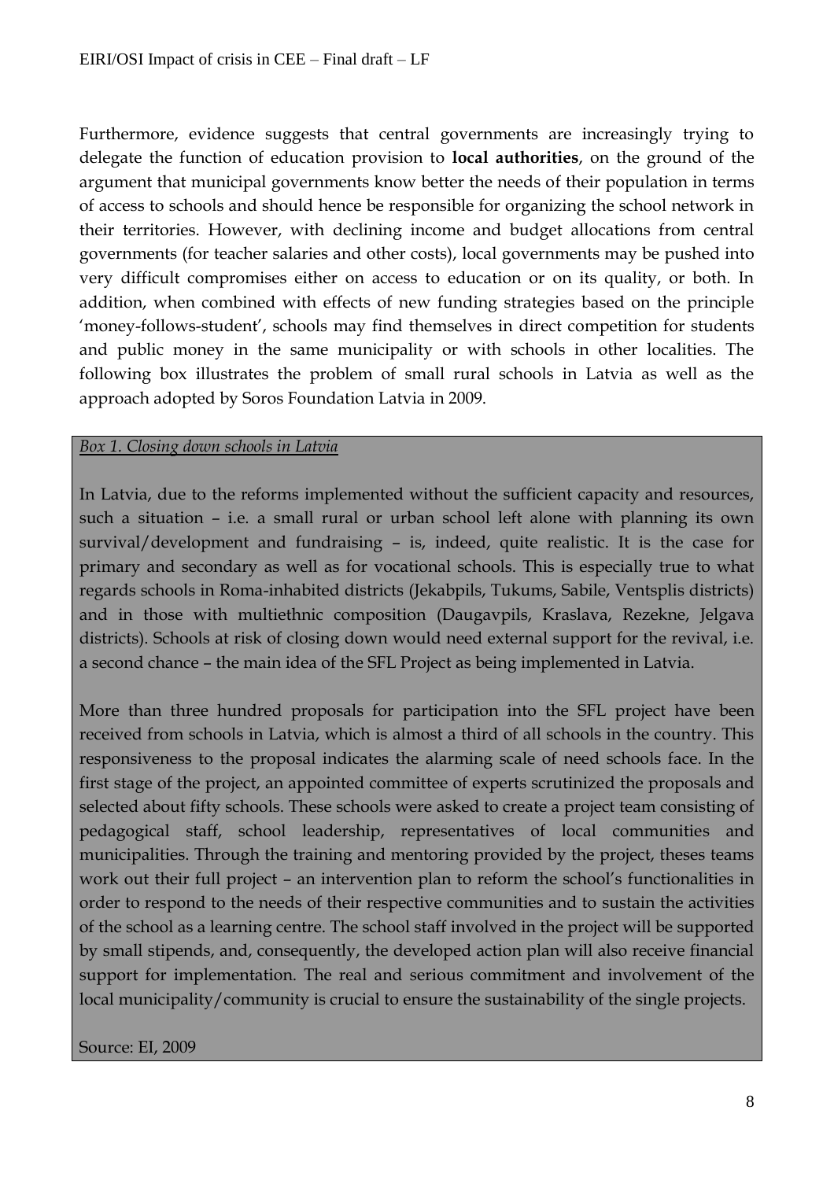Furthermore, evidence suggests that central governments are increasingly trying to delegate the function of education provision to **local authorities**, on the ground of the argument that municipal governments know better the needs of their population in terms of access to schools and should hence be responsible for organizing the school network in their territories. However, with declining income and budget allocations from central governments (for teacher salaries and other costs), local governments may be pushed into very difficult compromises either on access to education or on its quality, or both. In addition, when combined with effects of new funding strategies based on the principle 'money-follows-student', schools may find themselves in direct competition for students and public money in the same municipality or with schools in other localities. The following box illustrates the problem of small rural schools in Latvia as well as the approach adopted by Soros Foundation Latvia in 2009.

*Box 1. Closing down schools in Latvia*

In Latvia, due to the reforms implemented without the sufficient capacity and resources, such a situation – i.e. a small rural or urban school left alone with planning its own survival/development and fundraising – is, indeed, quite realistic. It is the case for primary and secondary as well as for vocational schools. This is especially true to what regards schools in Roma-inhabited districts (Jekabpils, Tukums, Sabile, Ventsplis districts) and in those with multiethnic composition (Daugavpils, Kraslava, Rezekne, Jelgava districts). Schools at risk of closing down would need external support for the revival, i.e. a second chance – the main idea of the SFL Project as being implemented in Latvia.

More than three hundred proposals for participation into the SFL project have been received from schools in Latvia, which is almost a third of all schools in the country. This responsiveness to the proposal indicates the alarming scale of need schools face. In the first stage of the project, an appointed committee of experts scrutinized the proposals and selected about fifty schools. These schools were asked to create a project team consisting of pedagogical staff, school leadership, representatives of local communities and municipalities. Through the training and mentoring provided by the project, theses teams work out their full project – an intervention plan to reform the school's functionalities in order to respond to the needs of their respective communities and to sustain the activities of the school as a learning centre. The school staff involved in the project will be supported by small stipends, and, consequently, the developed action plan will also receive financial support for implementation. The real and serious commitment and involvement of the local municipality/community is crucial to ensure the sustainability of the single projects.

Source: EI, 2009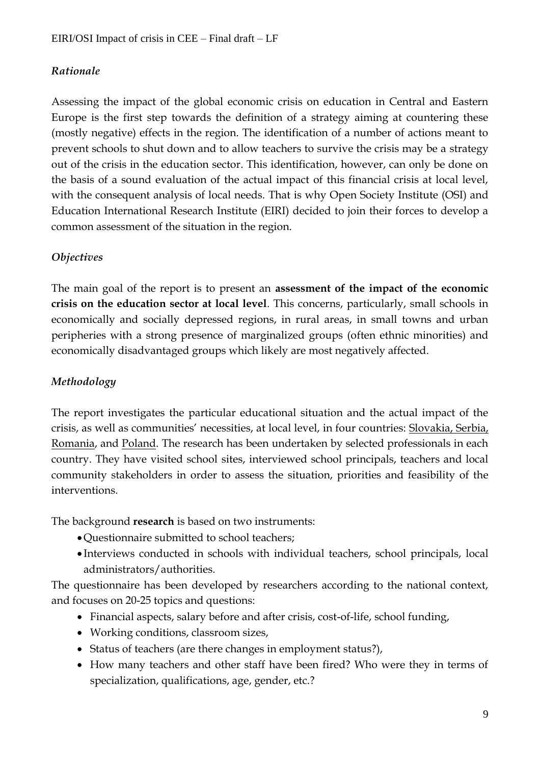*Rationale*

Assessing the impact of the global economic crisis on education in Central and Eastern Europe is the first step towards the definition of a strategy aiming at countering these (mostly negative) effects in the region. The identification of a number of actions meant to prevent schools to shut down and to allow teachers to survive the crisis may be a strategy out of the crisis in the education sector. This identification, however, can only be done on the basis of a sound evaluation of the actual impact of this financial crisis at local level, with the consequent analysis of local needs. That is why Open Society Institute (OSI) and Education International Research Institute (EIRI) decided to join their forces to develop a common assessment of the situation in the region.

*Objectives*

The main goal of the report is to present an **assessment of the impact of the economic crisis on the education sector at local level**. This concerns, particularly, small schools in economically and socially depressed regions, in rural areas, in small towns and urban peripheries with a strong presence of marginalized groups (often ethnic minorities) and economically disadvantaged groups which likely are most negatively affected.

*Methodology*

The report investigates the particular educational situation and the actual impact of the crisis, as well as communities' necessities, at local level, in four countries: Slovakia, Serbia, Romania, and Poland. The research has been undertaken by selected professionals in each country. They have visited school sites, interviewed school principals, teachers and local community stakeholders in order to assess the situation, priorities and feasibility of the interventions.

The background **research** is based on two instruments:

- Questionnaire submitted to school teachers;
- Interviews conducted in schools with individual teachers, school principals, local administrators/authorities.

The questionnaire has been developed by researchers according to the national context, and focuses on 20-25 topics and questions:

- Financial aspects, salary before and after crisis, cost-of-life, school funding,
- Working conditions, classroom sizes,
- Status of teachers (are there changes in employment status?),
- How many teachers and other staff have been fired? Who were they in terms of specialization, qualifications, age, gender, etc.?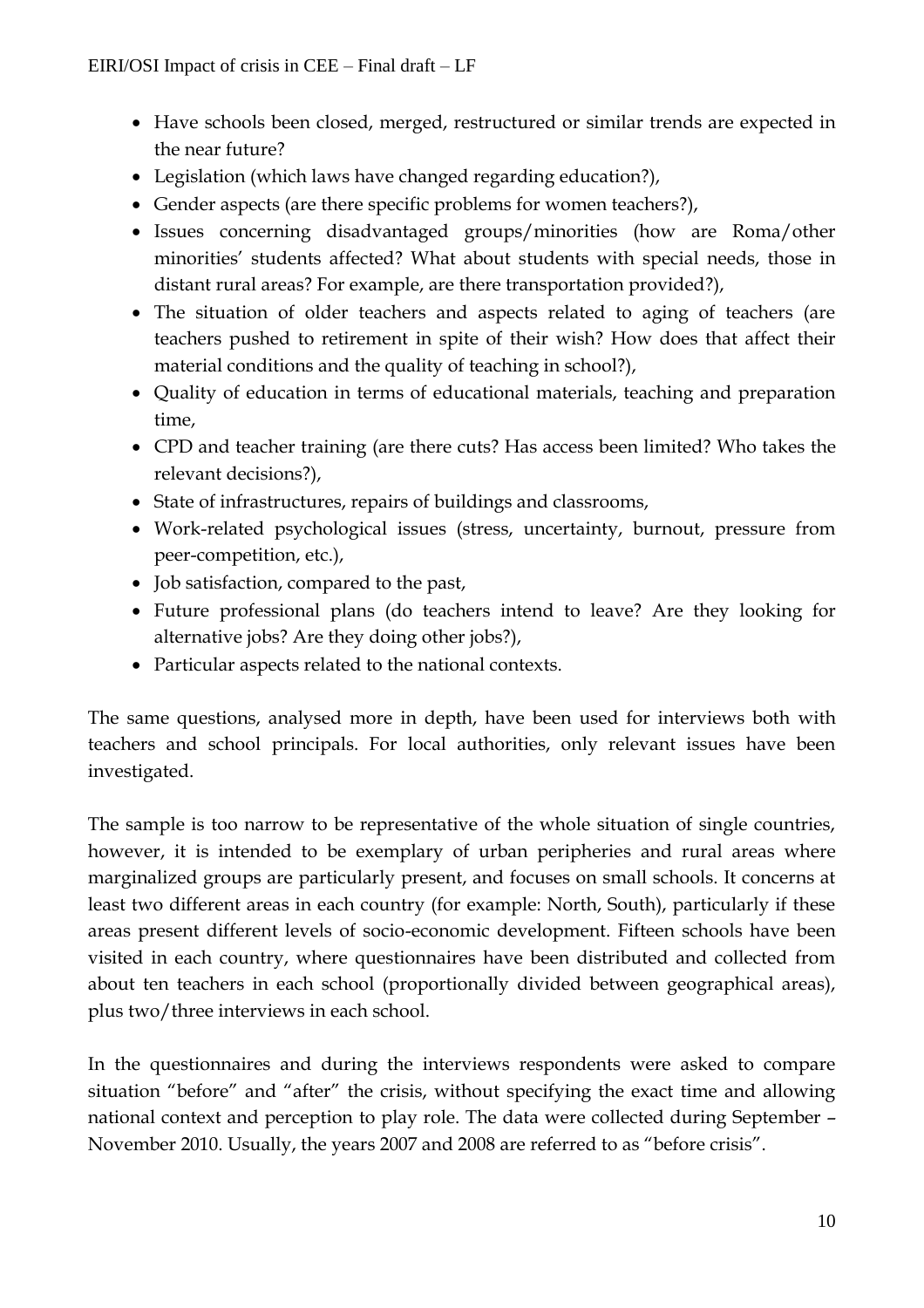- Have schools been closed, merged, restructured or similar trends are expected in the near future?
- Legislation (which laws have changed regarding education?),
- Gender aspects (are there specific problems for women teachers?),
- Issues concerning disadvantaged groups/minorities (how are Roma/other minorities' students affected? What about students with special needs, those in distant rural areas? For example, are there transportation provided?),
- The situation of older teachers and aspects related to aging of teachers (are teachers pushed to retirement in spite of their wish? How does that affect their material conditions and the quality of teaching in school?),
- Quality of education in terms of educational materials, teaching and preparation time,
- CPD and teacher training (are there cuts? Has access been limited? Who takes the relevant decisions?),
- State of infrastructures, repairs of buildings and classrooms,
- Work-related psychological issues (stress, uncertainty, burnout, pressure from peer-competition, etc.),
- Job satisfaction, compared to the past,
- Future professional plans (do teachers intend to leave? Are they looking for alternative jobs? Are they doing other jobs?),
- Particular aspects related to the national contexts.

The same questions, analysed more in depth, have been used for interviews both with teachers and school principals. For local authorities, only relevant issues have been investigated.

The sample is too narrow to be representative of the whole situation of single countries, however, it is intended to be exemplary of urban peripheries and rural areas where marginalized groups are particularly present, and focuses on small schools. It concerns at least two different areas in each country (for example: North, South), particularly if these areas present different levels of socio-economic development. Fifteen schools have been visited in each country, where questionnaires have been distributed and collected from about ten teachers in each school (proportionally divided between geographical areas), plus two/three interviews in each school.

In the questionnaires and during the interviews respondents were asked to compare situation "before" and "after" the crisis, without specifying the exact time and allowing national context and perception to play role. The data were collected during September – November 2010. Usually, the years 2007 and 2008 are referred to as "before crisis".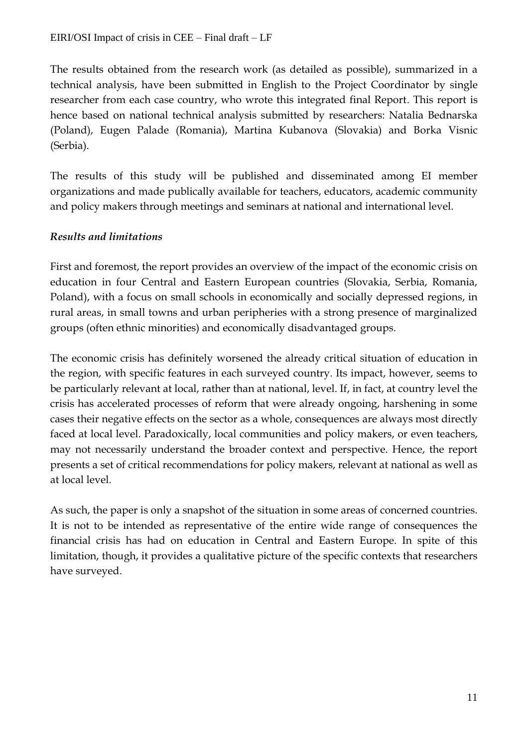The results obtained from the research work (as detailed as possible), summarized in a technical analysis, have been submitted in English to the Project Coordinator by single researcher from each case country, who wrote this integrated final Report. This report is hence based on national technical analysis submitted by researchers: Natalia Bednarska (Poland), Eugen Palade (Romania), Martina Kubanova (Slovakia) and Borka Visnic (Serbia).

The results of this study will be published and disseminated among EI member organizations and made publically available for teachers, educators, academic community and policy makers through meetings and seminars at national and international level.

***Results and limitations***

First and foremost, the report provides an overview of the impact of the economic crisis on education in four Central and Eastern European countries (Slovakia, Serbia, Romania, Poland), with a focus on small schools in economically and socially depressed regions, in rural areas, in small towns and urban peripheries with a strong presence of marginalized groups (often ethnic minorities) and economically disadvantaged groups.

The economic crisis has definitely worsened the already critical situation of education in the region, with specific features in each surveyed country. Its impact, however, seems to be particularly relevant at local, rather than at national, level. If, in fact, at country level the crisis has accelerated processes of reform that were already ongoing, harshening in some cases their negative effects on the sector as a whole, consequences are always most directly faced at local level. Paradoxically, local communities and policy makers, or even teachers, may not necessarily understand the broader context and perspective. Hence, the report presents a set of critical recommendations for policy makers, relevant at national as well as at local level.

As such, the paper is only a snapshot of the situation in some areas of concerned countries. It is not to be intended as representative of the entire wide range of consequences the financial crisis has had on education in Central and Eastern Europe. In spite of this limitation, though, it provides a qualitative picture of the specific contexts that researchers have surveyed.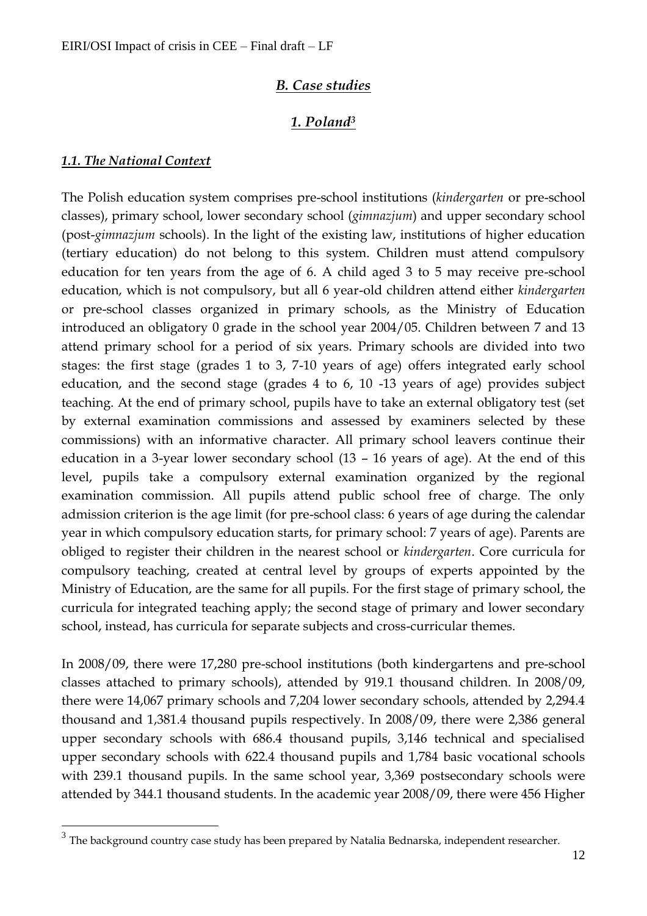## *B. Case studies*

## *1. Poland*[3]

### *1.1. The National Context*

The Polish education system comprises pre-school institutions (*kindergarten* or pre-school classes), primary school, lower secondary school (*gimnazjum*) and upper secondary school (post-*gimnazjum* schools). In the light of the existing law, institutions of higher education (tertiary education) do not belong to this system. Children must attend compulsory education for ten years from the age of 6. A child aged 3 to 5 may receive pre-school education, which is not compulsory, but all 6 year-old children attend either *kindergarten* or pre-school classes organized in primary schools, as the Ministry of Education introduced an obligatory 0 grade in the school year 2004/05. Children between 7 and 13 attend primary school for a period of six years. Primary schools are divided into two stages: the first stage (grades 1 to 3, 7-10 years of age) offers integrated early school education, and the second stage (grades 4 to 6, 10 -13 years of age) provides subject teaching. At the end of primary school, pupils have to take an external obligatory test (set by external examination commissions and assessed by examiners selected by these commissions) with an informative character. All primary school leavers continue their education in a 3-year lower secondary school (13 – 16 years of age). At the end of this level, pupils take a compulsory external examination organized by the regional examination commission. All pupils attend public school free of charge. The only admission criterion is the age limit (for pre-school class: 6 years of age during the calendar year in which compulsory education starts, for primary school: 7 years of age). Parents are obliged to register their children in the nearest school or *kindergarten*. Core curricula for compulsory teaching, created at central level by groups of experts appointed by the Ministry of Education, are the same for all pupils. For the first stage of primary school, the curricula for integrated teaching apply; the second stage of primary and lower secondary school, instead, has curricula for separate subjects and cross-curricular themes.

In 2008/09, there were 17,280 pre-school institutions (both kindergartens and pre-school classes attached to primary schools), attended by 919.1 thousand children. In 2008/09, there were 14,067 primary schools and 7,204 lower secondary schools, attended by 2,294.4 thousand and 1,381.4 thousand pupils respectively. In 2008/09, there were 2,386 general upper secondary schools with 686.4 thousand pupils, 3,146 technical and specialised upper secondary schools with 622.4 thousand pupils and 1,784 basic vocational schools with 239.1 thousand pupils. In the same school year, 3,369 postsecondary schools were attended by 344.1 thousand students. In the academic year 2008/09, there were 456 Higher

---

[3] The background country case study has been prepared by Natalia Bednarska, independent researcher.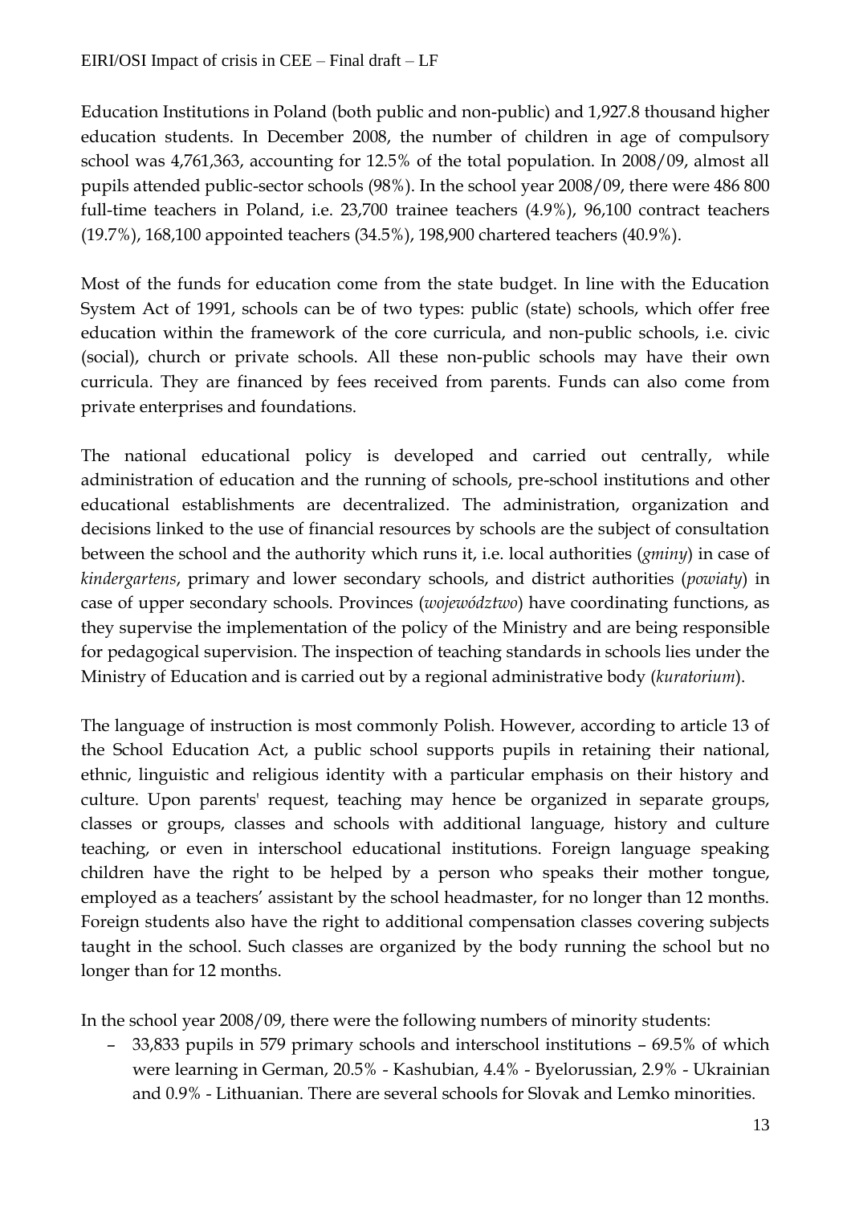Education Institutions in Poland (both public and non-public) and 1,927.8 thousand higher education students. In December 2008, the number of children in age of compulsory school was 4,761,363, accounting for 12.5% of the total population. In 2008/09, almost all pupils attended public-sector schools (98%). In the school year 2008/09, there were 486 800 full-time teachers in Poland, i.e. 23,700 trainee teachers (4.9%), 96,100 contract teachers (19.7%), 168,100 appointed teachers (34.5%), 198,900 chartered teachers (40.9%).

Most of the funds for education come from the state budget. In line with the Education System Act of 1991, schools can be of two types: public (state) schools, which offer free education within the framework of the core curricula, and non-public schools, i.e. civic (social), church or private schools. All these non-public schools may have their own curricula. They are financed by fees received from parents. Funds can also come from private enterprises and foundations.

The national educational policy is developed and carried out centrally, while administration of education and the running of schools, pre-school institutions and other educational establishments are decentralized. The administration, organization and decisions linked to the use of financial resources by schools are the subject of consultation between the school and the authority which runs it, i.e. local authorities (*gminy*) in case of *kindergartens*, primary and lower secondary schools, and district authorities (*powiaty*) in case of upper secondary schools. Provinces (*województwo*) have coordinating functions, as they supervise the implementation of the policy of the Ministry and are being responsible for pedagogical supervision. The inspection of teaching standards in schools lies under the Ministry of Education and is carried out by a regional administrative body (*kuratorium*).

The language of instruction is most commonly Polish. However, according to article 13 of the School Education Act, a public school supports pupils in retaining their national, ethnic, linguistic and religious identity with a particular emphasis on their history and culture. Upon parents' request, teaching may hence be organized in separate groups, classes or groups, classes and schools with additional language, history and culture teaching, or even in interschool educational institutions. Foreign language speaking children have the right to be helped by a person who speaks their mother tongue, employed as a teachers' assistant by the school headmaster, for no longer than 12 months. Foreign students also have the right to additional compensation classes covering subjects taught in the school. Such classes are organized by the body running the school but no longer than for 12 months.

In the school year 2008/09, there were the following numbers of minority students:

- 33,833 pupils in 579 primary schools and interschool institutions – 69.5% of which were learning in German, 20.5% - Kashubian, 4.4% - Byelorussian, 2.9% - Ukrainian and 0.9% - Lithuanian. There are several schools for Slovak and Lemko minorities.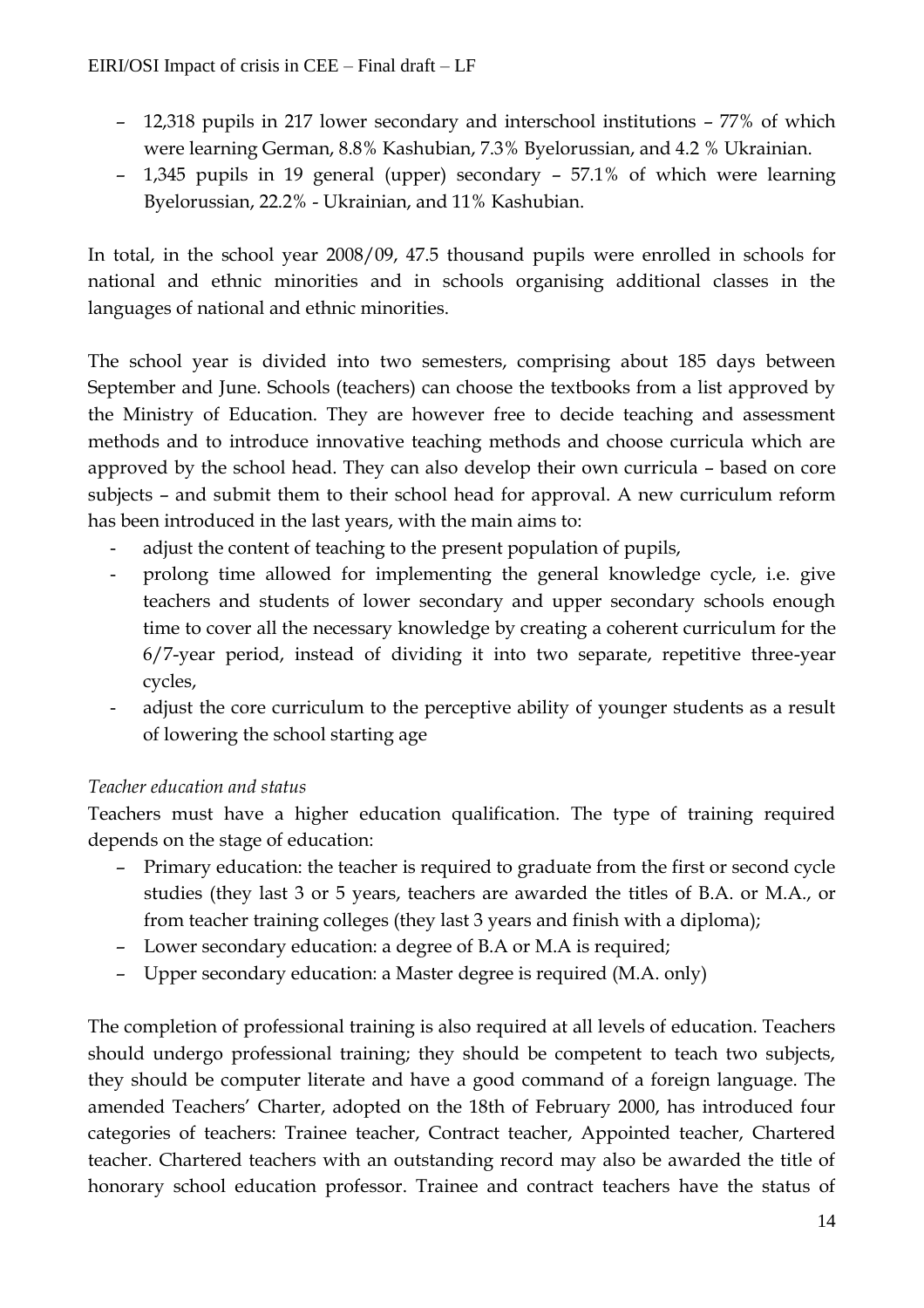- 12,318 pupils in 217 lower secondary and interschool institutions – 77% of which were learning German, 8.8% Kashubian, 7.3% Byelorussian, and 4.2 % Ukrainian.
- 1,345 pupils in 19 general (upper) secondary – 57.1% of which were learning Byelorussian, 22.2% - Ukrainian, and 11% Kashubian.

In total, in the school year 2008/09, 47.5 thousand pupils were enrolled in schools for national and ethnic minorities and in schools organising additional classes in the languages of national and ethnic minorities.

The school year is divided into two semesters, comprising about 185 days between September and June. Schools (teachers) can choose the textbooks from a list approved by the Ministry of Education. They are however free to decide teaching and assessment methods and to introduce innovative teaching methods and choose curricula which are approved by the school head. They can also develop their own curricula – based on core subjects – and submit them to their school head for approval. A new curriculum reform has been introduced in the last years, with the main aims to:

- adjust the content of teaching to the present population of pupils,
- prolong time allowed for implementing the general knowledge cycle, i.e. give teachers and students of lower secondary and upper secondary schools enough time to cover all the necessary knowledge by creating a coherent curriculum for the 6/7-year period, instead of dividing it into two separate, repetitive three-year cycles,
- adjust the core curriculum to the perceptive ability of younger students as a result of lowering the school starting age

*Teacher education and status*

Teachers must have a higher education qualification. The type of training required depends on the stage of education:

- Primary education: the teacher is required to graduate from the first or second cycle studies (they last 3 or 5 years, teachers are awarded the titles of B.A. or M.A., or from teacher training colleges (they last 3 years and finish with a diploma);
- Lower secondary education: a degree of B.A or M.A is required;
- Upper secondary education: a Master degree is required (M.A. only)

The completion of professional training is also required at all levels of education. Teachers should undergo professional training; they should be competent to teach two subjects, they should be computer literate and have a good command of a foreign language. The amended Teachers' Charter, adopted on the 18th of February 2000, has introduced four categories of teachers: Trainee teacher, Contract teacher, Appointed teacher, Chartered teacher. Chartered teachers with an outstanding record may also be awarded the title of honorary school education professor. Trainee and contract teachers have the status of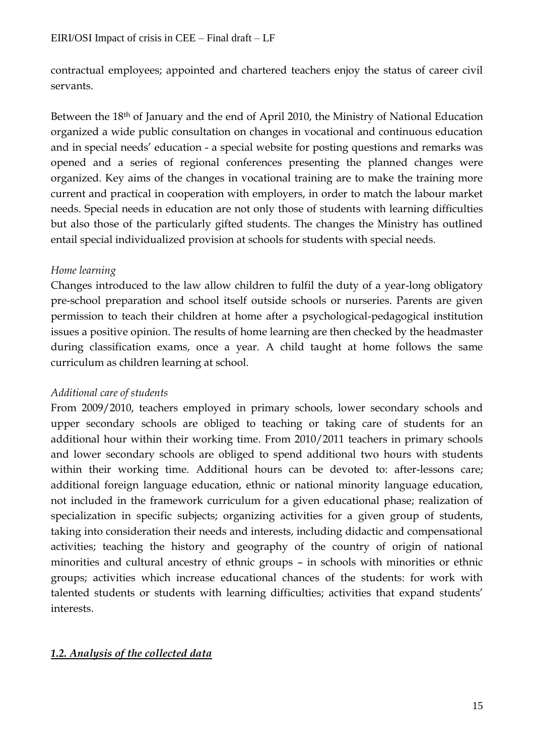contractual employees; appointed and chartered teachers enjoy the status of career civil servants.

Between the 18th of January and the end of April 2010, the Ministry of National Education organized a wide public consultation on changes in vocational and continuous education and in special needs' education - a special website for posting questions and remarks was opened and a series of regional conferences presenting the planned changes were organized. Key aims of the changes in vocational training are to make the training more current and practical in cooperation with employers, in order to match the labour market needs. Special needs in education are not only those of students with learning difficulties but also those of the particularly gifted students. The changes the Ministry has outlined entail special individualized provision at schools for students with special needs.

*Home learning*

Changes introduced to the law allow children to fulfil the duty of a year-long obligatory pre-school preparation and school itself outside schools or nurseries. Parents are given permission to teach their children at home after a psychological-pedagogical institution issues a positive opinion. The results of home learning are then checked by the headmaster during classification exams, once a year. A child taught at home follows the same curriculum as children learning at school.

*Additional care of students*

From 2009/2010, teachers employed in primary schools, lower secondary schools and upper secondary schools are obliged to teaching or taking care of students for an additional hour within their working time. From 2010/2011 teachers in primary schools and lower secondary schools are obliged to spend additional two hours with students within their working time. Additional hours can be devoted to: after-lessons care; additional foreign language education, ethnic or national minority language education, not included in the framework curriculum for a given educational phase; realization of specialization in specific subjects; organizing activities for a given group of students, taking into consideration their needs and interests, including didactic and compensational activities; teaching the history and geography of the country of origin of national minorities and cultural ancestry of ethnic groups – in schools with minorities or ethnic groups; activities which increase educational chances of the students: for work with talented students or students with learning difficulties; activities that expand students' interests.

### *1.2. Analysis of the collected data*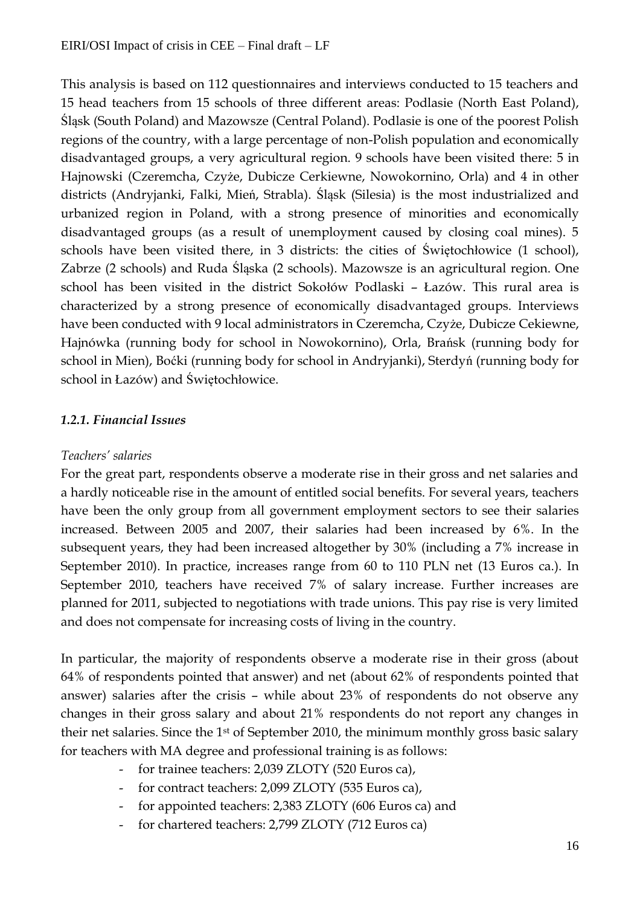This analysis is based on 112 questionnaires and interviews conducted to 15 teachers and 15 head teachers from 15 schools of three different areas: Podlasie (North East Poland), Śląsk (South Poland) and Mazowsze (Central Poland). Podlasie is one of the poorest Polish regions of the country, with a large percentage of non-Polish population and economically disadvantaged groups, a very agricultural region. 9 schools have been visited there: 5 in Hajnowski (Czeremcha, Czyże, Dubicze Cerkiewne, Nowokornino, Orla) and 4 in other districts (Andryjanki, Falki, Mień, Strabla). Śląsk (Silesia) is the most industrialized and urbanized region in Poland, with a strong presence of minorities and economically disadvantaged groups (as a result of unemployment caused by closing coal mines). 5 schools have been visited there, in 3 districts: the cities of Świętochłowice (1 school), Zabrze (2 schools) and Ruda Śląska (2 schools). Mazowsze is an agricultural region. One school has been visited in the district Sokołów Podlaski – Łazów. This rural area is characterized by a strong presence of economically disadvantaged groups. Interviews have been conducted with 9 local administrators in Czeremcha, Czyże, Dubicze Cekiewne, Hajnówka (running body for school in Nowokornino), Orla, Brańsk (running body for school in Mien), Boćki (running body for school in Andryjanki), Sterdyń (running body for school in Łazów) and Świętochłowice.

### *1.2.1. Financial Issues*

*Teachers' salaries*

For the great part, respondents observe a moderate rise in their gross and net salaries and a hardly noticeable rise in the amount of entitled social benefits. For several years, teachers have been the only group from all government employment sectors to see their salaries increased. Between 2005 and 2007, their salaries had been increased by 6%. In the subsequent years, they had been increased altogether by 30% (including a 7% increase in September 2010). In practice, increases range from 60 to 110 PLN net (13 Euros ca.). In September 2010, teachers have received 7% of salary increase. Further increases are planned for 2011, subjected to negotiations with trade unions. This pay rise is very limited and does not compensate for increasing costs of living in the country.

In particular, the majority of respondents observe a moderate rise in their gross (about 64% of respondents pointed that answer) and net (about 62% of respondents pointed that answer) salaries after the crisis – while about 23% of respondents do not observe any changes in their gross salary and about 21% respondents do not report any changes in their net salaries. Since the 1st of September 2010, the minimum monthly gross basic salary for teachers with MA degree and professional training is as follows:

- for trainee teachers: 2,039 ZLOTY (520 Euros ca),
- for contract teachers: 2,099 ZLOTY (535 Euros ca),
- for appointed teachers: 2,383 ZLOTY (606 Euros ca) and
- for chartered teachers: 2,799 ZLOTY (712 Euros ca)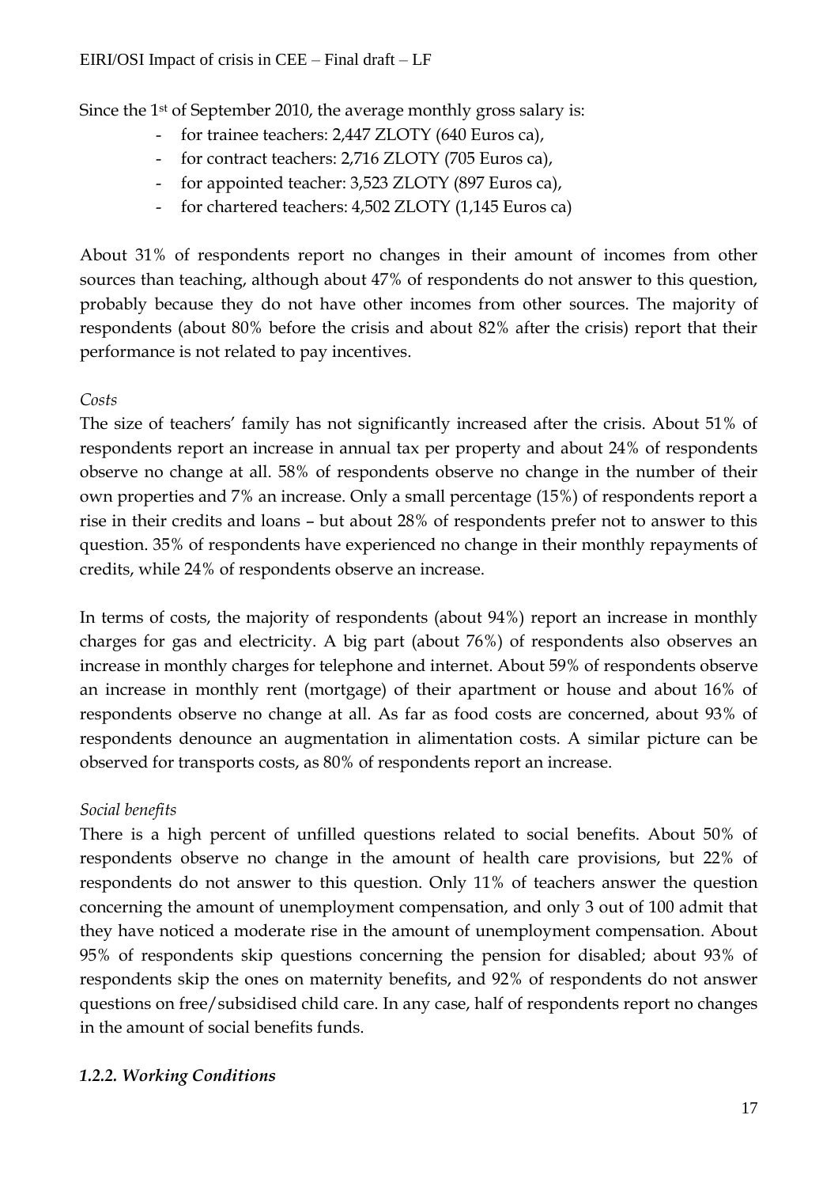Since the 1st of September 2010, the average monthly gross salary is:

- for trainee teachers: 2,447 ZLOTY (640 Euros ca),
- for contract teachers: 2,716 ZLOTY (705 Euros ca),
- for appointed teacher: 3,523 ZLOTY (897 Euros ca),
- for chartered teachers: 4,502 ZLOTY (1,145 Euros ca)

About 31% of respondents report no changes in their amount of incomes from other sources than teaching, although about 47% of respondents do not answer to this question, probably because they do not have other incomes from other sources. The majority of respondents (about 80% before the crisis and about 82% after the crisis) report that their performance is not related to pay incentives.

*Costs*

The size of teachers' family has not significantly increased after the crisis. About 51% of respondents report an increase in annual tax per property and about 24% of respondents observe no change at all. 58% of respondents observe no change in the number of their own properties and 7% an increase. Only a small percentage (15%) of respondents report a rise in their credits and loans – but about 28% of respondents prefer not to answer to this question. 35% of respondents have experienced no change in their monthly repayments of credits, while 24% of respondents observe an increase.

In terms of costs, the majority of respondents (about 94%) report an increase in monthly charges for gas and electricity. A big part (about 76%) of respondents also observes an increase in monthly charges for telephone and internet. About 59% of respondents observe an increase in monthly rent (mortgage) of their apartment or house and about 16% of respondents observe no change at all. As far as food costs are concerned, about 93% of respondents denounce an augmentation in alimentation costs. A similar picture can be observed for transports costs, as 80% of respondents report an increase.

*Social benefits*

There is a high percent of unfilled questions related to social benefits. About 50% of respondents observe no change in the amount of health care provisions, but 22% of respondents do not answer to this question. Only 11% of teachers answer the question concerning the amount of unemployment compensation, and only 3 out of 100 admit that they have noticed a moderate rise in the amount of unemployment compensation. About 95% of respondents skip questions concerning the pension for disabled; about 93% of respondents skip the ones on maternity benefits, and 92% of respondents do not answer questions on free/subsidised child care. In any case, half of respondents report no changes in the amount of social benefits funds.

### *1.2.2. Working Conditions*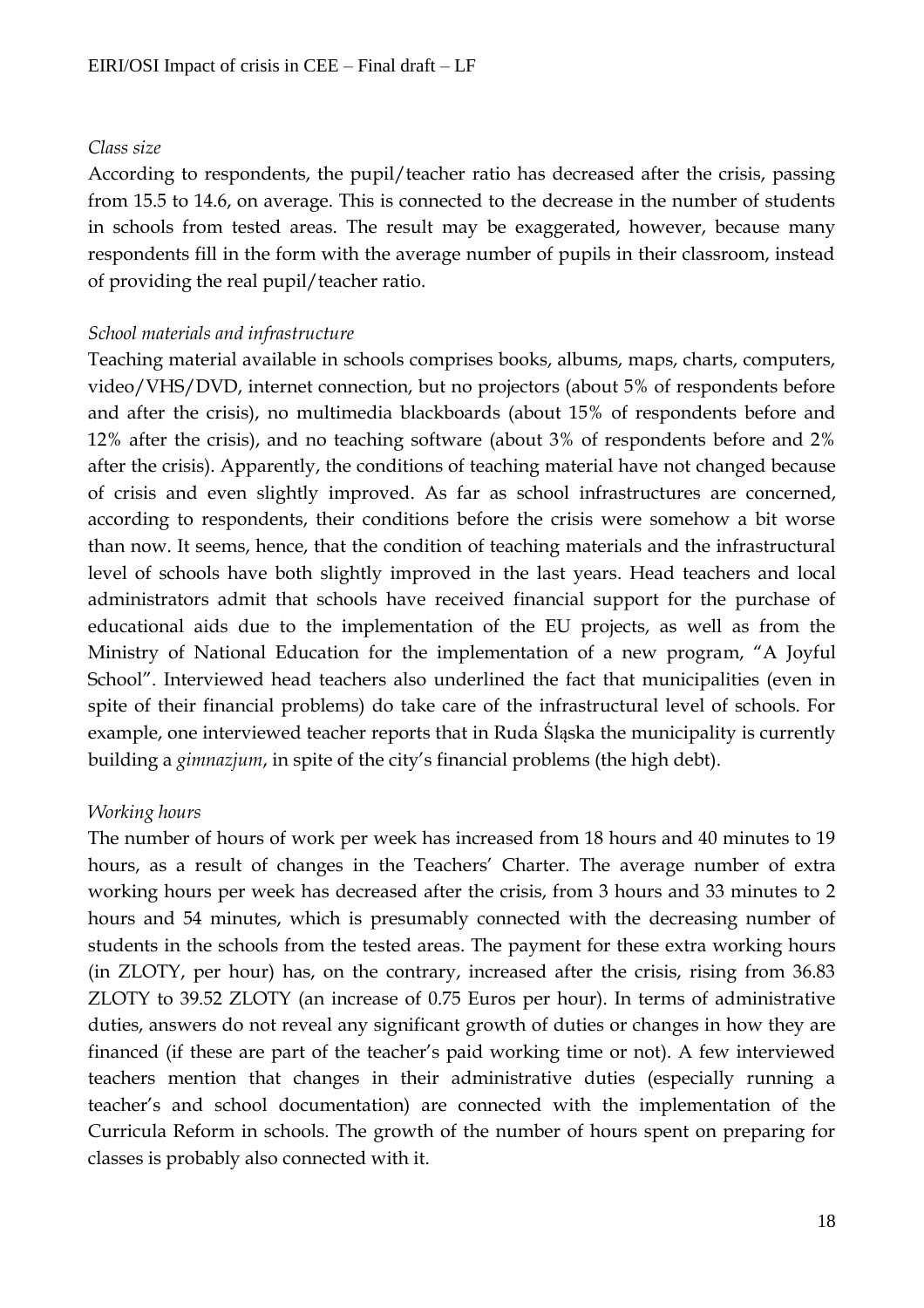*Class size*

According to respondents, the pupil/teacher ratio has decreased after the crisis, passing from 15.5 to 14.6, on average. This is connected to the decrease in the number of students in schools from tested areas. The result may be exaggerated, however, because many respondents fill in the form with the average number of pupils in their classroom, instead of providing the real pupil/teacher ratio.

*School materials and infrastructure*

Teaching material available in schools comprises books, albums, maps, charts, computers, video/VHS/DVD, internet connection, but no projectors (about 5% of respondents before and after the crisis), no multimedia blackboards (about 15% of respondents before and 12% after the crisis), and no teaching software (about 3% of respondents before and 2% after the crisis). Apparently, the conditions of teaching material have not changed because of crisis and even slightly improved. As far as school infrastructures are concerned, according to respondents, their conditions before the crisis were somehow a bit worse than now. It seems, hence, that the condition of teaching materials and the infrastructural level of schools have both slightly improved in the last years. Head teachers and local administrators admit that schools have received financial support for the purchase of educational aids due to the implementation of the EU projects, as well as from the Ministry of National Education for the implementation of a new program, "A Joyful School". Interviewed head teachers also underlined the fact that municipalities (even in spite of their financial problems) do take care of the infrastructural level of schools. For example, one interviewed teacher reports that in Ruda Śląska the municipality is currently building a *gimnazjum*, in spite of the city's financial problems (the high debt).

*Working hours*

The number of hours of work per week has increased from 18 hours and 40 minutes to 19 hours, as a result of changes in the Teachers' Charter. The average number of extra working hours per week has decreased after the crisis, from 3 hours and 33 minutes to 2 hours and 54 minutes, which is presumably connected with the decreasing number of students in the schools from the tested areas. The payment for these extra working hours (in ZLOTY, per hour) has, on the contrary, increased after the crisis, rising from 36.83 ZLOTY to 39.52 ZLOTY (an increase of 0.75 Euros per hour). In terms of administrative duties, answers do not reveal any significant growth of duties or changes in how they are financed (if these are part of the teacher's paid working time or not). A few interviewed teachers mention that changes in their administrative duties (especially running a teacher's and school documentation) are connected with the implementation of the Curricula Reform in schools. The growth of the number of hours spent on preparing for classes is probably also connected with it.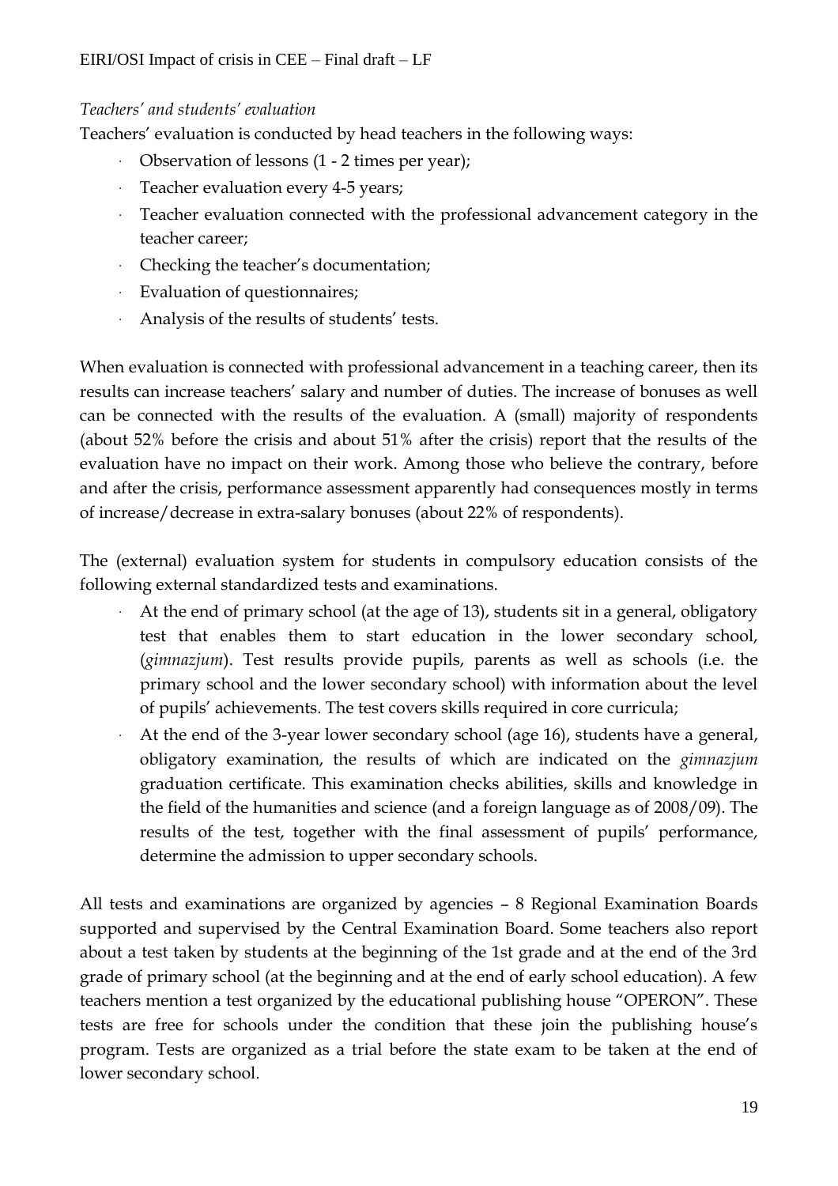*Teachers' and students' evaluation*

Teachers' evaluation is conducted by head teachers in the following ways:

- Observation of lessons (1 - 2 times per year);
- Teacher evaluation every 4-5 years;
- Teacher evaluation connected with the professional advancement category in the teacher career;
- Checking the teacher's documentation;
- Evaluation of questionnaires;
- Analysis of the results of students' tests.

When evaluation is connected with professional advancement in a teaching career, then its results can increase teachers' salary and number of duties. The increase of bonuses as well can be connected with the results of the evaluation. A (small) majority of respondents (about 52% before the crisis and about 51% after the crisis) report that the results of the evaluation have no impact on their work. Among those who believe the contrary, before and after the crisis, performance assessment apparently had consequences mostly in terms of increase/decrease in extra-salary bonuses (about 22% of respondents).

The (external) evaluation system for students in compulsory education consists of the following external standardized tests and examinations.

- At the end of primary school (at the age of 13), students sit in a general, obligatory test that enables them to start education in the lower secondary school, (*gimnazjum*). Test results provide pupils, parents as well as schools (i.e. the primary school and the lower secondary school) with information about the level of pupils' achievements. The test covers skills required in core curricula;
- At the end of the 3-year lower secondary school (age 16), students have a general, obligatory examination, the results of which are indicated on the *gimnazjum* graduation certificate. This examination checks abilities, skills and knowledge in the field of the humanities and science (and a foreign language as of 2008/09). The results of the test, together with the final assessment of pupils' performance, determine the admission to upper secondary schools.

All tests and examinations are organized by agencies – 8 Regional Examination Boards supported and supervised by the Central Examination Board. Some teachers also report about a test taken by students at the beginning of the 1st grade and at the end of the 3rd grade of primary school (at the beginning and at the end of early school education). A few teachers mention a test organized by the educational publishing house "OPERON". These tests are free for schools under the condition that these join the publishing house's program. Tests are organized as a trial before the state exam to be taken at the end of lower secondary school.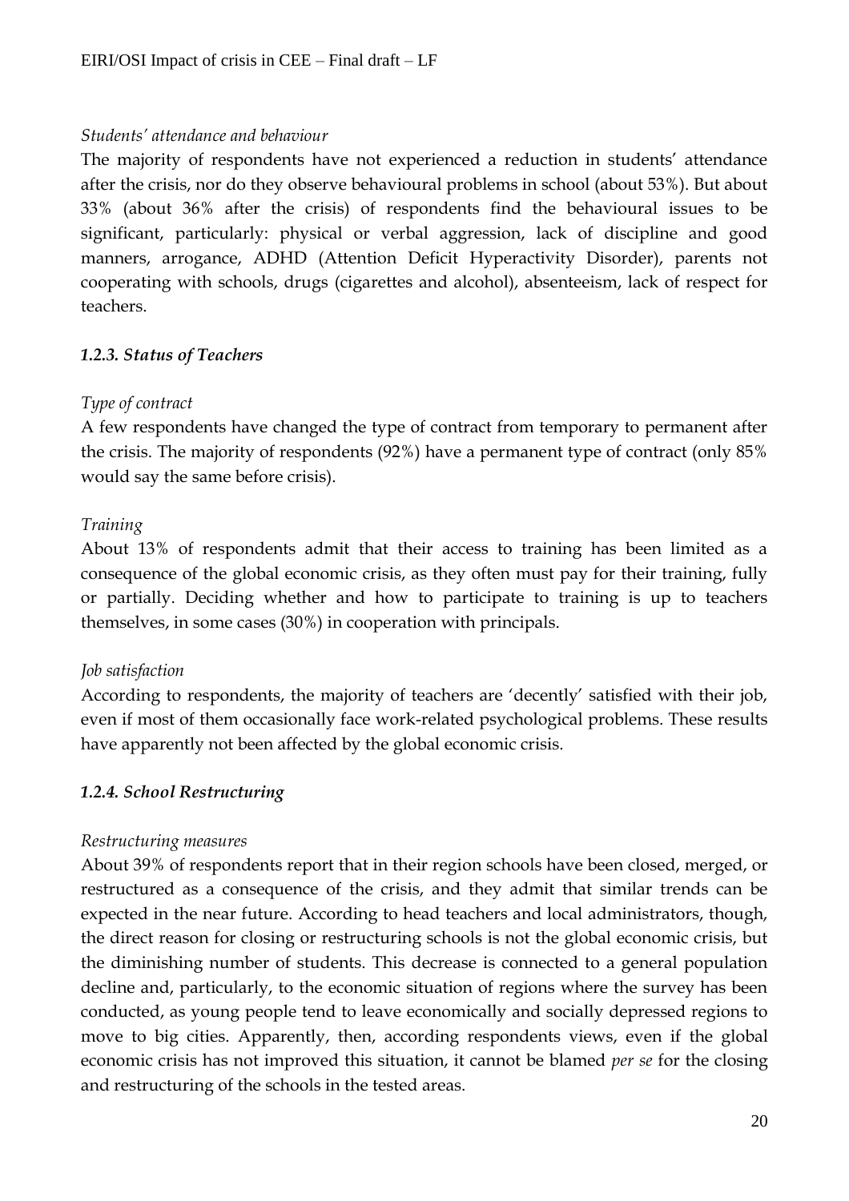*Students' attendance and behaviour*

The majority of respondents have not experienced a reduction in students' attendance after the crisis, nor do they observe behavioural problems in school (about 53%). But about 33% (about 36% after the crisis) of respondents find the behavioural issues to be significant, particularly: physical or verbal aggression, lack of discipline and good manners, arrogance, ADHD (Attention Deficit Hyperactivity Disorder), parents not cooperating with schools, drugs (cigarettes and alcohol), absenteeism, lack of respect for teachers.

### *1.2.3. Status of Teachers*

*Type of contract*

A few respondents have changed the type of contract from temporary to permanent after the crisis. The majority of respondents (92%) have a permanent type of contract (only 85% would say the same before crisis).

*Training*

About 13% of respondents admit that their access to training has been limited as a consequence of the global economic crisis, as they often must pay for their training, fully or partially. Deciding whether and how to participate to training is up to teachers themselves, in some cases (30%) in cooperation with principals.

*Job satisfaction*

According to respondents, the majority of teachers are 'decently' satisfied with their job, even if most of them occasionally face work-related psychological problems. These results have apparently not been affected by the global economic crisis.

### *1.2.4. School Restructuring*

*Restructuring measures*

About 39% of respondents report that in their region schools have been closed, merged, or restructured as a consequence of the crisis, and they admit that similar trends can be expected in the near future. According to head teachers and local administrators, though, the direct reason for closing or restructuring schools is not the global economic crisis, but the diminishing number of students. This decrease is connected to a general population decline and, particularly, to the economic situation of regions where the survey has been conducted, as young people tend to leave economically and socially depressed regions to move to big cities. Apparently, then, according respondents views, even if the global economic crisis has not improved this situation, it cannot be blamed *per se* for the closing and restructuring of the schools in the tested areas.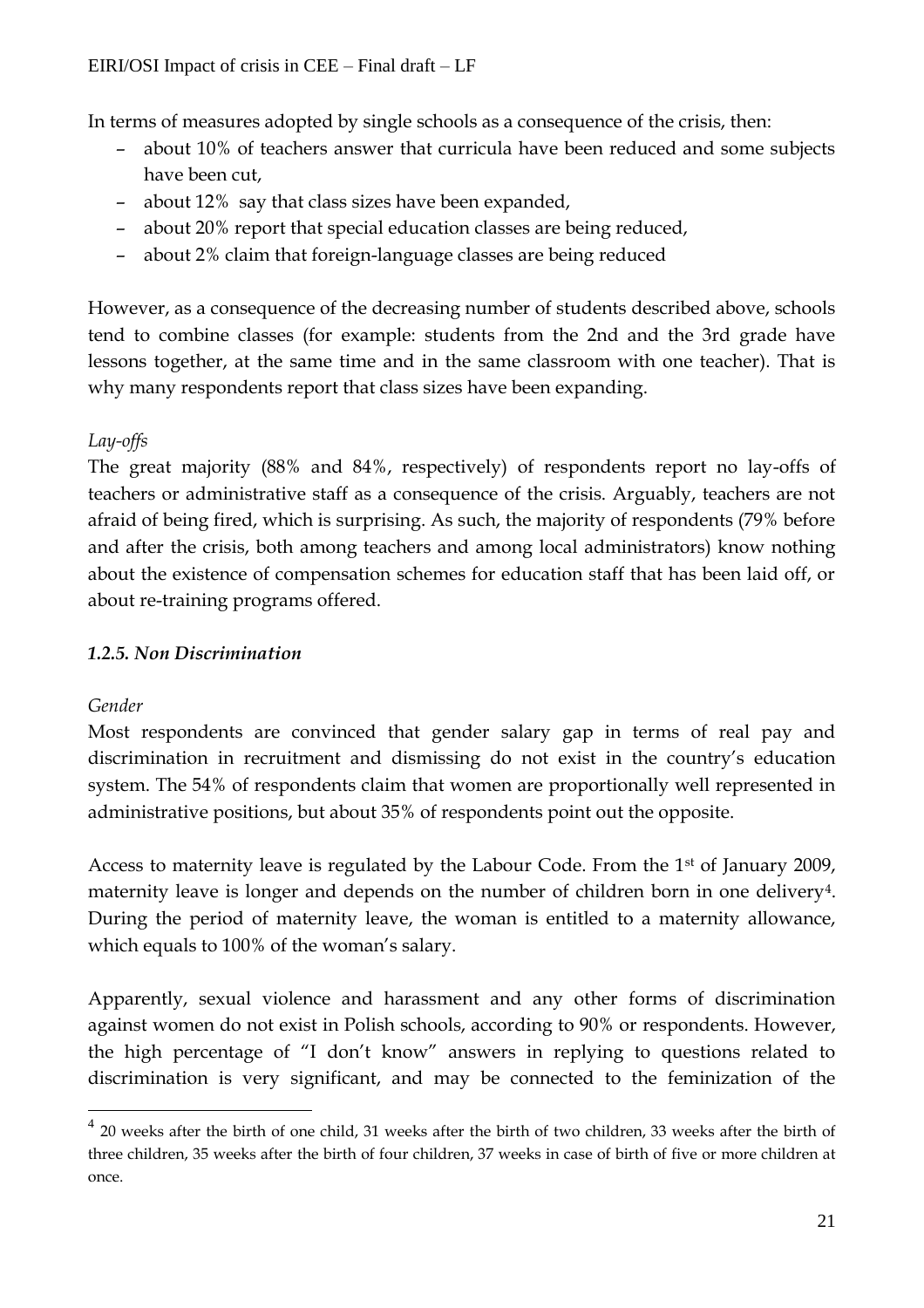In terms of measures adopted by single schools as a consequence of the crisis, then:

- about 10% of teachers answer that curricula have been reduced and some subjects have been cut,
- about 12% say that class sizes have been expanded,
- about 20% report that special education classes are being reduced,
- about 2% claim that foreign-language classes are being reduced

However, as a consequence of the decreasing number of students described above, schools tend to combine classes (for example: students from the 2nd and the 3rd grade have lessons together, at the same time and in the same classroom with one teacher). That is why many respondents report that class sizes have been expanding.

*Lay-offs*

The great majority (88% and 84%, respectively) of respondents report no lay-offs of teachers or administrative staff as a consequence of the crisis. Arguably, teachers are not afraid of being fired, which is surprising. As such, the majority of respondents (79% before and after the crisis, both among teachers and among local administrators) know nothing about the existence of compensation schemes for education staff that has been laid off, or about re-training programs offered.

### *1.2.5. Non Discrimination*

*Gender*

Most respondents are convinced that gender salary gap in terms of real pay and discrimination in recruitment and dismissing do not exist in the country's education system. The 54% of respondents claim that women are proportionally well represented in administrative positions, but about 35% of respondents point out the opposite.

Access to maternity leave is regulated by the Labour Code. From the 1st of January 2009, maternity leave is longer and depends on the number of children born in one delivery[4]. During the period of maternity leave, the woman is entitled to a maternity allowance, which equals to 100% of the woman's salary.

Apparently, sexual violence and harassment and any other forms of discrimination against women do not exist in Polish schools, according to 90% or respondents. However, the high percentage of "I don't know" answers in replying to questions related to discrimination is very significant, and may be connected to the feminization of the

[4] 20 weeks after the birth of one child, 31 weeks after the birth of two children, 33 weeks after the birth of three children, 35 weeks after the birth of four children, 37 weeks in case of birth of five or more children at once.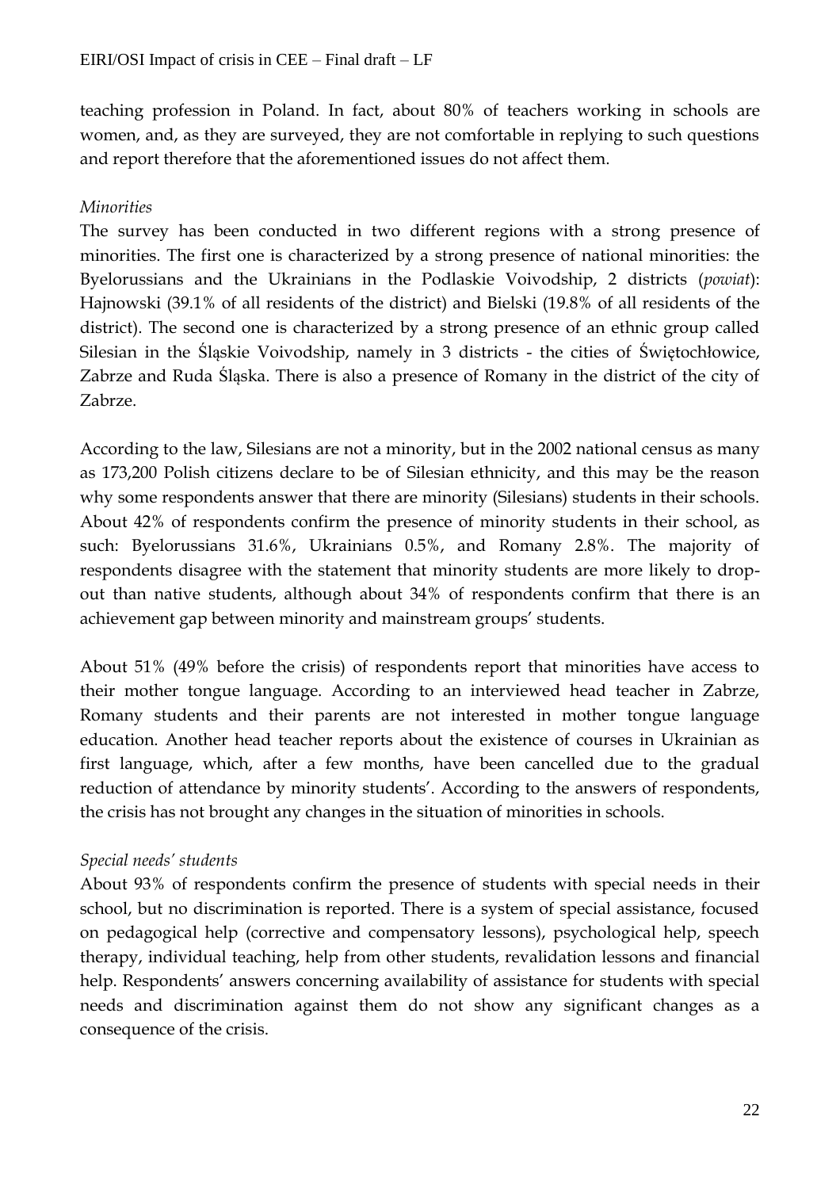teaching profession in Poland. In fact, about 80% of teachers working in schools are women, and, as they are surveyed, they are not comfortable in replying to such questions and report therefore that the aforementioned issues do not affect them.

*Minorities*

The survey has been conducted in two different regions with a strong presence of minorities. The first one is characterized by a strong presence of national minorities: the Byelorussians and the Ukrainians in the Podlaskie Voivodship, 2 districts (*powiat*): Hajnowski (39.1% of all residents of the district) and Bielski (19.8% of all residents of the district). The second one is characterized by a strong presence of an ethnic group called Silesian in the Śląskie Voivodship, namely in 3 districts - the cities of Świętochłowice, Zabrze and Ruda Śląska. There is also a presence of Romany in the district of the city of Zabrze.

According to the law, Silesians are not a minority, but in the 2002 national census as many as 173,200 Polish citizens declare to be of Silesian ethnicity, and this may be the reason why some respondents answer that there are minority (Silesians) students in their schools. About 42% of respondents confirm the presence of minority students in their school, as such: Byelorussians 31.6%, Ukrainians 0.5%, and Romany 2.8%. The majority of respondents disagree with the statement that minority students are more likely to drop-out than native students, although about 34% of respondents confirm that there is an achievement gap between minority and mainstream groups' students.

About 51% (49% before the crisis) of respondents report that minorities have access to their mother tongue language. According to an interviewed head teacher in Zabrze, Romany students and their parents are not interested in mother tongue language education. Another head teacher reports about the existence of courses in Ukrainian as first language, which, after a few months, have been cancelled due to the gradual reduction of attendance by minority students'. According to the answers of respondents, the crisis has not brought any changes in the situation of minorities in schools.

*Special needs' students*

About 93% of respondents confirm the presence of students with special needs in their school, but no discrimination is reported. There is a system of special assistance, focused on pedagogical help (corrective and compensatory lessons), psychological help, speech therapy, individual teaching, help from other students, revalidation lessons and financial help. Respondents' answers concerning availability of assistance for students with special needs and discrimination against them do not show any significant changes as a consequence of the crisis.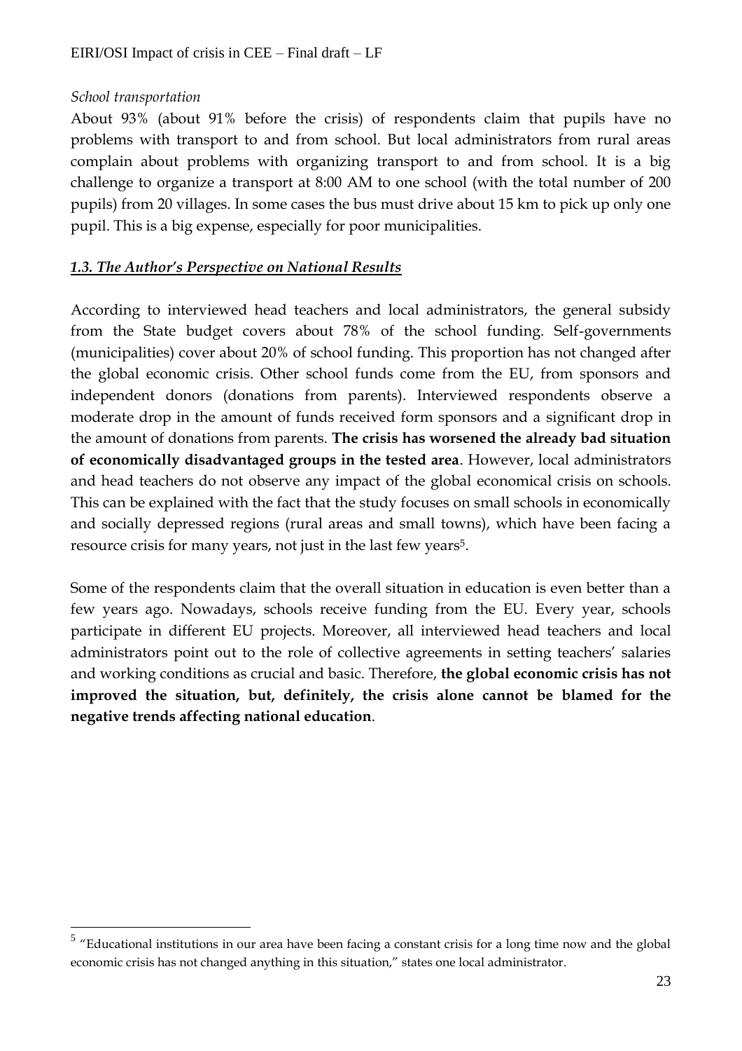*School transportation*

About 93% (about 91% before the crisis) of respondents claim that pupils have no problems with transport to and from school. But local administrators from rural areas complain about problems with organizing transport to and from school. It is a big challenge to organize a transport at 8:00 AM to one school (with the total number of 200 pupils) from 20 villages. In some cases the bus must drive about 15 km to pick up only one pupil. This is a big expense, especially for poor municipalities.

### *1.3. The Author's Perspective on National Results*

According to interviewed head teachers and local administrators, the general subsidy from the State budget covers about 78% of the school funding. Self-governments (municipalities) cover about 20% of school funding. This proportion has not changed after the global economic crisis. Other school funds come from the EU, from sponsors and independent donors (donations from parents). Interviewed respondents observe a moderate drop in the amount of funds received form sponsors and a significant drop in the amount of donations from parents. **The crisis has worsened the already bad situation of economically disadvantaged groups in the tested area**. However, local administrators and head teachers do not observe any impact of the global economical crisis on schools. This can be explained with the fact that the study focuses on small schools in economically and socially depressed regions (rural areas and small towns), which have been facing a resource crisis for many years, not just in the last few years[5].

Some of the respondents claim that the overall situation in education is even better than a few years ago. Nowadays, schools receive funding from the EU. Every year, schools participate in different EU projects. Moreover, all interviewed head teachers and local administrators point out to the role of collective agreements in setting teachers' salaries and working conditions as crucial and basic. Therefore, **the global economic crisis has not improved the situation, but, definitely, the crisis alone cannot be blamed for the negative trends affecting national education**.

---

[5] "Educational institutions in our area have been facing a constant crisis for a long time now and the global economic crisis has not changed anything in this situation," states one local administrator.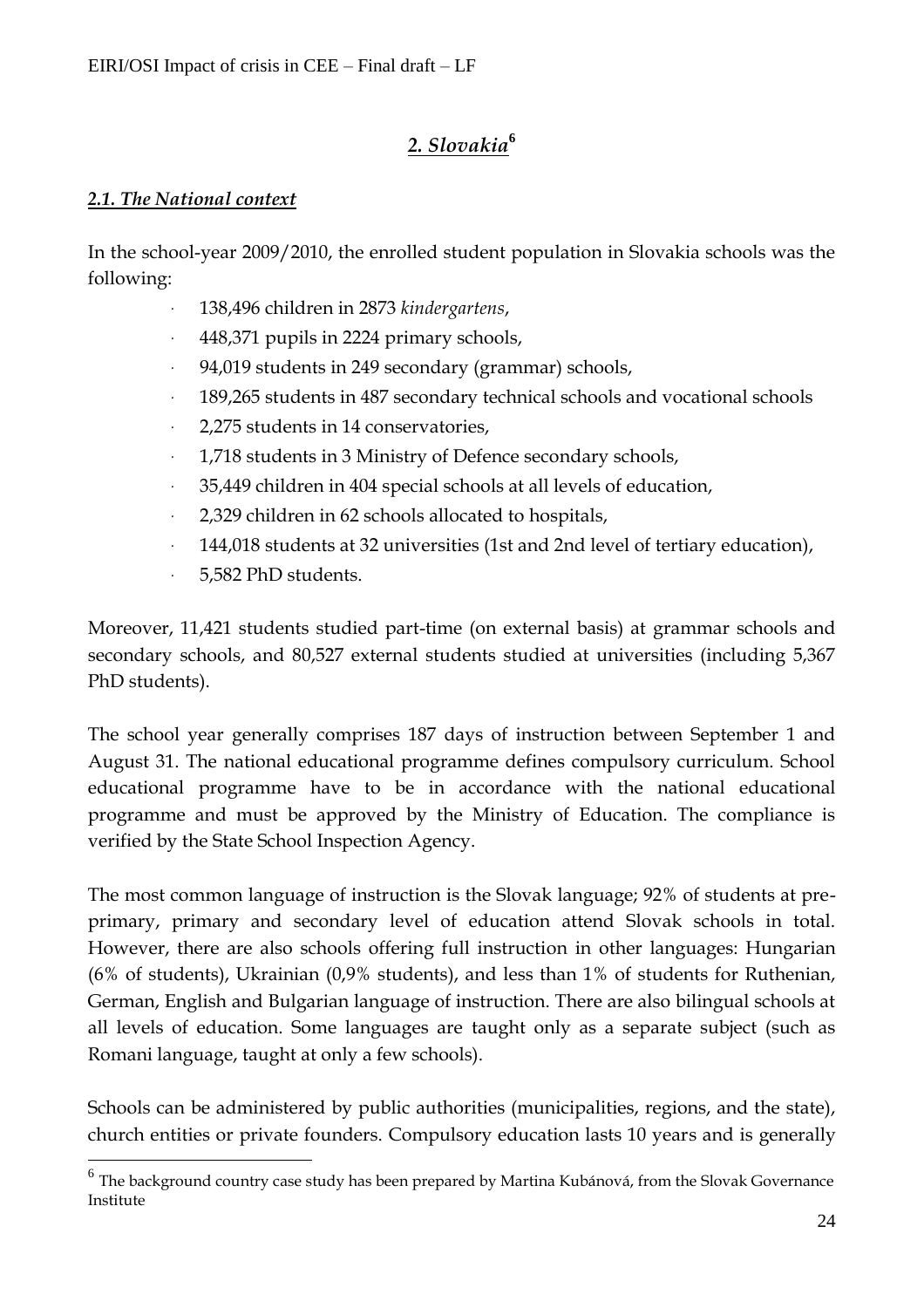## *2. Slovakia*[6]

### *2.1. The National context*

In the school-year 2009/2010, the enrolled student population in Slovakia schools was the following:

- 138,496 children in 2873 *kindergartens*,
- 448,371 pupils in 2224 primary schools,
- 94,019 students in 249 secondary (grammar) schools,
- 189,265 students in 487 secondary technical schools and vocational schools
- 2,275 students in 14 conservatories,
- 1,718 students in 3 Ministry of Defence secondary schools,
- 35,449 children in 404 special schools at all levels of education,
- 2,329 children in 62 schools allocated to hospitals,
- 144,018 students at 32 universities (1st and 2nd level of tertiary education),
- 5,582 PhD students.

Moreover, 11,421 students studied part-time (on external basis) at grammar schools and secondary schools, and 80,527 external students studied at universities (including 5,367 PhD students).

The school year generally comprises 187 days of instruction between September 1 and August 31. The national educational programme defines compulsory curriculum. School educational programme have to be in accordance with the national educational programme and must be approved by the Ministry of Education. The compliance is verified by the State School Inspection Agency.

The most common language of instruction is the Slovak language; 92% of students at pre-primary, primary and secondary level of education attend Slovak schools in total. However, there are also schools offering full instruction in other languages: Hungarian (6% of students), Ukrainian (0,9% students), and less than 1% of students for Ruthenian, German, English and Bulgarian language of instruction. There are also bilingual schools at all levels of education. Some languages are taught only as a separate subject (such as Romani language, taught at only a few schools).

Schools can be administered by public authorities (municipalities, regions, and the state), church entities or private founders. Compulsory education lasts 10 years and is generally

---

[6] The background country case study has been prepared by Martina Kubánová, from the Slovak Governance Institute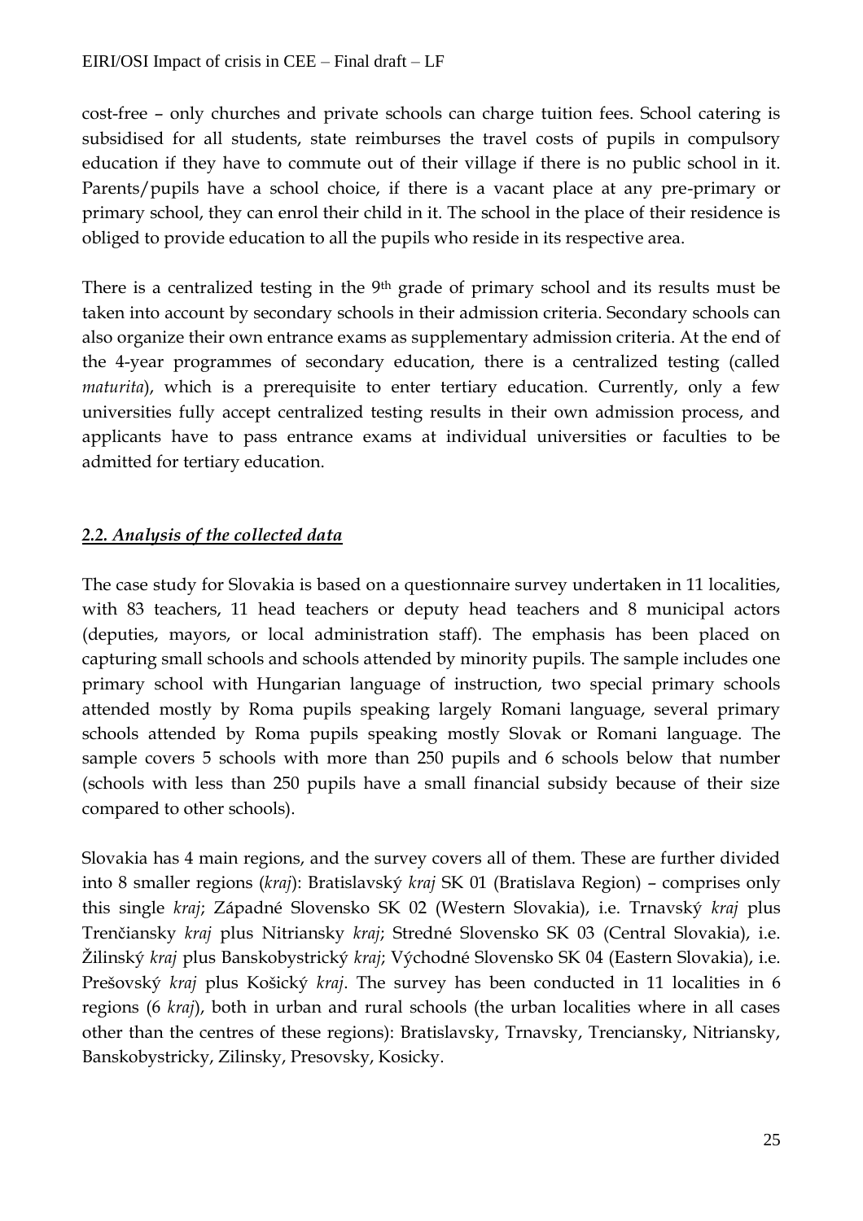cost-free – only churches and private schools can charge tuition fees. School catering is subsidised for all students, state reimburses the travel costs of pupils in compulsory education if they have to commute out of their village if there is no public school in it. Parents/pupils have a school choice, if there is a vacant place at any pre-primary or primary school, they can enrol their child in it. The school in the place of their residence is obliged to provide education to all the pupils who reside in its respective area.

There is a centralized testing in the 9th grade of primary school and its results must be taken into account by secondary schools in their admission criteria. Secondary schools can also organize their own entrance exams as supplementary admission criteria. At the end of the 4-year programmes of secondary education, there is a centralized testing (called *maturita*), which is a prerequisite to enter tertiary education. Currently, only a few universities fully accept centralized testing results in their own admission process, and applicants have to pass entrance exams at individual universities or faculties to be admitted for tertiary education.

### *2.2. Analysis of the collected data*

The case study for Slovakia is based on a questionnaire survey undertaken in 11 localities, with 83 teachers, 11 head teachers or deputy head teachers and 8 municipal actors (deputies, mayors, or local administration staff). The emphasis has been placed on capturing small schools and schools attended by minority pupils. The sample includes one primary school with Hungarian language of instruction, two special primary schools attended mostly by Roma pupils speaking largely Romani language, several primary schools attended by Roma pupils speaking mostly Slovak or Romani language. The sample covers 5 schools with more than 250 pupils and 6 schools below that number (schools with less than 250 pupils have a small financial subsidy because of their size compared to other schools).

Slovakia has 4 main regions, and the survey covers all of them. These are further divided into 8 smaller regions (*kraj*): Bratislavský *kraj* SK 01 (Bratislava Region) – comprises only this single *kraj*; Západné Slovensko SK 02 (Western Slovakia), i.e. Trnavský *kraj* plus Trenčiansky *kraj* plus Nitriansky *kraj*; Stredné Slovensko SK 03 (Central Slovakia), i.e. Žilinský *kraj* plus Banskobystrický *kraj*; Východné Slovensko SK 04 (Eastern Slovakia), i.e. Prešovský *kraj* plus Košický *kraj*. The survey has been conducted in 11 localities in 6 regions (6 *kraj*), both in urban and rural schools (the urban localities where in all cases other than the centres of these regions): Bratislavsky, Trnavsky, Trenciansky, Nitriansky, Banskobystricky, Zilinsky, Presovsky, Kosicky.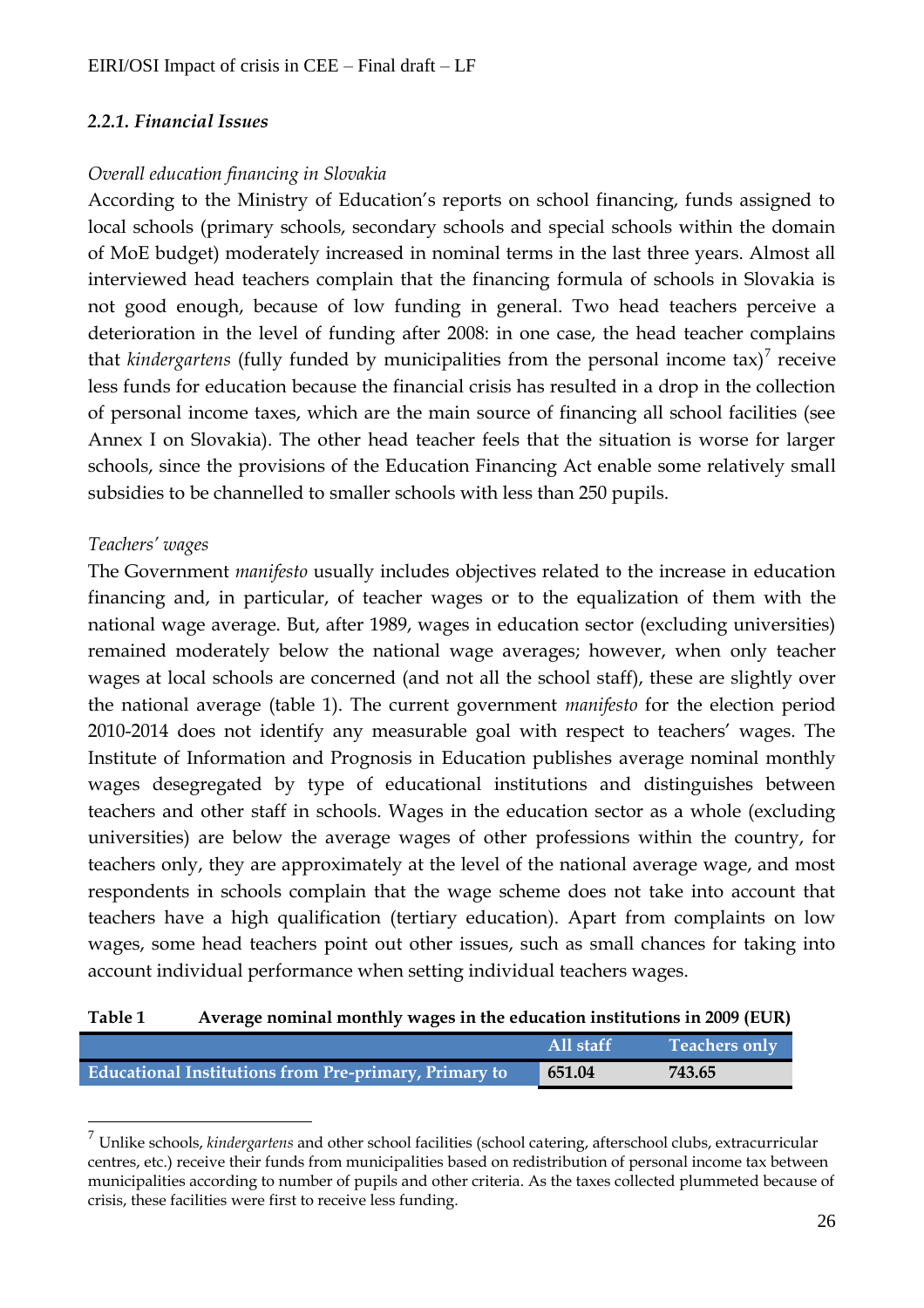#### *2.2.1. Financial Issues*

*Overall education financing in Slovakia*

According to the Ministry of Education's reports on school financing, funds assigned to local schools (primary schools, secondary schools and special schools within the domain of MoE budget) moderately increased in nominal terms in the last three years. Almost all interviewed head teachers complain that the financing formula of schools in Slovakia is not good enough, because of low funding in general. Two head teachers perceive a deterioration in the level of funding after 2008: in one case, the head teacher complains that *kindergartens* (fully funded by municipalities from the personal income tax)[7] receive less funds for education because the financial crisis has resulted in a drop in the collection of personal income taxes, which are the main source of financing all school facilities (see Annex I on Slovakia). The other head teacher feels that the situation is worse for larger schools, since the provisions of the Education Financing Act enable some relatively small subsidies to be channelled to smaller schools with less than 250 pupils.

*Teachers' wages*

The Government *manifesto* usually includes objectives related to the increase in education financing and, in particular, of teacher wages or to the equalization of them with the national wage average. But, after 1989, wages in education sector (excluding universities) remained moderately below the national wage averages; however, when only teacher wages at local schools are concerned (and not all the school staff), these are slightly over the national average (table 1). The current government *manifesto* for the election period 2010-2014 does not identify any measurable goal with respect to teachers' wages. The Institute of Information and Prognosis in Education publishes average nominal monthly wages desegregated by type of educational institutions and distinguishes between teachers and other staff in schools. Wages in the education sector as a whole (excluding universities) are below the average wages of other professions within the country, for teachers only, they are approximately at the level of the national average wage, and most respondents in schools complain that the wage scheme does not take into account that teachers have a high qualification (tertiary education). Apart from complaints on low wages, some head teachers point out other issues, such as small chances for taking into account individual performance when setting individual teachers wages.

**Table 1 Average nominal monthly wages in the education institutions in 2009 (EUR)**

| | All staff | Teachers only |
|---|---|---|
| **Educational Institutions from Pre-primary, Primary to** | **651.04** | **743.65** |

[7] Unlike schools, *kindergartens* and other school facilities (school catering, afterschool clubs, extracurricular centres, etc.) receive their funds from municipalities based on redistribution of personal income tax between municipalities according to number of pupils and other criteria. As the taxes collected plummeted because of crisis, these facilities were first to receive less funding.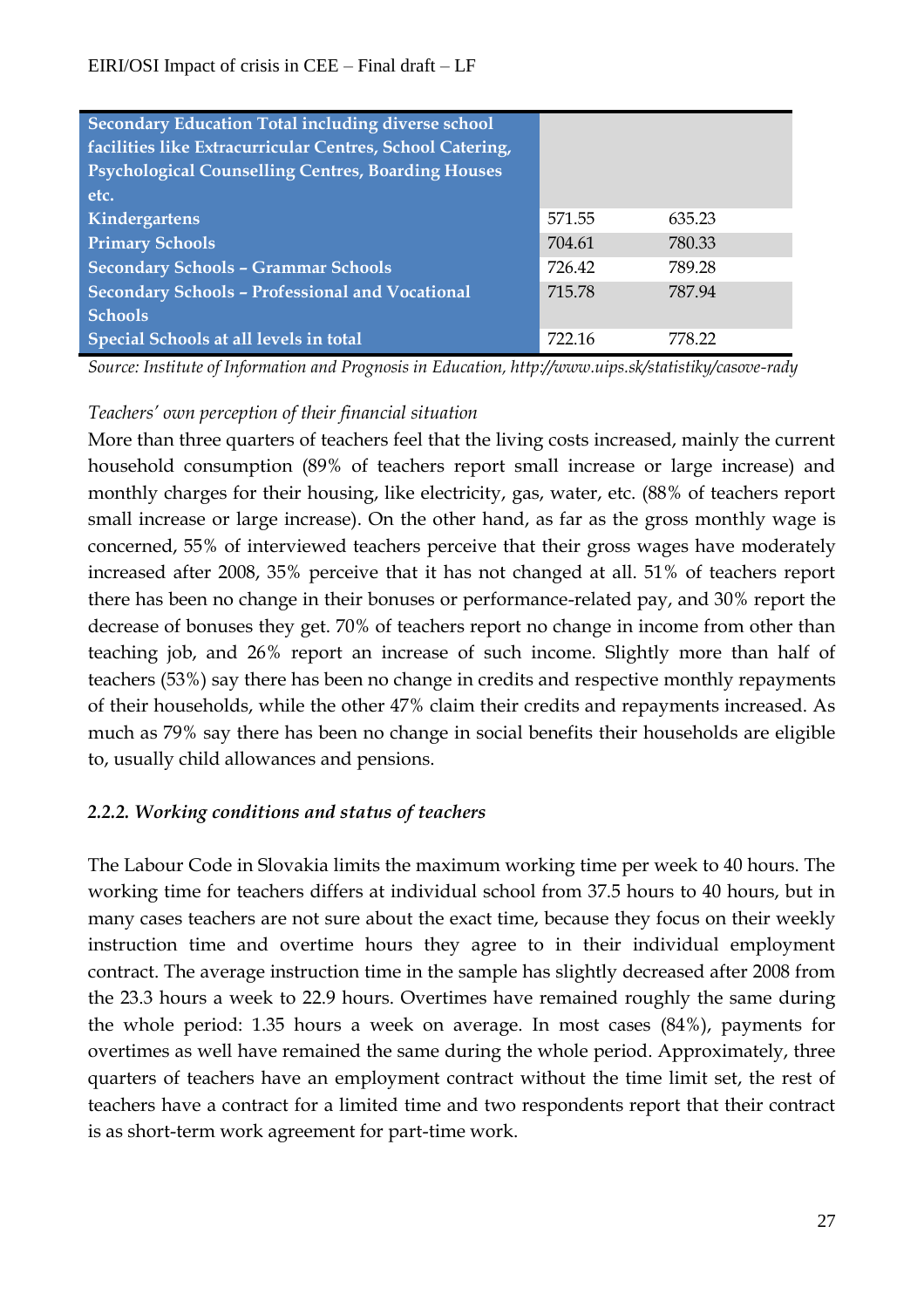| Secondary Education Total including diverse school facilities like Extracurricular Centres, School Catering, Psychological Counselling Centres, Boarding Houses etc. | | |
|---|---|---|
| Kindergartens | 571.55 | 635.23 |
| Primary Schools | 704.61 | 780.33 |
| Secondary Schools – Grammar Schools | 726.42 | 789.28 |
| Secondary Schools – Professional and Vocational Schools | 715.78 | 787.94 |
| Special Schools at all levels in total | 722.16 | 778.22 |

*Source: Institute of Information and Prognosis in Education, http://www.uips.sk/statistiky/casove-rady*

*Teachers' own perception of their financial situation*

More than three quarters of teachers feel that the living costs increased, mainly the current household consumption (89% of teachers report small increase or large increase) and monthly charges for their housing, like electricity, gas, water, etc. (88% of teachers report small increase or large increase). On the other hand, as far as the gross monthly wage is concerned, 55% of interviewed teachers perceive that their gross wages have moderately increased after 2008, 35% perceive that it has not changed at all. 51% of teachers report there has been no change in their bonuses or performance-related pay, and 30% report the decrease of bonuses they get. 70% of teachers report no change in income from other than teaching job, and 26% report an increase of such income. Slightly more than half of teachers (53%) say there has been no change in credits and respective monthly repayments of their households, while the other 47% claim their credits and repayments increased. As much as 79% say there has been no change in social benefits their households are eligible to, usually child allowances and pensions.

### *2.2.2. Working conditions and status of teachers*

The Labour Code in Slovakia limits the maximum working time per week to 40 hours. The working time for teachers differs at individual school from 37.5 hours to 40 hours, but in many cases teachers are not sure about the exact time, because they focus on their weekly instruction time and overtime hours they agree to in their individual employment contract. The average instruction time in the sample has slightly decreased after 2008 from the 23.3 hours a week to 22.9 hours. Overtimes have remained roughly the same during the whole period: 1.35 hours a week on average. In most cases (84%), payments for overtimes as well have remained the same during the whole period. Approximately, three quarters of teachers have an employment contract without the time limit set, the rest of teachers have a contract for a limited time and two respondents report that their contract is as short-term work agreement for part-time work.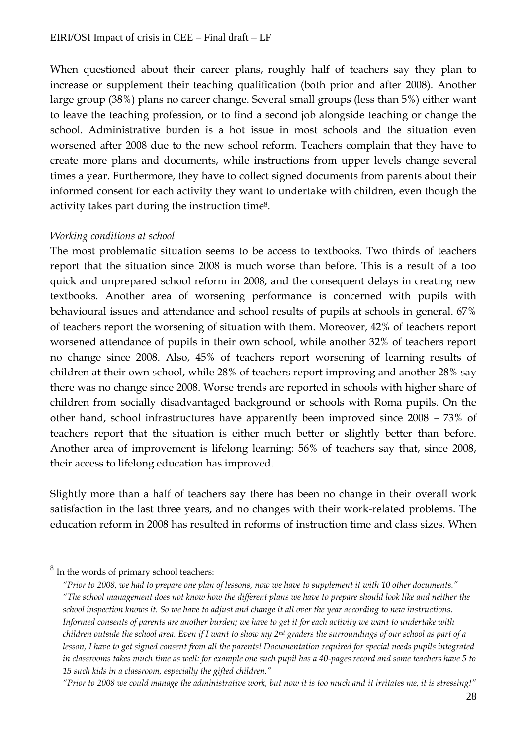When questioned about their career plans, roughly half of teachers say they plan to increase or supplement their teaching qualification (both prior and after 2008). Another large group (38%) plans no career change. Several small groups (less than 5%) either want to leave the teaching profession, or to find a second job alongside teaching or change the school. Administrative burden is a hot issue in most schools and the situation even worsened after 2008 due to the new school reform. Teachers complain that they have to create more plans and documents, while instructions from upper levels change several times a year. Furthermore, they have to collect signed documents from parents about their informed consent for each activity they want to undertake with children, even though the activity takes part during the instruction time[8].

*Working conditions at school*

The most problematic situation seems to be access to textbooks. Two thirds of teachers report that the situation since 2008 is much worse than before. This is a result of a too quick and unprepared school reform in 2008, and the consequent delays in creating new textbooks. Another area of worsening performance is concerned with pupils with behavioural issues and attendance and school results of pupils at schools in general. 67% of teachers report the worsening of situation with them. Moreover, 42% of teachers report worsened attendance of pupils in their own school, while another 32% of teachers report no change since 2008. Also, 45% of teachers report worsening of learning results of children at their own school, while 28% of teachers report improving and another 28% say there was no change since 2008. Worse trends are reported in schools with higher share of children from socially disadvantaged background or schools with Roma pupils. On the other hand, school infrastructures have apparently been improved since 2008 – 73% of teachers report that the situation is either much better or slightly better than before. Another area of improvement is lifelong learning: 56% of teachers say that, since 2008, their access to lifelong education has improved.

Slightly more than a half of teachers say there has been no change in their overall work satisfaction in the last three years, and no changes with their work-related problems. The education reform in 2008 has resulted in reforms of instruction time and class sizes. When

---

[8] In the words of primary school teachers:

*"Prior to 2008, we had to prepare one plan of lessons, now we have to supplement it with 10 other documents."*
*"The school management does not know how the different plans we have to prepare should look like and neither the school inspection knows it. So we have to adjust and change it all over the year according to new instructions. Informed consents of parents are another burden; we have to get it for each activity we want to undertake with children outside the school area. Even if I want to show my 2nd graders the surroundings of our school as part of a lesson, I have to get signed consent from all the parents! Documentation required for special needs pupils integrated in classrooms takes much time as well: for example one such pupil has a 40-pages record and some teachers have 5 to 15 such kids in a classroom, especially the gifted children."*
*"Prior to 2008 we could manage the administrative work, but now it is too much and it irritates me, it is stressing!"*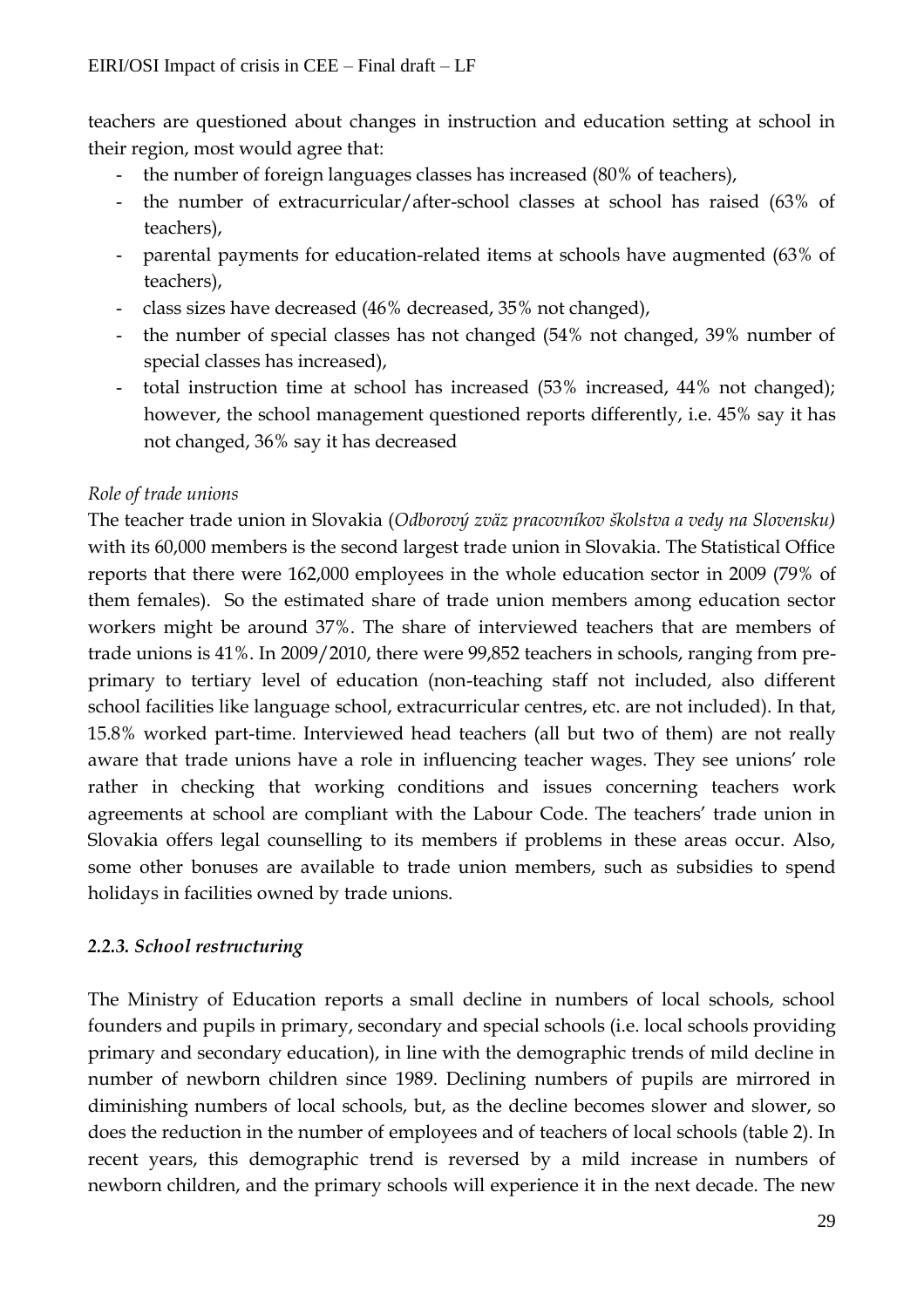teachers are questioned about changes in instruction and education setting at school in their region, most would agree that:

- the number of foreign languages classes has increased (80% of teachers),
- the number of extracurricular/after-school classes at school has raised (63% of teachers),
- parental payments for education-related items at schools have augmented (63% of teachers),
- class sizes have decreased (46% decreased, 35% not changed),
- the number of special classes has not changed (54% not changed, 39% number of special classes has increased),
- total instruction time at school has increased (53% increased, 44% not changed); however, the school management questioned reports differently, i.e. 45% say it has not changed, 36% say it has decreased

*Role of trade unions*

The teacher trade union in Slovakia (*Odborový zväz pracovníkov školstva a vedy na Slovensku)* with its 60,000 members is the second largest trade union in Slovakia. The Statistical Office reports that there were 162,000 employees in the whole education sector in 2009 (79% of them females). So the estimated share of trade union members among education sector workers might be around 37%. The share of interviewed teachers that are members of trade unions is 41%. In 2009/2010, there were 99,852 teachers in schools, ranging from pre-primary to tertiary level of education (non-teaching staff not included, also different school facilities like language school, extracurricular centres, etc. are not included). In that, 15.8% worked part-time. Interviewed head teachers (all but two of them) are not really aware that trade unions have a role in influencing teacher wages. They see unions' role rather in checking that working conditions and issues concerning teachers work agreements at school are compliant with the Labour Code. The teachers' trade union in Slovakia offers legal counselling to its members if problems in these areas occur. Also, some other bonuses are available to trade union members, such as subsidies to spend holidays in facilities owned by trade unions.

### *2.2.3. School restructuring*

The Ministry of Education reports a small decline in numbers of local schools, school founders and pupils in primary, secondary and special schools (i.e. local schools providing primary and secondary education), in line with the demographic trends of mild decline in number of newborn children since 1989. Declining numbers of pupils are mirrored in diminishing numbers of local schools, but, as the decline becomes slower and slower, so does the reduction in the number of employees and of teachers of local schools (table 2). In recent years, this demographic trend is reversed by a mild increase in numbers of newborn children, and the primary schools will experience it in the next decade. The new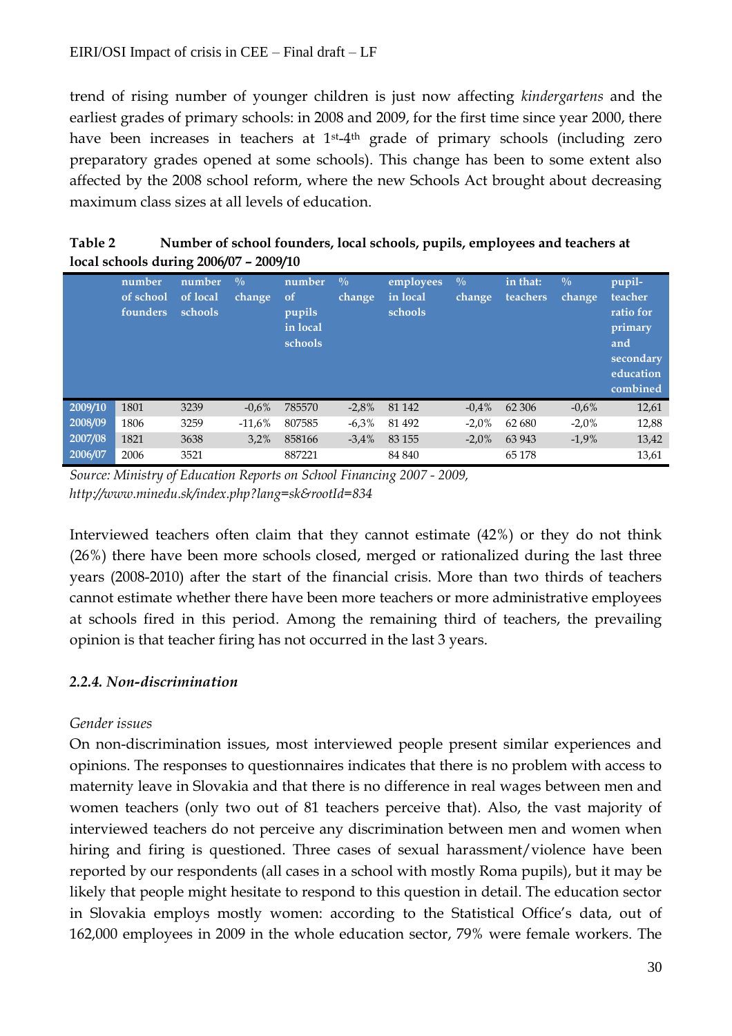trend of rising number of younger children is just now affecting *kindergartens* and the earliest grades of primary schools: in 2008 and 2009, for the first time since year 2000, there have been increases in teachers at 1st-4th grade of primary schools (including zero preparatory grades opened at some schools). This change has been to some extent also affected by the 2008 school reform, where the new Schools Act brought about decreasing maximum class sizes at all levels of education.

**Table 2 Number of school founders, local schools, pupils, employees and teachers at local schools during 2006/07 – 2009/10**

| | number of school founders | number of local schools | % change | number of pupils in local schools | % change | employees in local schools | % change | in that: teachers | % change | pupil-teacher ratio for primary and secondary education combined |
|---|---|---|---|---|---|---|---|---|---|---|
| 2009/10 | 1801 | 3239 | -0,6% | 785570 | -2,8% | 81 142 | -0,4% | 62 306 | -0,6% | 12,61 |
| 2008/09 | 1806 | 3259 | -11,6% | 807585 | -6,3% | 81 492 | -2,0% | 62 680 | -2,0% | 12,88 |
| 2007/08 | 1821 | 3638 | 3,2% | 858166 | -3,4% | 83 155 | -2,0% | 63 943 | -1,9% | 13,42 |
| 2006/07 | 2006 | 3521 | | 887221 | | 84 840 | | 65 178 | | 13,61 |

*Source: Ministry of Education Reports on School Financing 2007 - 2009, http://www.minedu.sk/index.php?lang=sk&rootId=834*

Interviewed teachers often claim that they cannot estimate (42%) or they do not think (26%) there have been more schools closed, merged or rationalized during the last three years (2008-2010) after the start of the financial crisis. More than two thirds of teachers cannot estimate whether there have been more teachers or more administrative employees at schools fired in this period. Among the remaining third of teachers, the prevailing opinion is that teacher firing has not occurred in the last 3 years.

### *2.2.4. Non-discrimination*

*Gender issues*

On non-discrimination issues, most interviewed people present similar experiences and opinions. The responses to questionnaires indicates that there is no problem with access to maternity leave in Slovakia and that there is no difference in real wages between men and women teachers (only two out of 81 teachers perceive that). Also, the vast majority of interviewed teachers do not perceive any discrimination between men and women when hiring and firing is questioned. Three cases of sexual harassment/violence have been reported by our respondents (all cases in a school with mostly Roma pupils), but it may be likely that people might hesitate to respond to this question in detail. The education sector in Slovakia employs mostly women: according to the Statistical Office's data, out of 162,000 employees in 2009 in the whole education sector, 79% were female workers. The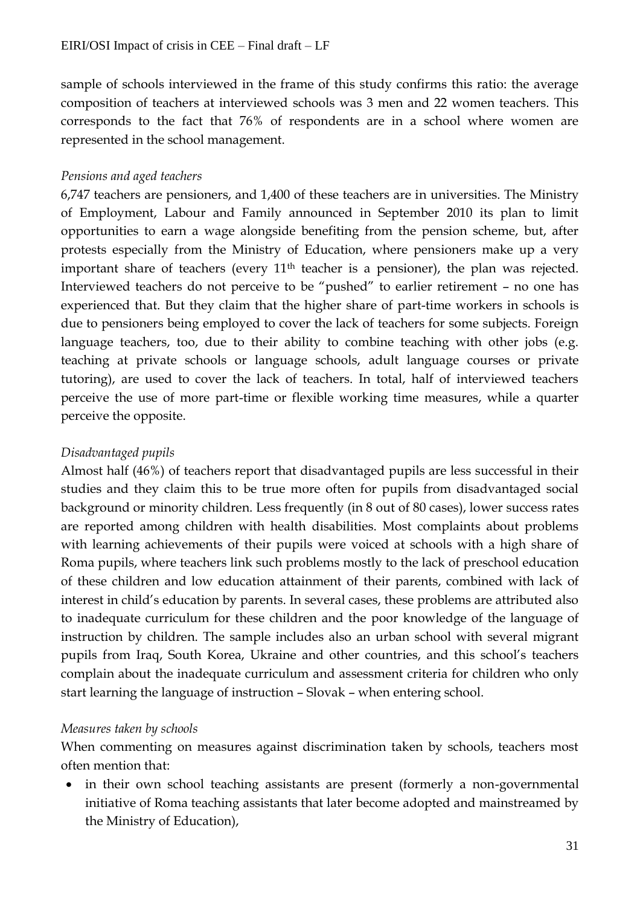sample of schools interviewed in the frame of this study confirms this ratio: the average composition of teachers at interviewed schools was 3 men and 22 women teachers. This corresponds to the fact that 76% of respondents are in a school where women are represented in the school management.

*Pensions and aged teachers*

6,747 teachers are pensioners, and 1,400 of these teachers are in universities. The Ministry of Employment, Labour and Family announced in September 2010 its plan to limit opportunities to earn a wage alongside benefiting from the pension scheme, but, after protests especially from the Ministry of Education, where pensioners make up a very important share of teachers (every 11th teacher is a pensioner), the plan was rejected. Interviewed teachers do not perceive to be "pushed" to earlier retirement – no one has experienced that. But they claim that the higher share of part-time workers in schools is due to pensioners being employed to cover the lack of teachers for some subjects. Foreign language teachers, too, due to their ability to combine teaching with other jobs (e.g. teaching at private schools or language schools, adult language courses or private tutoring), are used to cover the lack of teachers. In total, half of interviewed teachers perceive the use of more part-time or flexible working time measures, while a quarter perceive the opposite.

*Disadvantaged pupils*

Almost half (46%) of teachers report that disadvantaged pupils are less successful in their studies and they claim this to be true more often for pupils from disadvantaged social background or minority children. Less frequently (in 8 out of 80 cases), lower success rates are reported among children with health disabilities. Most complaints about problems with learning achievements of their pupils were voiced at schools with a high share of Roma pupils, where teachers link such problems mostly to the lack of preschool education of these children and low education attainment of their parents, combined with lack of interest in child's education by parents. In several cases, these problems are attributed also to inadequate curriculum for these children and the poor knowledge of the language of instruction by children. The sample includes also an urban school with several migrant pupils from Iraq, South Korea, Ukraine and other countries, and this school's teachers complain about the inadequate curriculum and assessment criteria for children who only start learning the language of instruction – Slovak – when entering school.

*Measures taken by schools*

When commenting on measures against discrimination taken by schools, teachers most often mention that:

- in their own school teaching assistants are present (formerly a non-governmental initiative of Roma teaching assistants that later become adopted and mainstreamed by the Ministry of Education),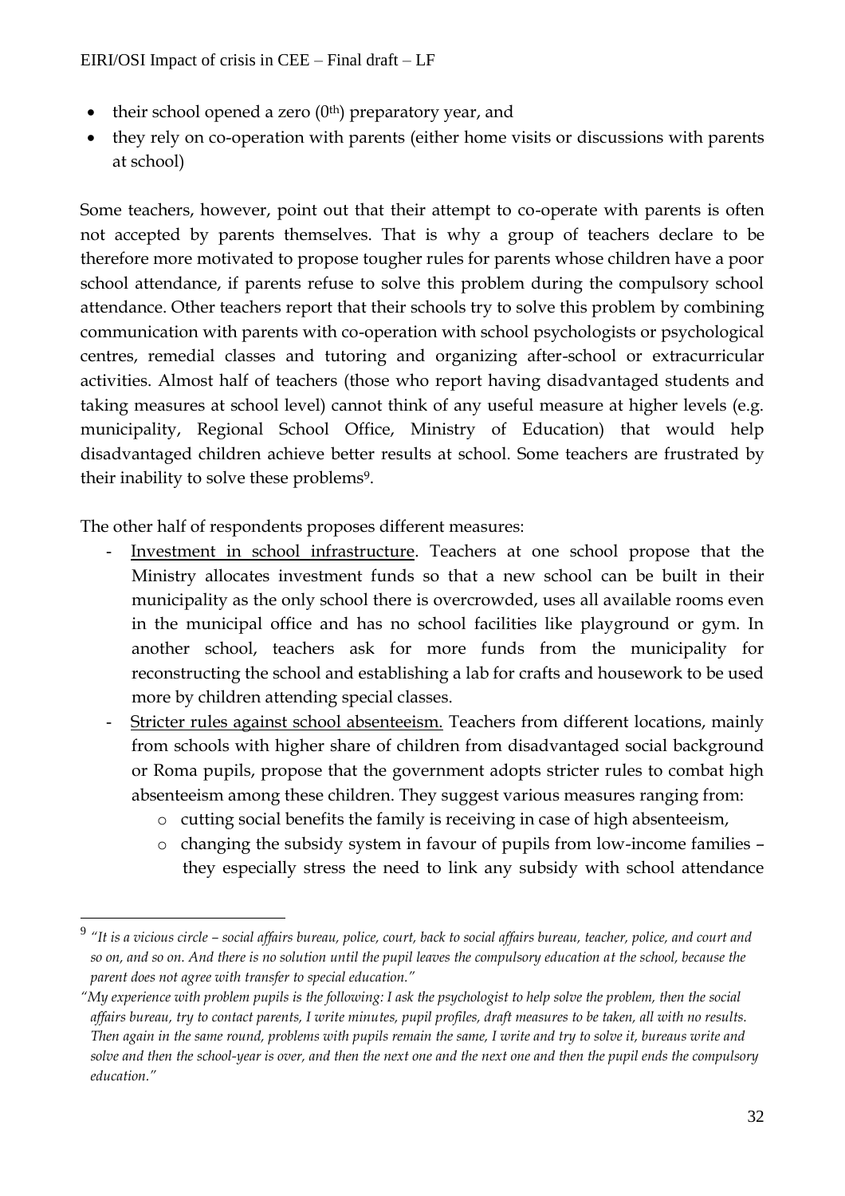- their school opened a zero (0th) preparatory year, and
- they rely on co-operation with parents (either home visits or discussions with parents at school)

Some teachers, however, point out that their attempt to co-operate with parents is often not accepted by parents themselves. That is why a group of teachers declare to be therefore more motivated to propose tougher rules for parents whose children have a poor school attendance, if parents refuse to solve this problem during the compulsory school attendance. Other teachers report that their schools try to solve this problem by combining communication with parents with co-operation with school psychologists or psychological centres, remedial classes and tutoring and organizing after-school or extracurricular activities. Almost half of teachers (those who report having disadvantaged students and taking measures at school level) cannot think of any useful measure at higher levels (e.g. municipality, Regional School Office, Ministry of Education) that would help disadvantaged children achieve better results at school. Some teachers are frustrated by their inability to solve these problems[9].

The other half of respondents proposes different measures:

- Investment in school infrastructure. Teachers at one school propose that the Ministry allocates investment funds so that a new school can be built in their municipality as the only school there is overcrowded, uses all available rooms even in the municipal office and has no school facilities like playground or gym. In another school, teachers ask for more funds from the municipality for reconstructing the school and establishing a lab for crafts and housework to be used more by children attending special classes.
- Stricter rules against school absenteeism. Teachers from different locations, mainly from schools with higher share of children from disadvantaged social background or Roma pupils, propose that the government adopts stricter rules to combat high absenteeism among these children. They suggest various measures ranging from:
  - cutting social benefits the family is receiving in case of high absenteeism,
  - changing the subsidy system in favour of pupils from low-income families – they especially stress the need to link any subsidy with school attendance

---

[9] *"It is a vicious circle – social affairs bureau, police, court, back to social affairs bureau, teacher, police, and court and so on, and so on. And there is no solution until the pupil leaves the compulsory education at the school, because the parent does not agree with transfer to special education."*

*"My experience with problem pupils is the following: I ask the psychologist to help solve the problem, then the social affairs bureau, try to contact parents, I write minutes, pupil profiles, draft measures to be taken, all with no results. Then again in the same round, problems with pupils remain the same, I write and try to solve it, bureaus write and solve and then the school-year is over, and then the next one and the next one and then the pupil ends the compulsory education."*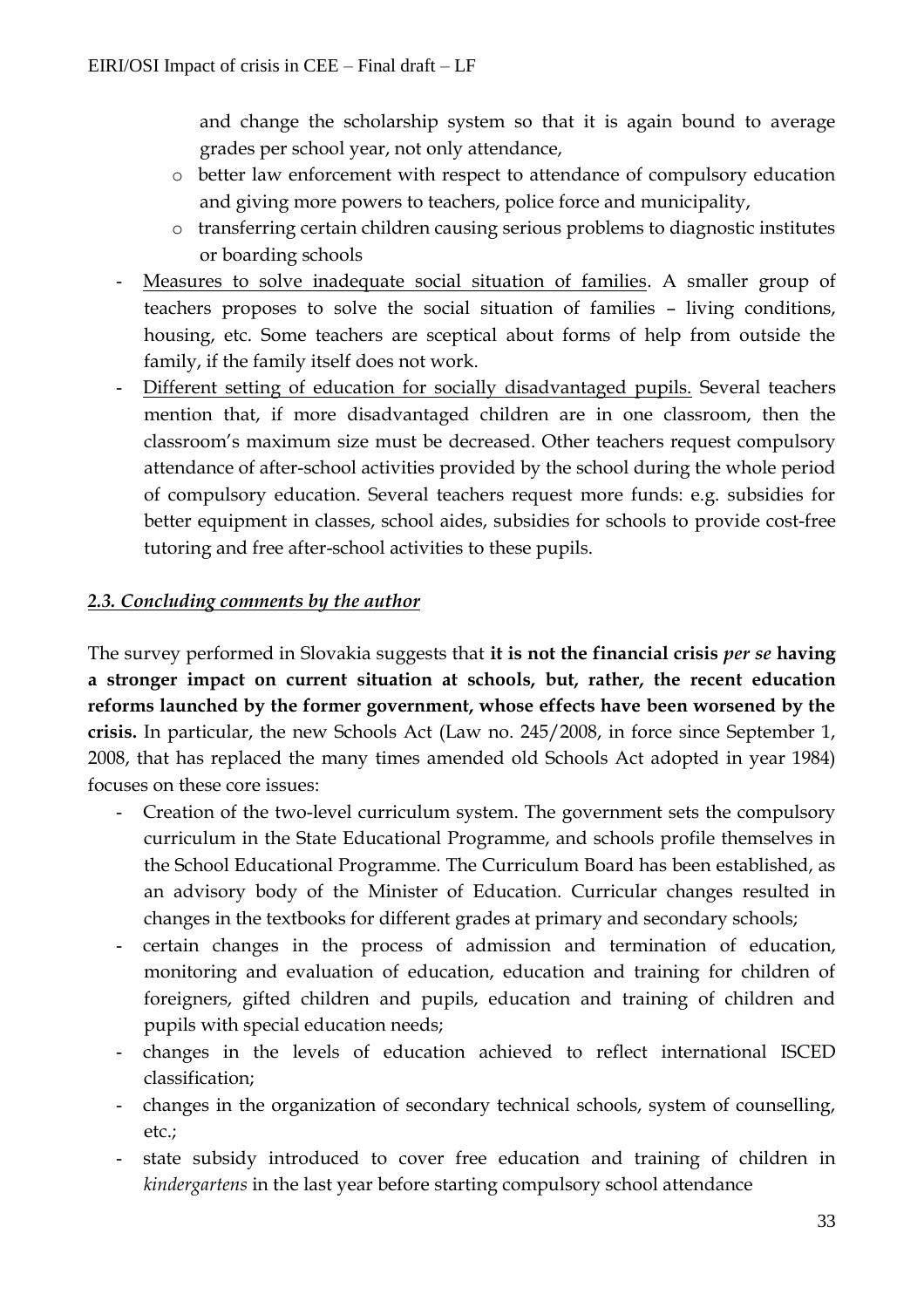and change the scholarship system so that it is again bound to average grades per school year, not only attendance,

    - better law enforcement with respect to attendance of compulsory education and giving more powers to teachers, police force and municipality,
    - transferring certain children causing serious problems to diagnostic institutes or boarding schools

- Measures to solve inadequate social situation of families. A smaller group of teachers proposes to solve the social situation of families – living conditions, housing, etc. Some teachers are sceptical about forms of help from outside the family, if the family itself does not work.
- Different setting of education for socially disadvantaged pupils. Several teachers mention that, if more disadvantaged children are in one classroom, then the classroom's maximum size must be decreased. Other teachers request compulsory attendance of after-school activities provided by the school during the whole period of compulsory education. Several teachers request more funds: e.g. subsidies for better equipment in classes, school aides, subsidies for schools to provide cost-free tutoring and free after-school activities to these pupils.

### *2.3. Concluding comments by the author*

The survey performed in Slovakia suggests that **it is not the financial crisis *per se* having a stronger impact on current situation at schools, but, rather, the recent education reforms launched by the former government, whose effects have been worsened by the crisis.** In particular, the new Schools Act (Law no. 245/2008, in force since September 1, 2008, that has replaced the many times amended old Schools Act adopted in year 1984) focuses on these core issues:

- Creation of the two-level curriculum system. The government sets the compulsory curriculum in the State Educational Programme, and schools profile themselves in the School Educational Programme. The Curriculum Board has been established, as an advisory body of the Minister of Education. Curricular changes resulted in changes in the textbooks for different grades at primary and secondary schools;
- certain changes in the process of admission and termination of education, monitoring and evaluation of education, education and training for children of foreigners, gifted children and pupils, education and training of children and pupils with special education needs;
- changes in the levels of education achieved to reflect international ISCED classification;
- changes in the organization of secondary technical schools, system of counselling, etc.;
- state subsidy introduced to cover free education and training of children in *kindergartens* in the last year before starting compulsory school attendance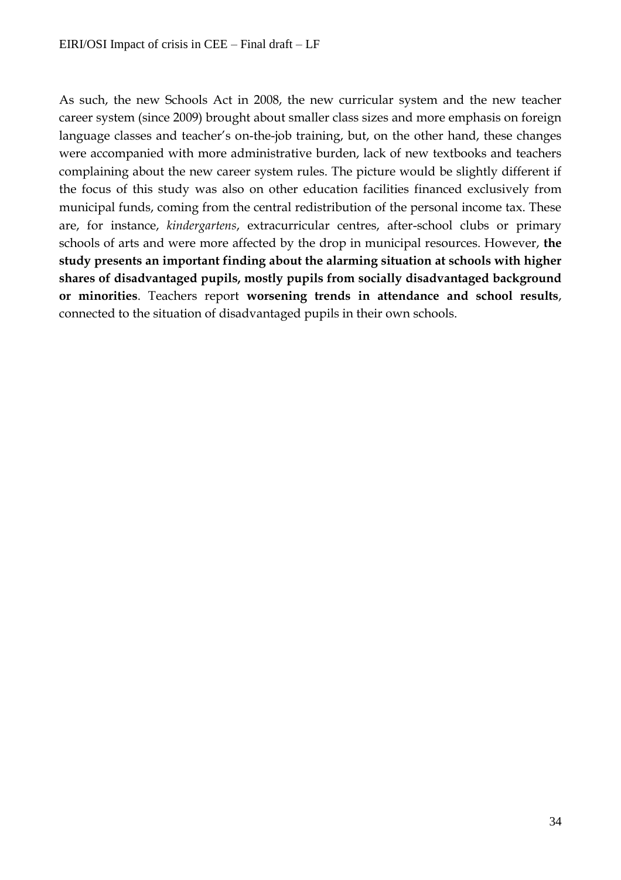As such, the new Schools Act in 2008, the new curricular system and the new teacher career system (since 2009) brought about smaller class sizes and more emphasis on foreign language classes and teacher's on-the-job training, but, on the other hand, these changes were accompanied with more administrative burden, lack of new textbooks and teachers complaining about the new career system rules. The picture would be slightly different if the focus of this study was also on other education facilities financed exclusively from municipal funds, coming from the central redistribution of the personal income tax. These are, for instance, *kindergartens*, extracurricular centres, after-school clubs or primary schools of arts and were more affected by the drop in municipal resources. However, **the study presents an important finding about the alarming situation at schools with higher shares of disadvantaged pupils, mostly pupils from socially disadvantaged background or minorities**. Teachers report **worsening trends in attendance and school results**, connected to the situation of disadvantaged pupils in their own schools.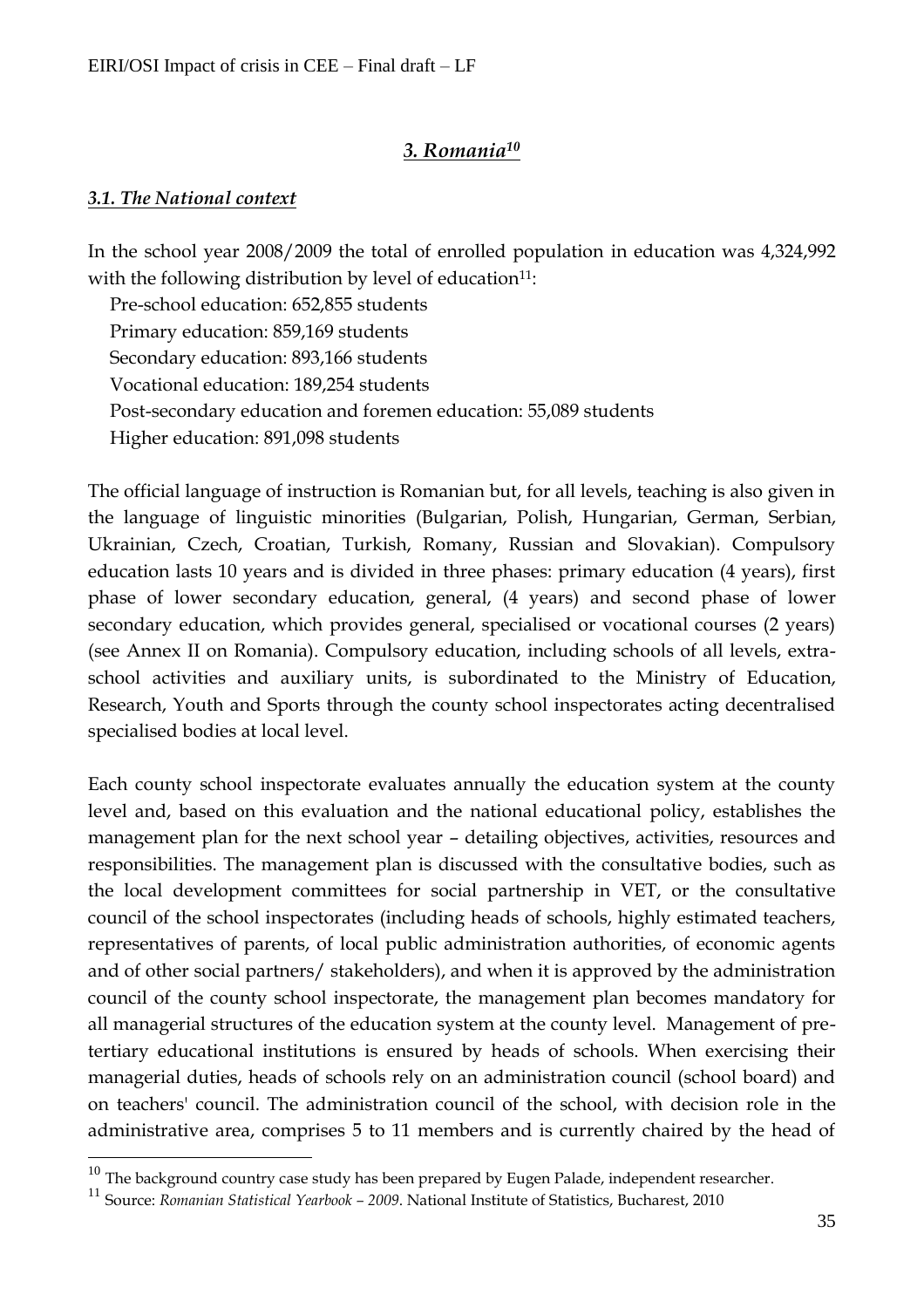## *3. Romania*[10]

### *3.1. The National context*

In the school year 2008/2009 the total of enrolled population in education was 4,324,992 with the following distribution by level of education[11]:

Pre-school education: 652,855 students
Primary education: 859,169 students
Secondary education: 893,166 students
Vocational education: 189,254 students
Post-secondary education and foremen education: 55,089 students
Higher education: 891,098 students

The official language of instruction is Romanian but, for all levels, teaching is also given in the language of linguistic minorities (Bulgarian, Polish, Hungarian, German, Serbian, Ukrainian, Czech, Croatian, Turkish, Romany, Russian and Slovakian). Compulsory education lasts 10 years and is divided in three phases: primary education (4 years), first phase of lower secondary education, general, (4 years) and second phase of lower secondary education, which provides general, specialised or vocational courses (2 years) (see Annex II on Romania). Compulsory education, including schools of all levels, extra-school activities and auxiliary units, is subordinated to the Ministry of Education, Research, Youth and Sports through the county school inspectorates acting decentralised specialised bodies at local level.

Each county school inspectorate evaluates annually the education system at the county level and, based on this evaluation and the national educational policy, establishes the management plan for the next school year – detailing objectives, activities, resources and responsibilities. The management plan is discussed with the consultative bodies, such as the local development committees for social partnership in VET, or the consultative council of the school inspectorates (including heads of schools, highly estimated teachers, representatives of parents, of local public administration authorities, of economic agents and of other social partners/ stakeholders), and when it is approved by the administration council of the county school inspectorate, the management plan becomes mandatory for all managerial structures of the education system at the county level. Management of pre-tertiary educational institutions is ensured by heads of schools. When exercising their managerial duties, heads of schools rely on an administration council (school board) and on teachers' council. The administration council of the school, with decision role in the administrative area, comprises 5 to 11 members and is currently chaired by the head of

---

[10] The background country case study has been prepared by Eugen Palade, independent researcher.

[11] Source: *Romanian Statistical Yearbook – 2009*. National Institute of Statistics, Bucharest, 2010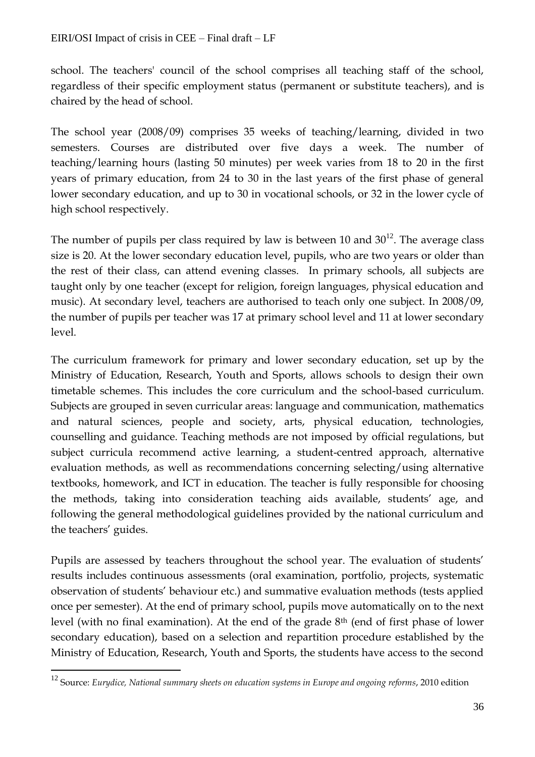school. The teachers' council of the school comprises all teaching staff of the school, regardless of their specific employment status (permanent or substitute teachers), and is chaired by the head of school.

The school year (2008/09) comprises 35 weeks of teaching/learning, divided in two semesters. Courses are distributed over five days a week. The number of teaching/learning hours (lasting 50 minutes) per week varies from 18 to 20 in the first years of primary education, from 24 to 30 in the last years of the first phase of general lower secondary education, and up to 30 in vocational schools, or 32 in the lower cycle of high school respectively.

The number of pupils per class required by law is between 10 and 30[12]. The average class size is 20. At the lower secondary education level, pupils, who are two years or older than the rest of their class, can attend evening classes. In primary schools, all subjects are taught only by one teacher (except for religion, foreign languages, physical education and music). At secondary level, teachers are authorised to teach only one subject. In 2008/09, the number of pupils per teacher was 17 at primary school level and 11 at lower secondary level.

The curriculum framework for primary and lower secondary education, set up by the Ministry of Education, Research, Youth and Sports, allows schools to design their own timetable schemes. This includes the core curriculum and the school-based curriculum. Subjects are grouped in seven curricular areas: language and communication, mathematics and natural sciences, people and society, arts, physical education, technologies, counselling and guidance. Teaching methods are not imposed by official regulations, but subject curricula recommend active learning, a student-centred approach, alternative evaluation methods, as well as recommendations concerning selecting/using alternative textbooks, homework, and ICT in education. The teacher is fully responsible for choosing the methods, taking into consideration teaching aids available, students' age, and following the general methodological guidelines provided by the national curriculum and the teachers' guides.

Pupils are assessed by teachers throughout the school year. The evaluation of students' results includes continuous assessments (oral examination, portfolio, projects, systematic observation of students' behaviour etc.) and summative evaluation methods (tests applied once per semester). At the end of primary school, pupils move automatically on to the next level (with no final examination). At the end of the grade 8th (end of first phase of lower secondary education), based on a selection and repartition procedure established by the Ministry of Education, Research, Youth and Sports, the students have access to the second

---

[12] Source: *Eurydice, National summary sheets on education systems in Europe and ongoing reforms*, 2010 edition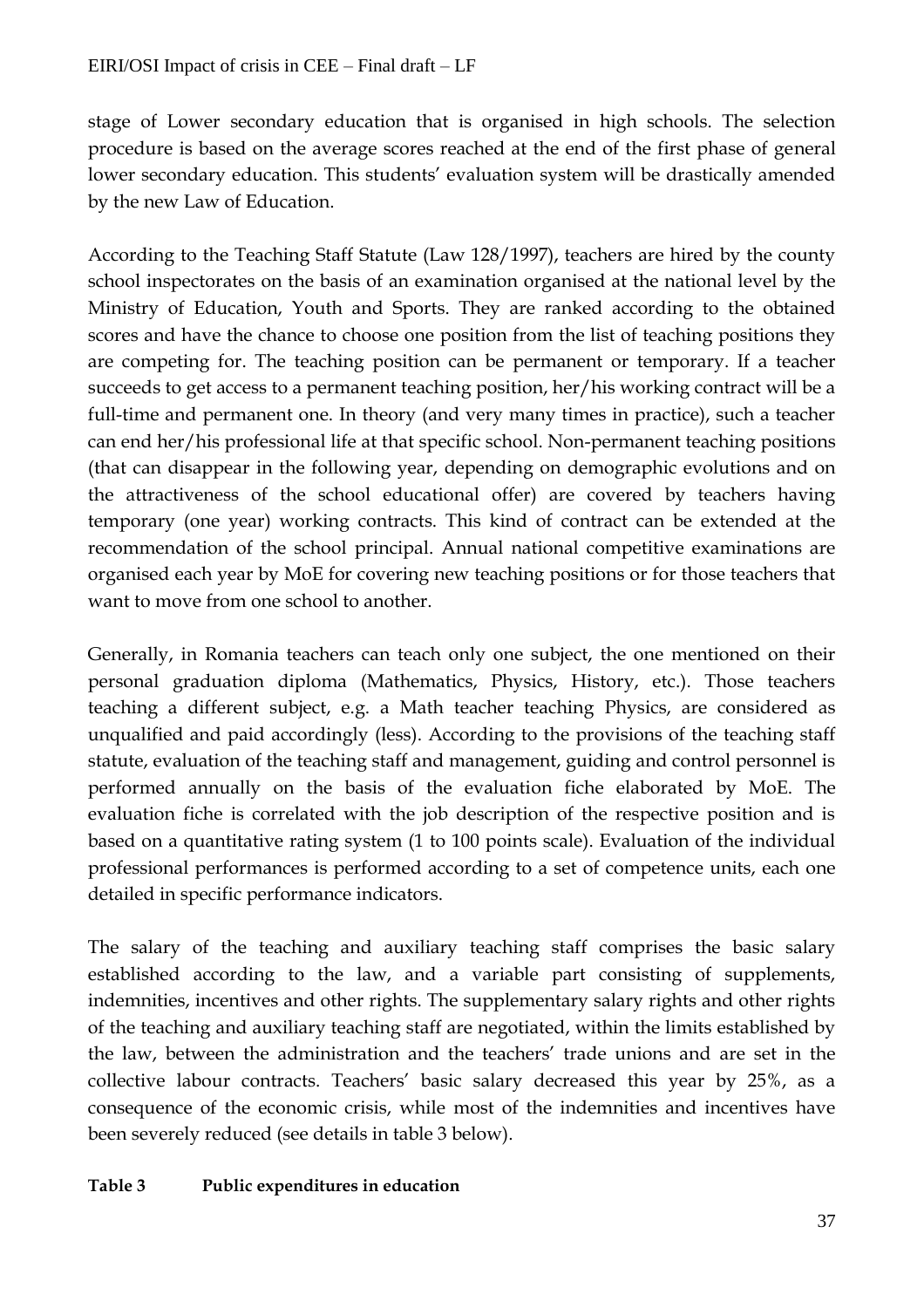stage of Lower secondary education that is organised in high schools. The selection procedure is based on the average scores reached at the end of the first phase of general lower secondary education. This students' evaluation system will be drastically amended by the new Law of Education.

According to the Teaching Staff Statute (Law 128/1997), teachers are hired by the county school inspectorates on the basis of an examination organised at the national level by the Ministry of Education, Youth and Sports. They are ranked according to the obtained scores and have the chance to choose one position from the list of teaching positions they are competing for. The teaching position can be permanent or temporary. If a teacher succeeds to get access to a permanent teaching position, her/his working contract will be a full-time and permanent one. In theory (and very many times in practice), such a teacher can end her/his professional life at that specific school. Non-permanent teaching positions (that can disappear in the following year, depending on demographic evolutions and on the attractiveness of the school educational offer) are covered by teachers having temporary (one year) working contracts. This kind of contract can be extended at the recommendation of the school principal. Annual national competitive examinations are organised each year by MoE for covering new teaching positions or for those teachers that want to move from one school to another.

Generally, in Romania teachers can teach only one subject, the one mentioned on their personal graduation diploma (Mathematics, Physics, History, etc.). Those teachers teaching a different subject, e.g. a Math teacher teaching Physics, are considered as unqualified and paid accordingly (less). According to the provisions of the teaching staff statute, evaluation of the teaching staff and management, guiding and control personnel is performed annually on the basis of the evaluation fiche elaborated by MoE. The evaluation fiche is correlated with the job description of the respective position and is based on a quantitative rating system (1 to 100 points scale). Evaluation of the individual professional performances is performed according to a set of competence units, each one detailed in specific performance indicators.

The salary of the teaching and auxiliary teaching staff comprises the basic salary established according to the law, and a variable part consisting of supplements, indemnities, incentives and other rights. The supplementary salary rights and other rights of the teaching and auxiliary teaching staff are negotiated, within the limits established by the law, between the administration and the teachers' trade unions and are set in the collective labour contracts. Teachers' basic salary decreased this year by 25%, as a consequence of the economic crisis, while most of the indemnities and incentives have been severely reduced (see details in table 3 below).

**Table 3 Public expenditures in education**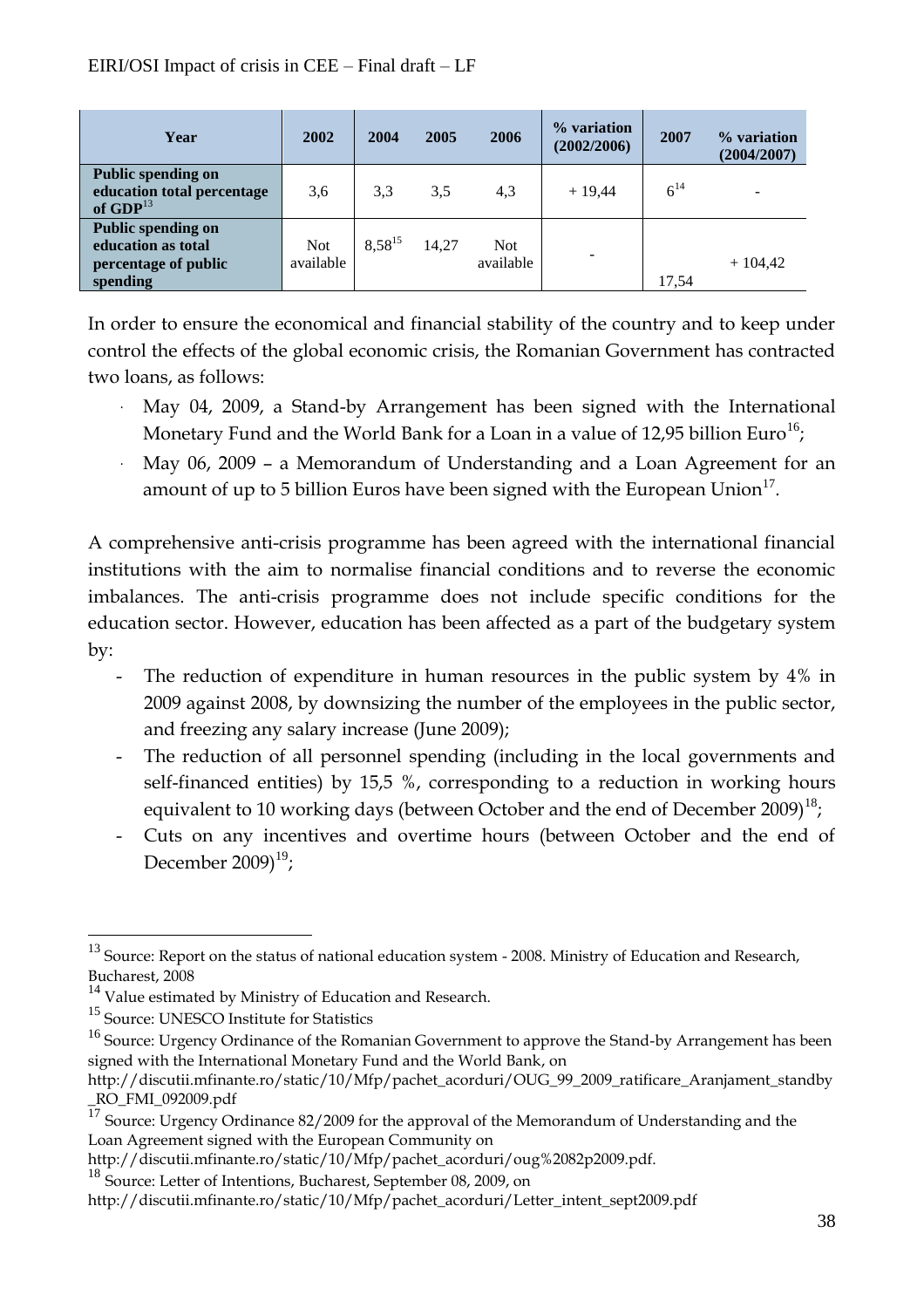| Year | 2002 | 2004 | 2005 | 2006 | % variation (2002/2006) | 2007 | % variation (2004/2007) |
|---|---|---|---|---|---|---|---|
| **Public spending on education total percentage of GDP**[13] | 3,6 | 3,3 | 3,5 | 4,3 | + 19,44 | 6[14] | - |
| **Public spending on education as total percentage of public spending** | Not available | 8,58[15] | 14,27 | Not available | - | 17,54 | + 104,42 |

In order to ensure the economical and financial stability of the country and to keep under control the effects of the global economic crisis, the Romanian Government has contracted two loans, as follows:

- May 04, 2009, a Stand-by Arrangement has been signed with the International Monetary Fund and the World Bank for a Loan in a value of 12,95 billion Euro[16];
- May 06, 2009 – a Memorandum of Understanding and a Loan Agreement for an amount of up to 5 billion Euros have been signed with the European Union[17].

A comprehensive anti-crisis programme has been agreed with the international financial institutions with the aim to normalise financial conditions and to reverse the economic imbalances. The anti-crisis programme does not include specific conditions for the education sector. However, education has been affected as a part of the budgetary system by:

- The reduction of expenditure in human resources in the public system by 4% in 2009 against 2008, by downsizing the number of the employees in the public sector, and freezing any salary increase (June 2009);
- The reduction of all personnel spending (including in the local governments and self-financed entities) by 15,5 %, corresponding to a reduction in working hours equivalent to 10 working days (between October and the end of December 2009)[18];
- Cuts on any incentives and overtime hours (between October and the end of December 2009)[19];

---

[13] Source: Report on the status of national education system - 2008. Ministry of Education and Research, Bucharest, 2008

[14] Value estimated by Ministry of Education and Research.

[15] Source: UNESCO Institute for Statistics

[16] Source: Urgency Ordinance of the Romanian Government to approve the Stand-by Arrangement has been signed with the International Monetary Fund and the World Bank, on http://discutii.mfinante.ro/static/10/Mfp/pachet_acorduri/OUG_99_2009_ratificare_Aranjament_standby_RO_FMI_092009.pdf

[17] Source: Urgency Ordinance 82/2009 for the approval of the Memorandum of Understanding and the Loan Agreement signed with the European Community on http://discutii.mfinante.ro/static/10/Mfp/pachet_acorduri/oug%2082p2009.pdf.

[18] Source: Letter of Intentions, Bucharest, September 08, 2009, on http://discutii.mfinante.ro/static/10/Mfp/pachet_acorduri/Letter_intent_sept2009.pdf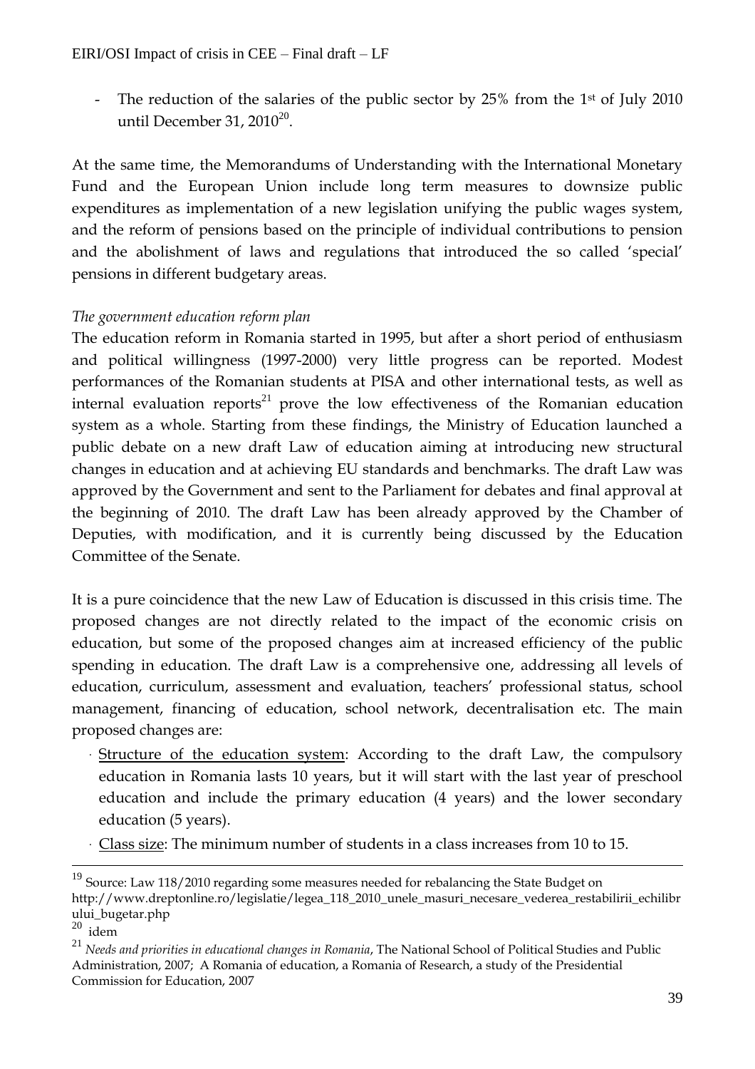- The reduction of the salaries of the public sector by 25% from the 1st of July 2010 until December 31, 2010[20].

At the same time, the Memorandums of Understanding with the International Monetary Fund and the European Union include long term measures to downsize public expenditures as implementation of a new legislation unifying the public wages system, and the reform of pensions based on the principle of individual contributions to pension and the abolishment of laws and regulations that introduced the so called 'special' pensions in different budgetary areas.

*The government education reform plan*

The education reform in Romania started in 1995, but after a short period of enthusiasm and political willingness (1997-2000) very little progress can be reported. Modest performances of the Romanian students at PISA and other international tests, as well as internal evaluation reports[21] prove the low effectiveness of the Romanian education system as a whole. Starting from these findings, the Ministry of Education launched a public debate on a new draft Law of education aiming at introducing new structural changes in education and at achieving EU standards and benchmarks. The draft Law was approved by the Government and sent to the Parliament for debates and final approval at the beginning of 2010. The draft Law has been already approved by the Chamber of Deputies, with modification, and it is currently being discussed by the Education Committee of the Senate.

It is a pure coincidence that the new Law of Education is discussed in this crisis time. The proposed changes are not directly related to the impact of the economic crisis on education, but some of the proposed changes aim at increased efficiency of the public spending in education. The draft Law is a comprehensive one, addressing all levels of education, curriculum, assessment and evaluation, teachers' professional status, school management, financing of education, school network, decentralisation etc. The main proposed changes are:

- Structure of the education system: According to the draft Law, the compulsory education in Romania lasts 10 years, but it will start with the last year of preschool education and include the primary education (4 years) and the lower secondary education (5 years).
- Class size: The minimum number of students in a class increases from 10 to 15.

---

[19] Source: Law 118/2010 regarding some measures needed for rebalancing the State Budget on http://www.dreptonline.ro/legislatie/legea_118_2010_unele_masuri_necesare_vederea_restabilirii_echilibrului_bugetar.php

[20] idem

[21] *Needs and priorities in educational changes in Romania*, The National School of Political Studies and Public Administration, 2007; A Romania of education, a Romania of Research, a study of the Presidential Commission for Education, 2007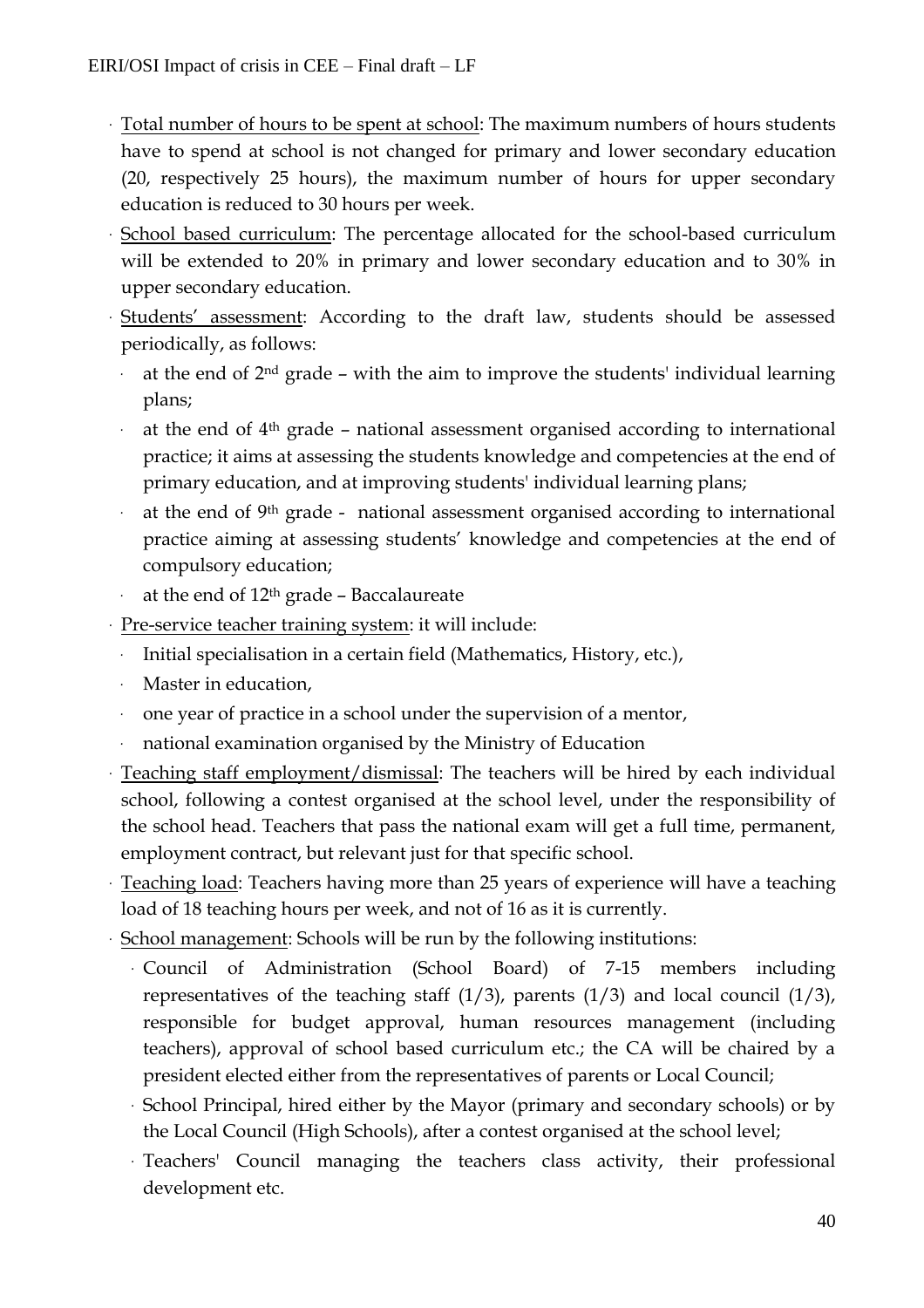- Total number of hours to be spent at school: The maximum numbers of hours students have to spend at school is not changed for primary and lower secondary education (20, respectively 25 hours), the maximum number of hours for upper secondary education is reduced to 30 hours per week.
- School based curriculum: The percentage allocated for the school-based curriculum will be extended to 20% in primary and lower secondary education and to 30% in upper secondary education.
- Students' assessment: According to the draft law, students should be assessed periodically, as follows:
  - at the end of 2nd grade – with the aim to improve the students' individual learning plans;
  - at the end of 4th grade – national assessment organised according to international practice; it aims at assessing the students knowledge and competencies at the end of primary education, and at improving students' individual learning plans;
  - at the end of 9th grade - national assessment organised according to international practice aiming at assessing students' knowledge and competencies at the end of compulsory education;
  - at the end of 12th grade – Baccalaureate
- Pre-service teacher training system: it will include:
  - Initial specialisation in a certain field (Mathematics, History, etc.),
  - Master in education,
  - one year of practice in a school under the supervision of a mentor,
  - national examination organised by the Ministry of Education
- Teaching staff employment/dismissal: The teachers will be hired by each individual school, following a contest organised at the school level, under the responsibility of the school head. Teachers that pass the national exam will get a full time, permanent, employment contract, but relevant just for that specific school.
- Teaching load: Teachers having more than 25 years of experience will have a teaching load of 18 teaching hours per week, and not of 16 as it is currently.
- School management: Schools will be run by the following institutions:
  - Council of Administration (School Board) of 7-15 members including representatives of the teaching staff (1/3), parents (1/3) and local council (1/3), responsible for budget approval, human resources management (including teachers), approval of school based curriculum etc.; the CA will be chaired by a president elected either from the representatives of parents or Local Council;
  - School Principal, hired either by the Mayor (primary and secondary schools) or by the Local Council (High Schools), after a contest organised at the school level;
  - Teachers' Council managing the teachers class activity, their professional development etc.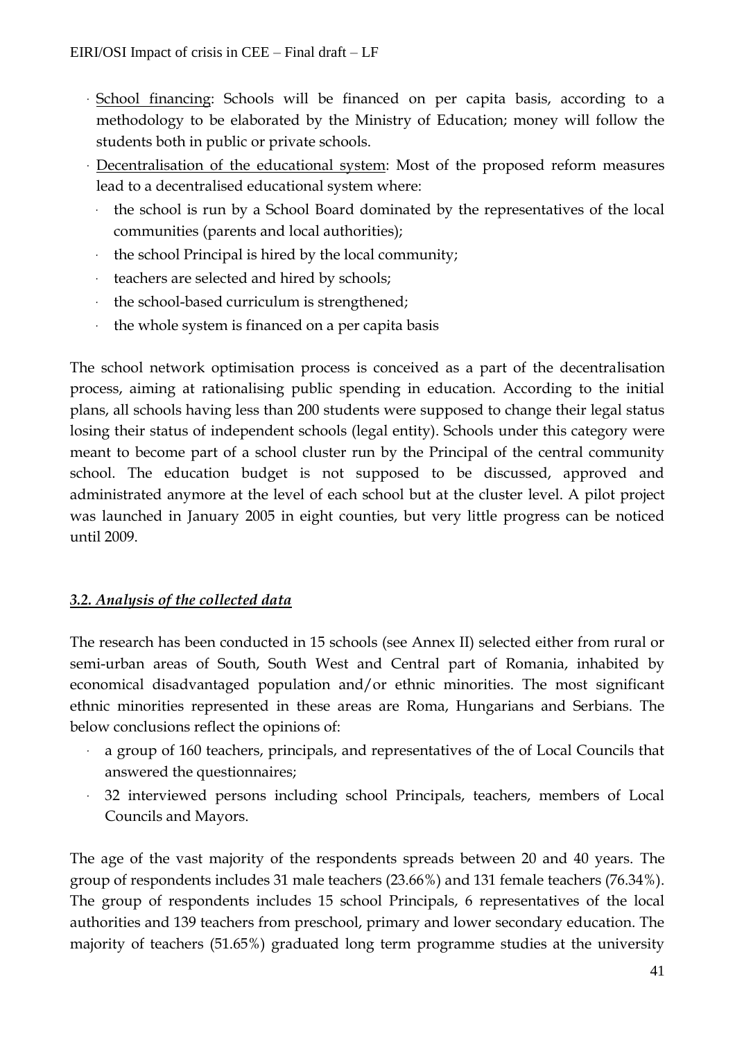- School financing: Schools will be financed on per capita basis, according to a methodology to be elaborated by the Ministry of Education; money will follow the students both in public or private schools.
- Decentralisation of the educational system: Most of the proposed reform measures lead to a decentralised educational system where:
  - the school is run by a School Board dominated by the representatives of the local communities (parents and local authorities);
  - the school Principal is hired by the local community;
  - teachers are selected and hired by schools;
  - the school-based curriculum is strengthened;
  - the whole system is financed on a per capita basis

The school network optimisation process is conceived as a part of the decentralisation process, aiming at rationalising public spending in education. According to the initial plans, all schools having less than 200 students were supposed to change their legal status losing their status of independent schools (legal entity). Schools under this category were meant to become part of a school cluster run by the Principal of the central community school. The education budget is not supposed to be discussed, approved and administrated anymore at the level of each school but at the cluster level. A pilot project was launched in January 2005 in eight counties, but very little progress can be noticed until 2009.

### *3.2. Analysis of the collected data*

The research has been conducted in 15 schools (see Annex II) selected either from rural or semi-urban areas of South, South West and Central part of Romania, inhabited by economical disadvantaged population and/or ethnic minorities. The most significant ethnic minorities represented in these areas are Roma, Hungarians and Serbians. The below conclusions reflect the opinions of:

- a group of 160 teachers, principals, and representatives of the of Local Councils that answered the questionnaires;
- 32 interviewed persons including school Principals, teachers, members of Local Councils and Mayors.

The age of the vast majority of the respondents spreads between 20 and 40 years. The group of respondents includes 31 male teachers (23.66%) and 131 female teachers (76.34%). The group of respondents includes 15 school Principals, 6 representatives of the local authorities and 139 teachers from preschool, primary and lower secondary education. The majority of teachers (51.65%) graduated long term programme studies at the university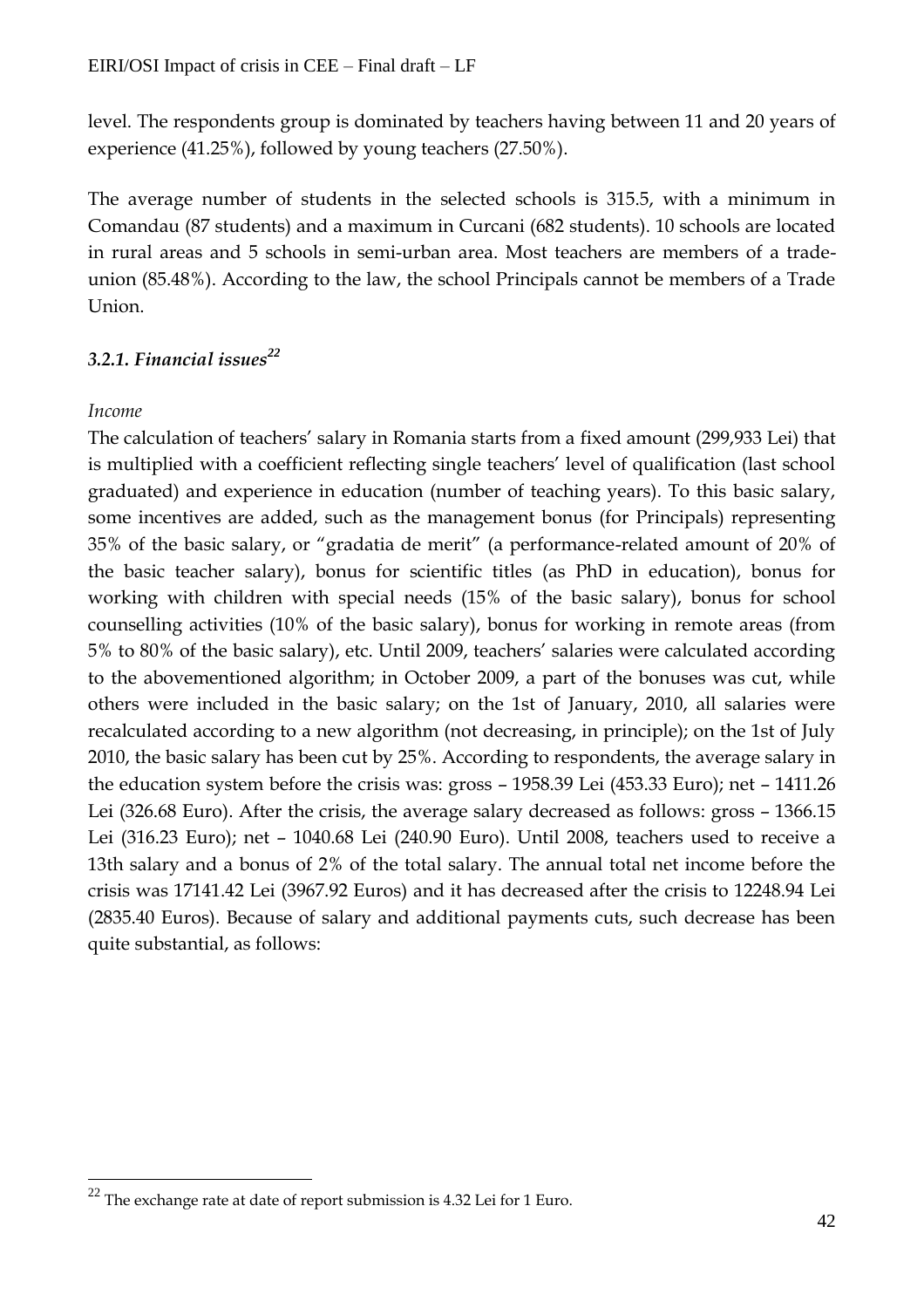level. The respondents group is dominated by teachers having between 11 and 20 years of experience (41.25%), followed by young teachers (27.50%).

The average number of students in the selected schools is 315.5, with a minimum in Comandau (87 students) and a maximum in Curcani (682 students). 10 schools are located in rural areas and 5 schools in semi-urban area. Most teachers are members of a trade-union (85.48%). According to the law, the school Principals cannot be members of a Trade Union.

### *3.2.1. Financial issues*[22]

*Income*

The calculation of teachers' salary in Romania starts from a fixed amount (299,933 Lei) that is multiplied with a coefficient reflecting single teachers' level of qualification (last school graduated) and experience in education (number of teaching years). To this basic salary, some incentives are added, such as the management bonus (for Principals) representing 35% of the basic salary, or "gradatia de merit" (a performance-related amount of 20% of the basic teacher salary), bonus for scientific titles (as PhD in education), bonus for working with children with special needs (15% of the basic salary), bonus for school counselling activities (10% of the basic salary), bonus for working in remote areas (from 5% to 80% of the basic salary), etc. Until 2009, teachers' salaries were calculated according to the abovementioned algorithm; in October 2009, a part of the bonuses was cut, while others were included in the basic salary; on the 1st of January, 2010, all salaries were recalculated according to a new algorithm (not decreasing, in principle); on the 1st of July 2010, the basic salary has been cut by 25%. According to respondents, the average salary in the education system before the crisis was: gross – 1958.39 Lei (453.33 Euro); net – 1411.26 Lei (326.68 Euro). After the crisis, the average salary decreased as follows: gross – 1366.15 Lei (316.23 Euro); net – 1040.68 Lei (240.90 Euro). Until 2008, teachers used to receive a 13th salary and a bonus of 2% of the total salary. The annual total net income before the crisis was 17141.42 Lei (3967.92 Euros) and it has decreased after the crisis to 12248.94 Lei (2835.40 Euros). Because of salary and additional payments cuts, such decrease has been quite substantial, as follows:

---

[22] The exchange rate at date of report submission is 4.32 Lei for 1 Euro.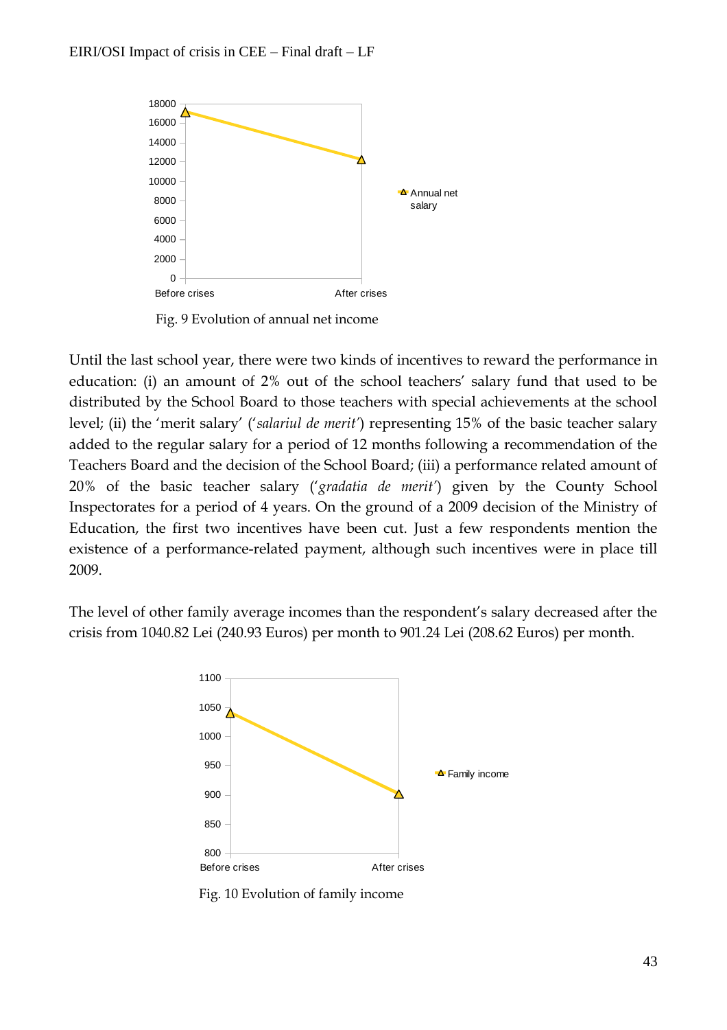Fig. 9 Evolution of annual net income

Until the last school year, there were two kinds of incentives to reward the performance in education: (i) an amount of 2% out of the school teachers' salary fund that used to be distributed by the School Board to those teachers with special achievements at the school level; (ii) the 'merit salary' ('*salariul de merit*') representing 15% of the basic teacher salary added to the regular salary for a period of 12 months following a recommendation of the Teachers Board and the decision of the School Board; (iii) a performance related amount of 20% of the basic teacher salary ('*gradatia de merit*') given by the County School Inspectorates for a period of 4 years. On the ground of a 2009 decision of the Ministry of Education, the first two incentives have been cut. Just a few respondents mention the existence of a performance-related payment, although such incentives were in place till 2009.

The level of other family average incomes than the respondent's salary decreased after the crisis from 1040.82 Lei (240.93 Euros) per month to 901.24 Lei (208.62 Euros) per month.

Fig. 10 Evolution of family income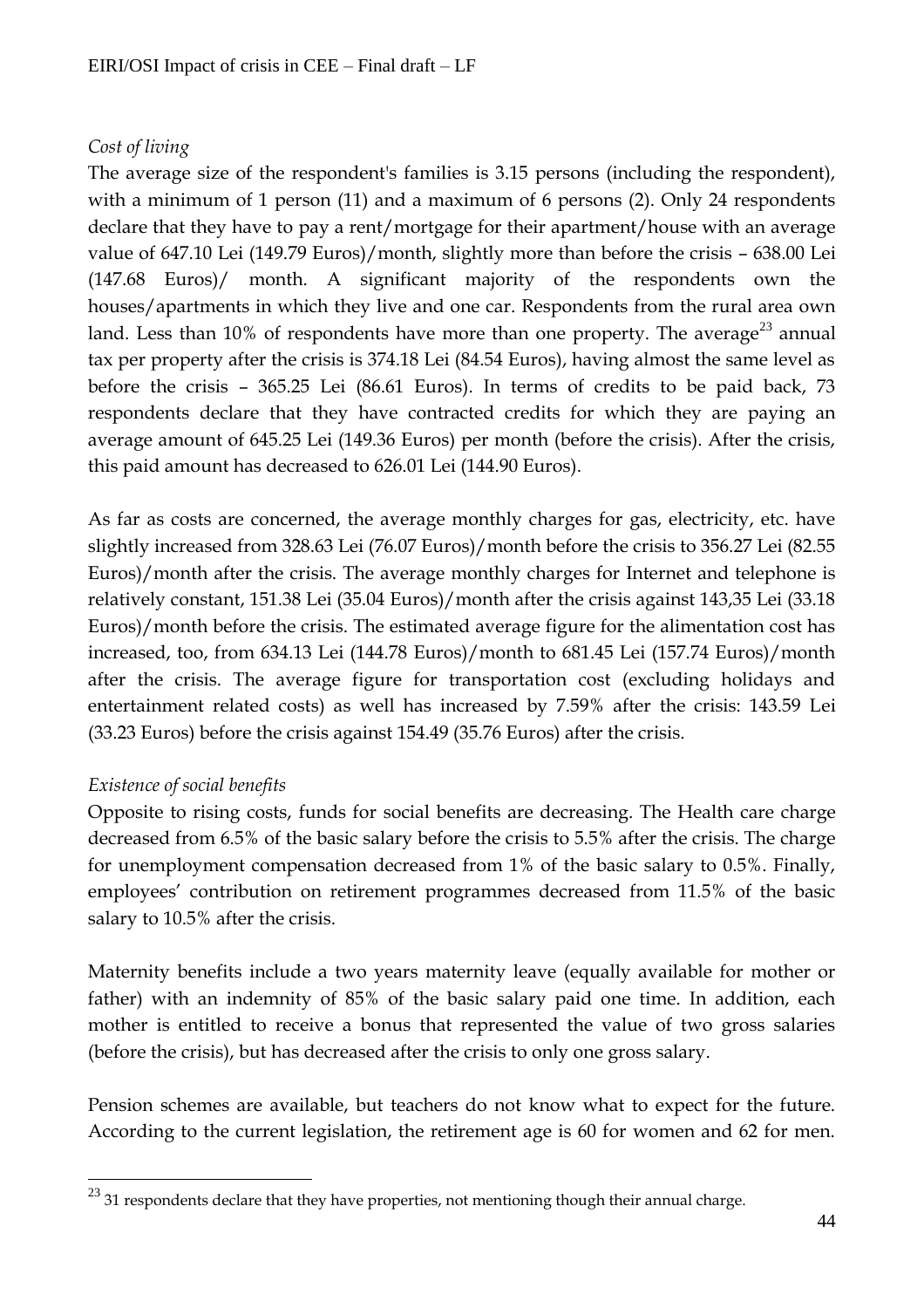*Cost of living*

The average size of the respondent's families is 3.15 persons (including the respondent), with a minimum of 1 person (11) and a maximum of 6 persons (2). Only 24 respondents declare that they have to pay a rent/mortgage for their apartment/house with an average value of 647.10 Lei (149.79 Euros)/month, slightly more than before the crisis – 638.00 Lei (147.68 Euros)/ month. A significant majority of the respondents own the houses/apartments in which they live and one car. Respondents from the rural area own land. Less than 10% of respondents have more than one property. The average[23] annual tax per property after the crisis is 374.18 Lei (84.54 Euros), having almost the same level as before the crisis – 365.25 Lei (86.61 Euros). In terms of credits to be paid back, 73 respondents declare that they have contracted credits for which they are paying an average amount of 645.25 Lei (149.36 Euros) per month (before the crisis). After the crisis, this paid amount has decreased to 626.01 Lei (144.90 Euros).

As far as costs are concerned, the average monthly charges for gas, electricity, etc. have slightly increased from 328.63 Lei (76.07 Euros)/month before the crisis to 356.27 Lei (82.55 Euros)/month after the crisis. The average monthly charges for Internet and telephone is relatively constant, 151.38 Lei (35.04 Euros)/month after the crisis against 143,35 Lei (33.18 Euros)/month before the crisis. The estimated average figure for the alimentation cost has increased, too, from 634.13 Lei (144.78 Euros)/month to 681.45 Lei (157.74 Euros)/month after the crisis. The average figure for transportation cost (excluding holidays and entertainment related costs) as well has increased by 7.59% after the crisis: 143.59 Lei (33.23 Euros) before the crisis against 154.49 (35.76 Euros) after the crisis.

*Existence of social benefits*

Opposite to rising costs, funds for social benefits are decreasing. The Health care charge decreased from 6.5% of the basic salary before the crisis to 5.5% after the crisis. The charge for unemployment compensation decreased from 1% of the basic salary to 0.5%. Finally, employees' contribution on retirement programmes decreased from 11.5% of the basic salary to 10.5% after the crisis.

Maternity benefits include a two years maternity leave (equally available for mother or father) with an indemnity of 85% of the basic salary paid one time. In addition, each mother is entitled to receive a bonus that represented the value of two gross salaries (before the crisis), but has decreased after the crisis to only one gross salary.

Pension schemes are available, but teachers do not know what to expect for the future. According to the current legislation, the retirement age is 60 for women and 62 for men.

[23] 31 respondents declare that they have properties, not mentioning though their annual charge.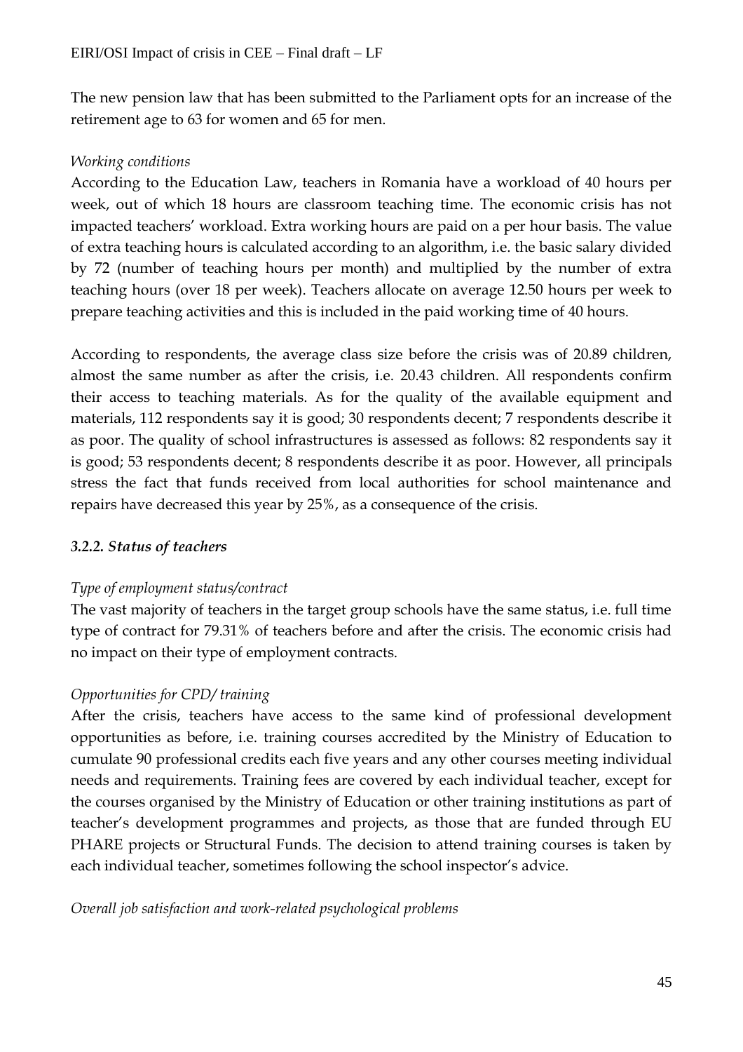The new pension law that has been submitted to the Parliament opts for an increase of the retirement age to 63 for women and 65 for men.

*Working conditions*

According to the Education Law, teachers in Romania have a workload of 40 hours per week, out of which 18 hours are classroom teaching time. The economic crisis has not impacted teachers' workload. Extra working hours are paid on a per hour basis. The value of extra teaching hours is calculated according to an algorithm, i.e. the basic salary divided by 72 (number of teaching hours per month) and multiplied by the number of extra teaching hours (over 18 per week). Teachers allocate on average 12.50 hours per week to prepare teaching activities and this is included in the paid working time of 40 hours.

According to respondents, the average class size before the crisis was of 20.89 children, almost the same number as after the crisis, i.e. 20.43 children. All respondents confirm their access to teaching materials. As for the quality of the available equipment and materials, 112 respondents say it is good; 30 respondents decent; 7 respondents describe it as poor. The quality of school infrastructures is assessed as follows: 82 respondents say it is good; 53 respondents decent; 8 respondents describe it as poor. However, all principals stress the fact that funds received from local authorities for school maintenance and repairs have decreased this year by 25%, as a consequence of the crisis.

### *3.2.2. Status of teachers*

*Type of employment status/contract*

The vast majority of teachers in the target group schools have the same status, i.e. full time type of contract for 79.31% of teachers before and after the crisis. The economic crisis had no impact on their type of employment contracts.

*Opportunities for CPD/ training*

After the crisis, teachers have access to the same kind of professional development opportunities as before, i.e. training courses accredited by the Ministry of Education to cumulate 90 professional credits each five years and any other courses meeting individual needs and requirements. Training fees are covered by each individual teacher, except for the courses organised by the Ministry of Education or other training institutions as part of teacher's development programmes and projects, as those that are funded through EU PHARE projects or Structural Funds. The decision to attend training courses is taken by each individual teacher, sometimes following the school inspector's advice.

*Overall job satisfaction and work-related psychological problems*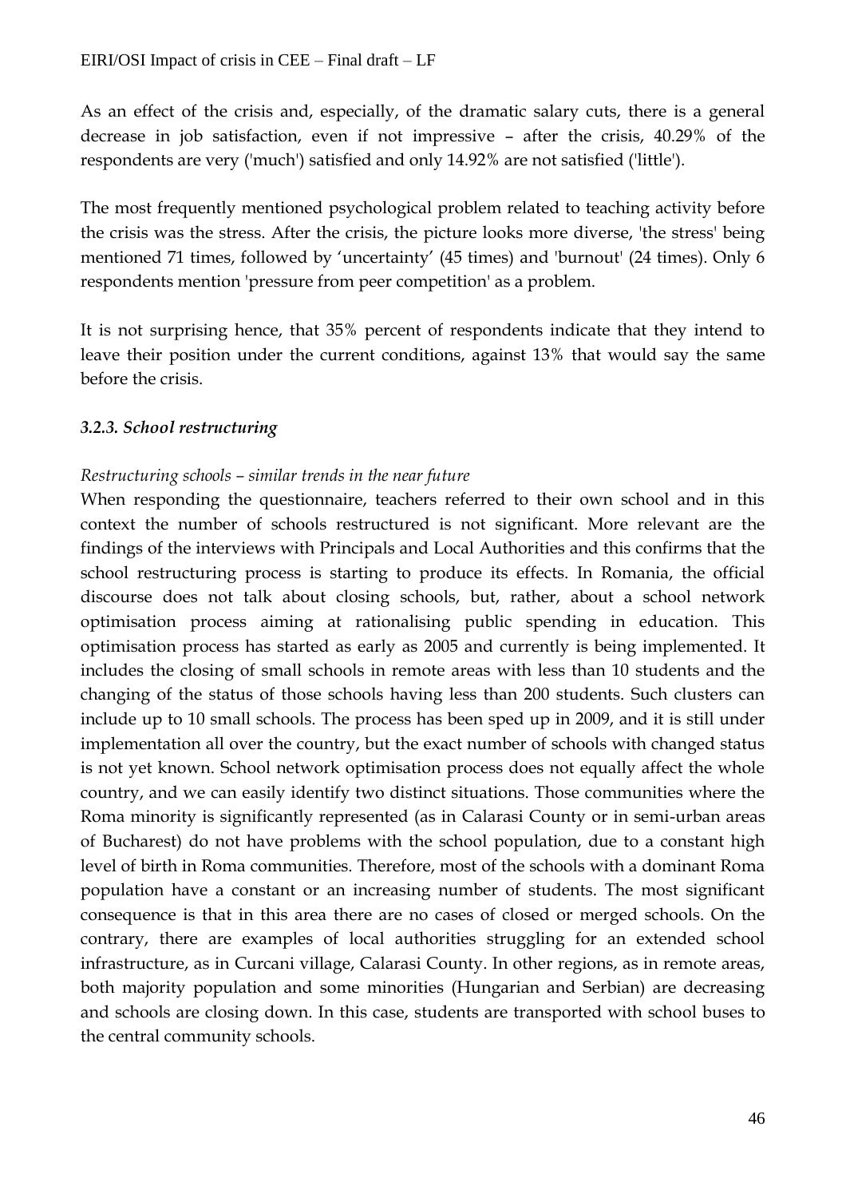As an effect of the crisis and, especially, of the dramatic salary cuts, there is a general decrease in job satisfaction, even if not impressive – after the crisis, 40.29% of the respondents are very ('much') satisfied and only 14.92% are not satisfied ('little').

The most frequently mentioned psychological problem related to teaching activity before the crisis was the stress. After the crisis, the picture looks more diverse, 'the stress' being mentioned 71 times, followed by 'uncertainty' (45 times) and 'burnout' (24 times). Only 6 respondents mention 'pressure from peer competition' as a problem.

It is not surprising hence, that 35% percent of respondents indicate that they intend to leave their position under the current conditions, against 13% that would say the same before the crisis.

### *3.2.3. School restructuring*

*Restructuring schools – similar trends in the near future*

When responding the questionnaire, teachers referred to their own school and in this context the number of schools restructured is not significant. More relevant are the findings of the interviews with Principals and Local Authorities and this confirms that the school restructuring process is starting to produce its effects. In Romania, the official discourse does not talk about closing schools, but, rather, about a school network optimisation process aiming at rationalising public spending in education. This optimisation process has started as early as 2005 and currently is being implemented. It includes the closing of small schools in remote areas with less than 10 students and the changing of the status of those schools having less than 200 students. Such clusters can include up to 10 small schools. The process has been sped up in 2009, and it is still under implementation all over the country, but the exact number of schools with changed status is not yet known. School network optimisation process does not equally affect the whole country, and we can easily identify two distinct situations. Those communities where the Roma minority is significantly represented (as in Calarasi County or in semi-urban areas of Bucharest) do not have problems with the school population, due to a constant high level of birth in Roma communities. Therefore, most of the schools with a dominant Roma population have a constant or an increasing number of students. The most significant consequence is that in this area there are no cases of closed or merged schools. On the contrary, there are examples of local authorities struggling for an extended school infrastructure, as in Curcani village, Calarasi County. In other regions, as in remote areas, both majority population and some minorities (Hungarian and Serbian) are decreasing and schools are closing down. In this case, students are transported with school buses to the central community schools.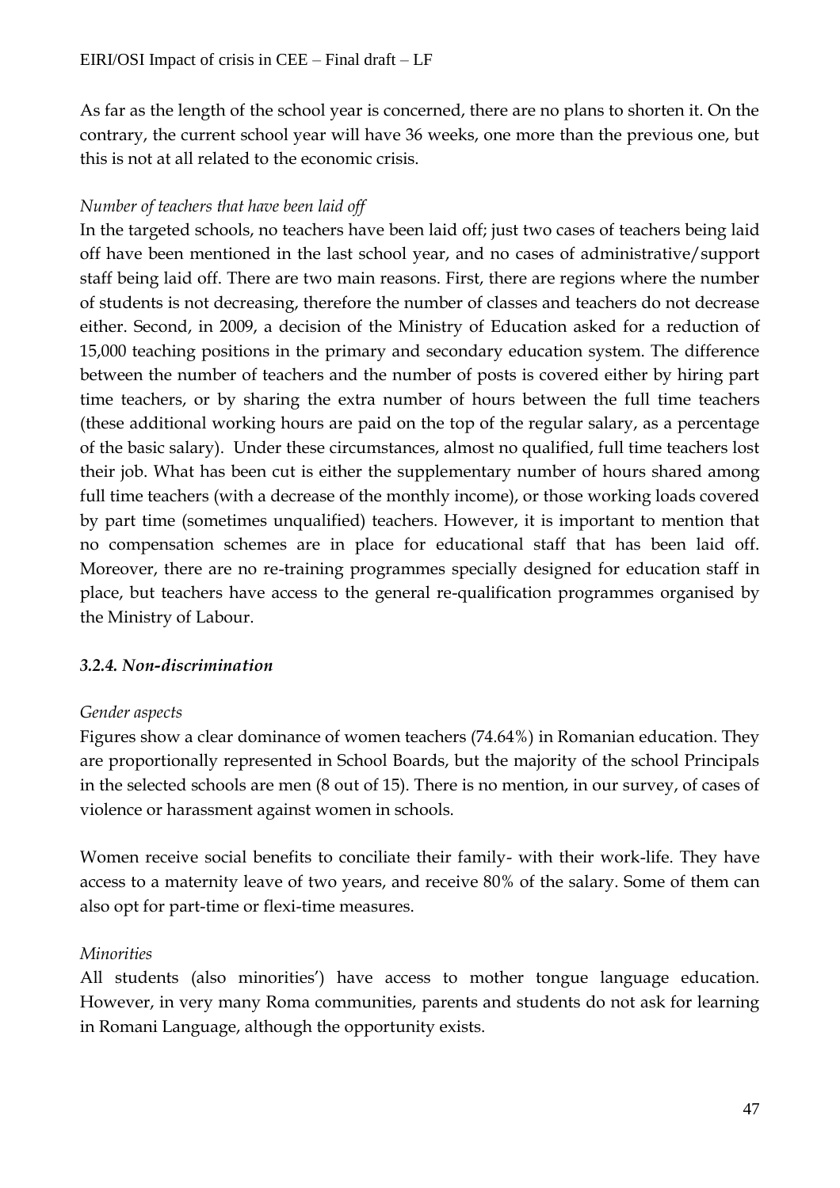As far as the length of the school year is concerned, there are no plans to shorten it. On the contrary, the current school year will have 36 weeks, one more than the previous one, but this is not at all related to the economic crisis.

*Number of teachers that have been laid off*

In the targeted schools, no teachers have been laid off; just two cases of teachers being laid off have been mentioned in the last school year, and no cases of administrative/support staff being laid off. There are two main reasons. First, there are regions where the number of students is not decreasing, therefore the number of classes and teachers do not decrease either. Second, in 2009, a decision of the Ministry of Education asked for a reduction of 15,000 teaching positions in the primary and secondary education system. The difference between the number of teachers and the number of posts is covered either by hiring part time teachers, or by sharing the extra number of hours between the full time teachers (these additional working hours are paid on the top of the regular salary, as a percentage of the basic salary). Under these circumstances, almost no qualified, full time teachers lost their job. What has been cut is either the supplementary number of hours shared among full time teachers (with a decrease of the monthly income), or those working loads covered by part time (sometimes unqualified) teachers. However, it is important to mention that no compensation schemes are in place for educational staff that has been laid off. Moreover, there are no re-training programmes specially designed for education staff in place, but teachers have access to the general re-qualification programmes organised by the Ministry of Labour.

### *3.2.4. Non-discrimination*

*Gender aspects*

Figures show a clear dominance of women teachers (74.64%) in Romanian education. They are proportionally represented in School Boards, but the majority of the school Principals in the selected schools are men (8 out of 15). There is no mention, in our survey, of cases of violence or harassment against women in schools.

Women receive social benefits to conciliate their family- with their work-life. They have access to a maternity leave of two years, and receive 80% of the salary. Some of them can also opt for part-time or flexi-time measures.

*Minorities*

All students (also minorities') have access to mother tongue language education. However, in very many Roma communities, parents and students do not ask for learning in Romani Language, although the opportunity exists.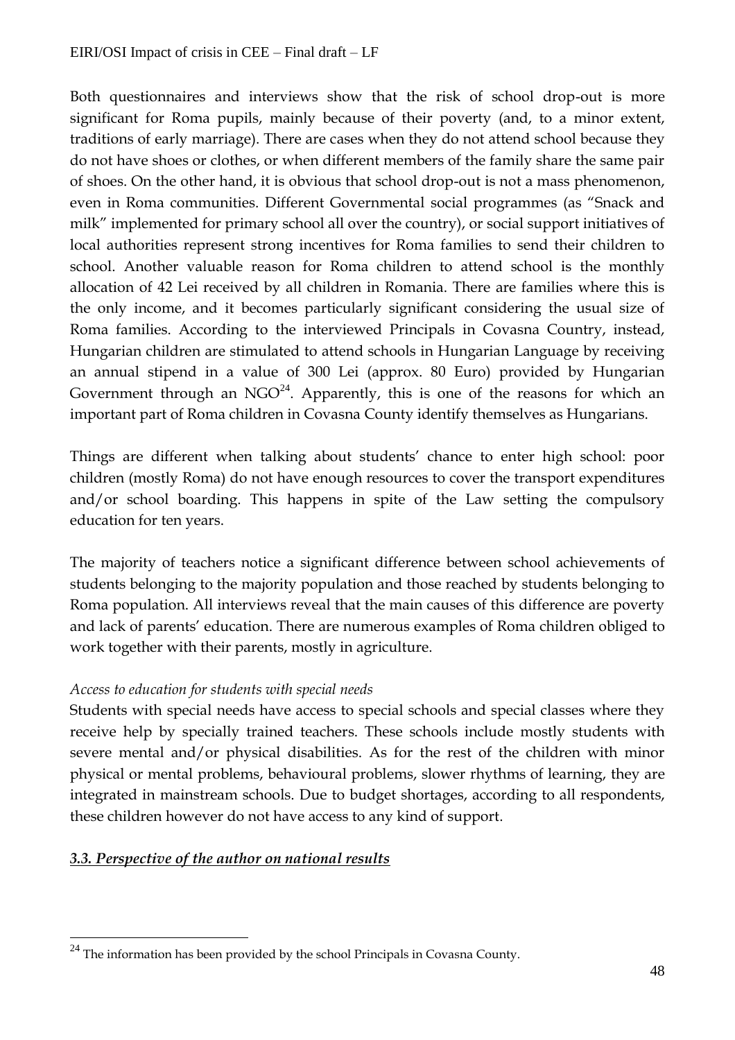Both questionnaires and interviews show that the risk of school drop-out is more significant for Roma pupils, mainly because of their poverty (and, to a minor extent, traditions of early marriage). There are cases when they do not attend school because they do not have shoes or clothes, or when different members of the family share the same pair of shoes. On the other hand, it is obvious that school drop-out is not a mass phenomenon, even in Roma communities. Different Governmental social programmes (as "Snack and milk" implemented for primary school all over the country), or social support initiatives of local authorities represent strong incentives for Roma families to send their children to school. Another valuable reason for Roma children to attend school is the monthly allocation of 42 Lei received by all children in Romania. There are families where this is the only income, and it becomes particularly significant considering the usual size of Roma families. According to the interviewed Principals in Covasna Country, instead, Hungarian children are stimulated to attend schools in Hungarian Language by receiving an annual stipend in a value of 300 Lei (approx. 80 Euro) provided by Hungarian Government through an NGO[24]. Apparently, this is one of the reasons for which an important part of Roma children in Covasna County identify themselves as Hungarians.

Things are different when talking about students' chance to enter high school: poor children (mostly Roma) do not have enough resources to cover the transport expenditures and/or school boarding. This happens in spite of the Law setting the compulsory education for ten years.

The majority of teachers notice a significant difference between school achievements of students belonging to the majority population and those reached by students belonging to Roma population. All interviews reveal that the main causes of this difference are poverty and lack of parents' education. There are numerous examples of Roma children obliged to work together with their parents, mostly in agriculture.

*Access to education for students with special needs*

Students with special needs have access to special schools and special classes where they receive help by specially trained teachers. These schools include mostly students with severe mental and/or physical disabilities. As for the rest of the children with minor physical or mental problems, behavioural problems, slower rhythms of learning, they are integrated in mainstream schools. Due to budget shortages, according to all respondents, these children however do not have access to any kind of support.

### ***3.3. Perspective of the author on national results***

---

[24] The information has been provided by the school Principals in Covasna County.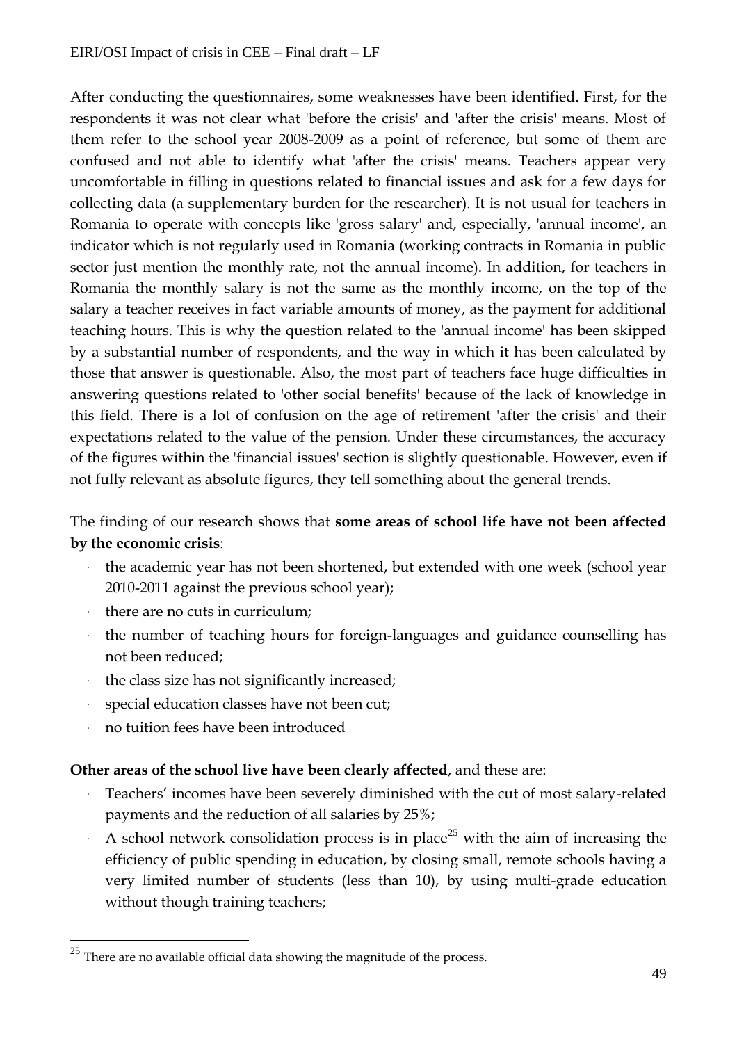After conducting the questionnaires, some weaknesses have been identified. First, for the respondents it was not clear what 'before the crisis' and 'after the crisis' means. Most of them refer to the school year 2008-2009 as a point of reference, but some of them are confused and not able to identify what 'after the crisis' means. Teachers appear very uncomfortable in filling in questions related to financial issues and ask for a few days for collecting data (a supplementary burden for the researcher). It is not usual for teachers in Romania to operate with concepts like 'gross salary' and, especially, 'annual income', an indicator which is not regularly used in Romania (working contracts in Romania in public sector just mention the monthly rate, not the annual income). In addition, for teachers in Romania the monthly salary is not the same as the monthly income, on the top of the salary a teacher receives in fact variable amounts of money, as the payment for additional teaching hours. This is why the question related to the 'annual income' has been skipped by a substantial number of respondents, and the way in which it has been calculated by those that answer is questionable. Also, the most part of teachers face huge difficulties in answering questions related to 'other social benefits' because of the lack of knowledge in this field. There is a lot of confusion on the age of retirement 'after the crisis' and their expectations related to the value of the pension. Under these circumstances, the accuracy of the figures within the 'financial issues' section is slightly questionable. However, even if not fully relevant as absolute figures, they tell something about the general trends.

The finding of our research shows that **some areas of school life have not been affected by the economic crisis**:

- the academic year has not been shortened, but extended with one week (school year 2010-2011 against the previous school year);
- there are no cuts in curriculum;
- the number of teaching hours for foreign-languages and guidance counselling has not been reduced;
- the class size has not significantly increased;
- special education classes have not been cut;
- no tuition fees have been introduced

**Other areas of the school live have been clearly affected**, and these are:

- Teachers' incomes have been severely diminished with the cut of most salary-related payments and the reduction of all salaries by 25%;
- A school network consolidation process is in place[25] with the aim of increasing the efficiency of public spending in education, by closing small, remote schools having a very limited number of students (less than 10), by using multi-grade education without though training teachers;

[25] There are no available official data showing the magnitude of the process.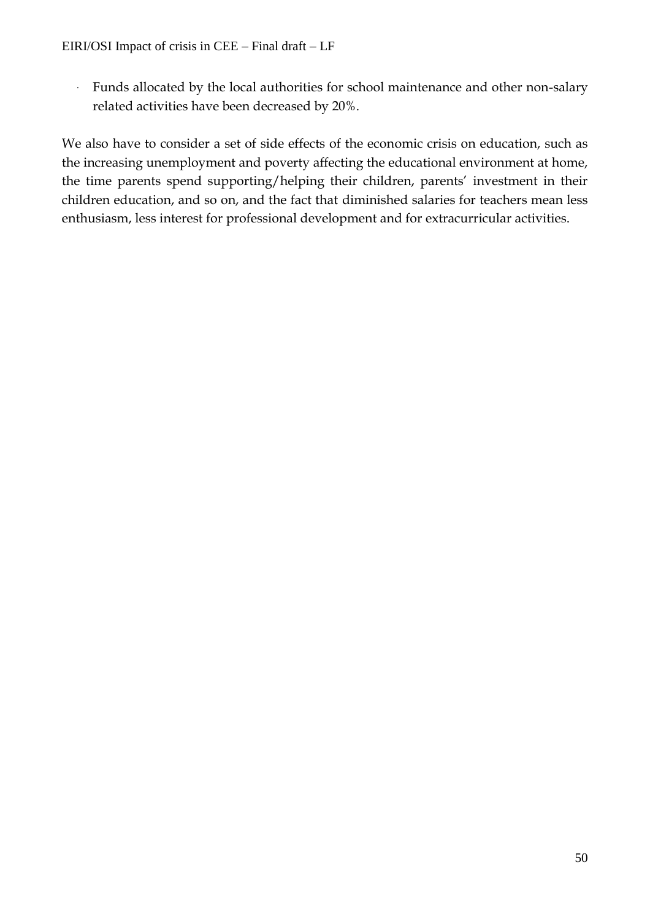- Funds allocated by the local authorities for school maintenance and other non-salary related activities have been decreased by 20%.

We also have to consider a set of side effects of the economic crisis on education, such as the increasing unemployment and poverty affecting the educational environment at home, the time parents spend supporting/helping their children, parents' investment in their children education, and so on, and the fact that diminished salaries for teachers mean less enthusiasm, less interest for professional development and for extracurricular activities.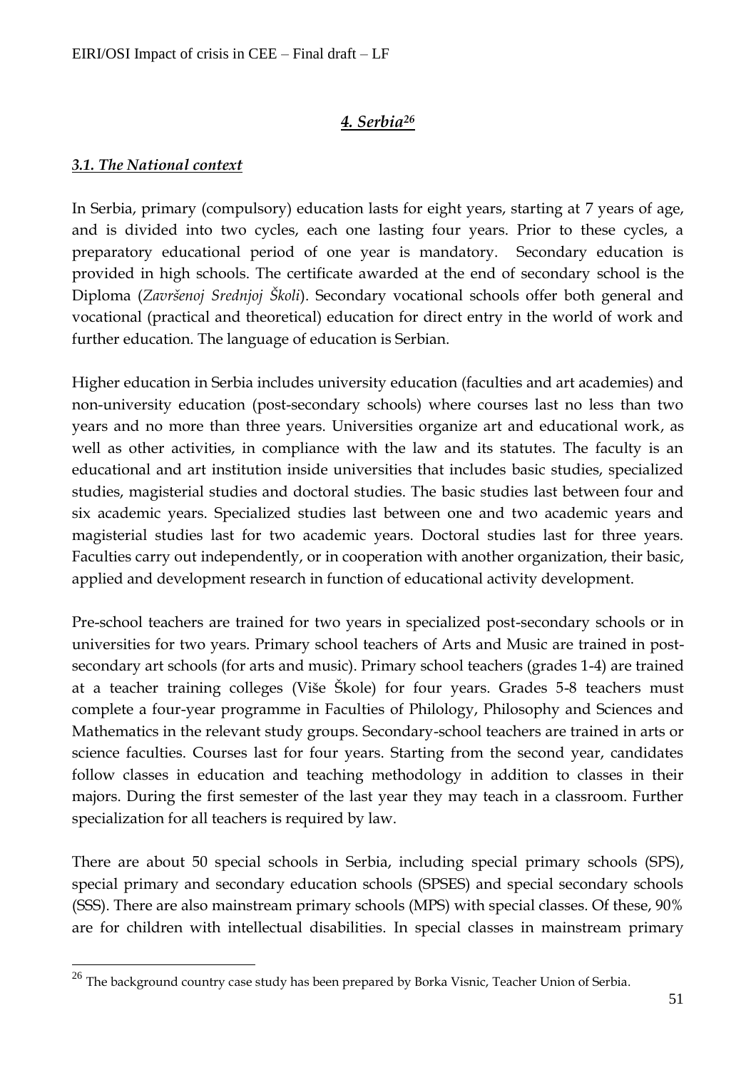## *4. Serbia*[26]

### *3.1. The National context*

In Serbia, primary (compulsory) education lasts for eight years, starting at 7 years of age, and is divided into two cycles, each one lasting four years. Prior to these cycles, a preparatory educational period of one year is mandatory. Secondary education is provided in high schools. The certificate awarded at the end of secondary school is the Diploma (*Završenoj Srednjoj Školi*). Secondary vocational schools offer both general and vocational (practical and theoretical) education for direct entry in the world of work and further education. The language of education is Serbian.

Higher education in Serbia includes university education (faculties and art academies) and non-university education (post-secondary schools) where courses last no less than two years and no more than three years. Universities organize art and educational work, as well as other activities, in compliance with the law and its statutes. The faculty is an educational and art institution inside universities that includes basic studies, specialized studies, magisterial studies and doctoral studies. The basic studies last between four and six academic years. Specialized studies last between one and two academic years and magisterial studies last for two academic years. Doctoral studies last for three years. Faculties carry out independently, or in cooperation with another organization, their basic, applied and development research in function of educational activity development.

Pre-school teachers are trained for two years in specialized post-secondary schools or in universities for two years. Primary school teachers of Arts and Music are trained in post-secondary art schools (for arts and music). Primary school teachers (grades 1-4) are trained at a teacher training colleges (Više Škole) for four years. Grades 5-8 teachers must complete a four-year programme in Faculties of Philology, Philosophy and Sciences and Mathematics in the relevant study groups. Secondary-school teachers are trained in arts or science faculties. Courses last for four years. Starting from the second year, candidates follow classes in education and teaching methodology in addition to classes in their majors. During the first semester of the last year they may teach in a classroom. Further specialization for all teachers is required by law.

There are about 50 special schools in Serbia, including special primary schools (SPS), special primary and secondary education schools (SPSES) and special secondary schools (SSS). There are also mainstream primary schools (MPS) with special classes. Of these, 90% are for children with intellectual disabilities. In special classes in mainstream primary

---

[26] The background country case study has been prepared by Borka Visnic, Teacher Union of Serbia.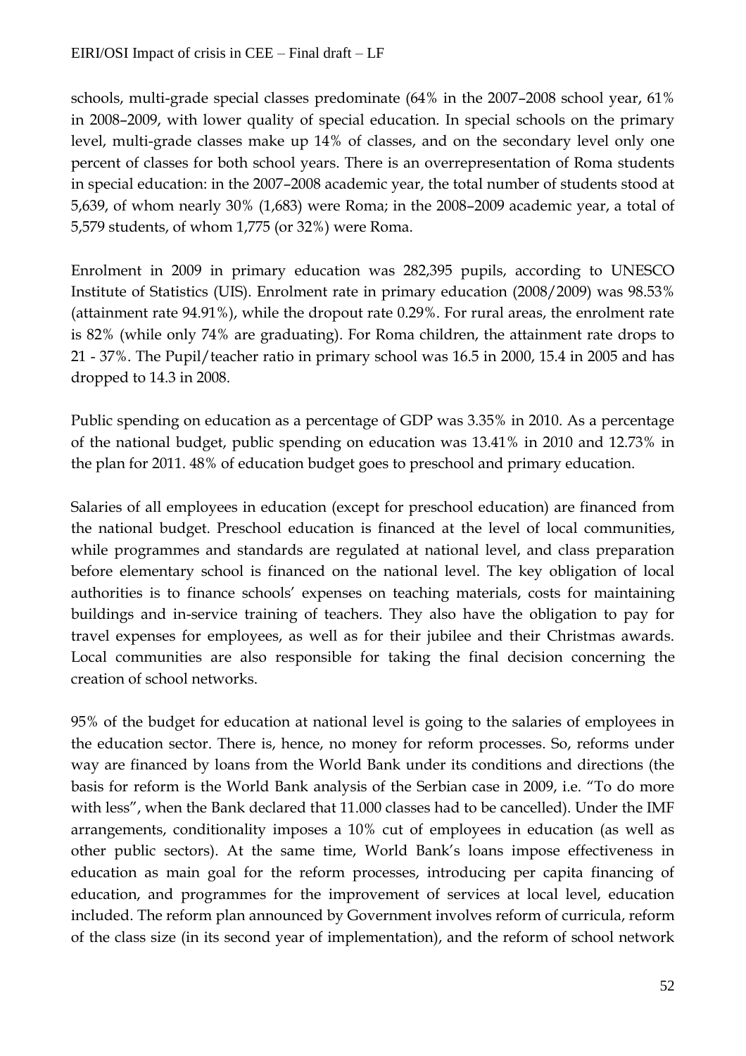schools, multi-grade special classes predominate (64% in the 2007–2008 school year, 61% in 2008–2009, with lower quality of special education. In special schools on the primary level, multi-grade classes make up 14% of classes, and on the secondary level only one percent of classes for both school years. There is an overrepresentation of Roma students in special education: in the 2007–2008 academic year, the total number of students stood at 5,639, of whom nearly 30% (1,683) were Roma; in the 2008–2009 academic year, a total of 5,579 students, of whom 1,775 (or 32%) were Roma.

Enrolment in 2009 in primary education was 282,395 pupils, according to UNESCO Institute of Statistics (UIS). Enrolment rate in primary education (2008/2009) was 98.53% (attainment rate 94.91%), while the dropout rate 0.29%. For rural areas, the enrolment rate is 82% (while only 74% are graduating). For Roma children, the attainment rate drops to 21 - 37%. The Pupil/teacher ratio in primary school was 16.5 in 2000, 15.4 in 2005 and has dropped to 14.3 in 2008.

Public spending on education as a percentage of GDP was 3.35% in 2010. As a percentage of the national budget, public spending on education was 13.41% in 2010 and 12.73% in the plan for 2011. 48% of education budget goes to preschool and primary education.

Salaries of all employees in education (except for preschool education) are financed from the national budget. Preschool education is financed at the level of local communities, while programmes and standards are regulated at national level, and class preparation before elementary school is financed on the national level. The key obligation of local authorities is to finance schools' expenses on teaching materials, costs for maintaining buildings and in-service training of teachers. They also have the obligation to pay for travel expenses for employees, as well as for their jubilee and their Christmas awards. Local communities are also responsible for taking the final decision concerning the creation of school networks.

95% of the budget for education at national level is going to the salaries of employees in the education sector. There is, hence, no money for reform processes. So, reforms under way are financed by loans from the World Bank under its conditions and directions (the basis for reform is the World Bank analysis of the Serbian case in 2009, i.e. "To do more with less", when the Bank declared that 11.000 classes had to be cancelled). Under the IMF arrangements, conditionality imposes a 10% cut of employees in education (as well as other public sectors). At the same time, World Bank's loans impose effectiveness in education as main goal for the reform processes, introducing per capita financing of education, and programmes for the improvement of services at local level, education included. The reform plan announced by Government involves reform of curricula, reform of the class size (in its second year of implementation), and the reform of school network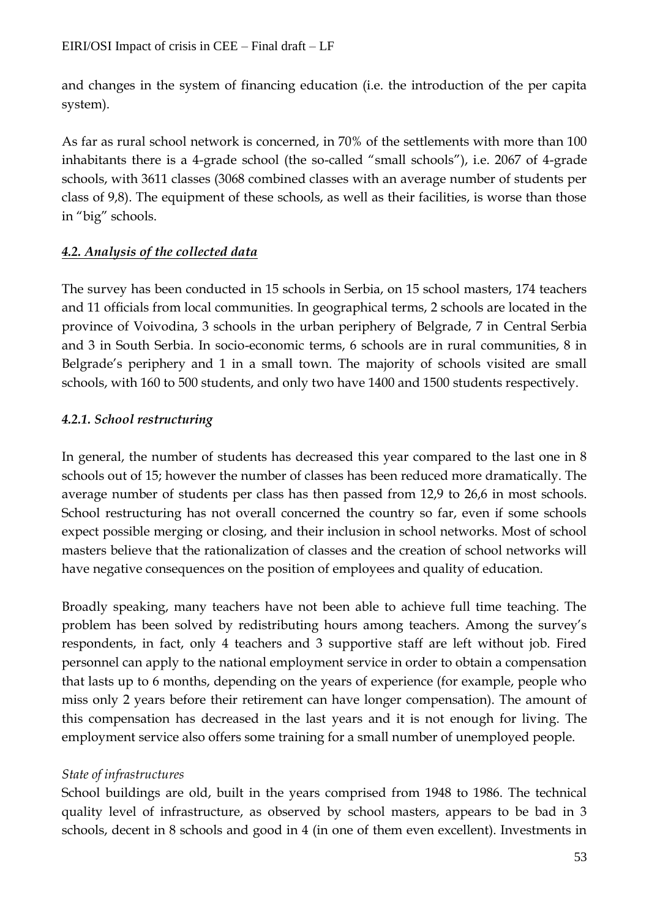and changes in the system of financing education (i.e. the introduction of the per capita system).

As far as rural school network is concerned, in 70% of the settlements with more than 100 inhabitants there is a 4-grade school (the so-called "small schools"), i.e. 2067 of 4-grade schools, with 3611 classes (3068 combined classes with an average number of students per class of 9,8). The equipment of these schools, as well as their facilities, is worse than those in "big" schools.

### *4.2. Analysis of the collected data*

The survey has been conducted in 15 schools in Serbia, on 15 school masters, 174 teachers and 11 officials from local communities. In geographical terms, 2 schools are located in the province of Voivodina, 3 schools in the urban periphery of Belgrade, 7 in Central Serbia and 3 in South Serbia. In socio-economic terms, 6 schools are in rural communities, 8 in Belgrade's periphery and 1 in a small town. The majority of schools visited are small schools, with 160 to 500 students, and only two have 1400 and 1500 students respectively.

#### *4.2.1. School restructuring*

In general, the number of students has decreased this year compared to the last one in 8 schools out of 15; however the number of classes has been reduced more dramatically. The average number of students per class has then passed from 12,9 to 26,6 in most schools. School restructuring has not overall concerned the country so far, even if some schools expect possible merging or closing, and their inclusion in school networks. Most of school masters believe that the rationalization of classes and the creation of school networks will have negative consequences on the position of employees and quality of education.

Broadly speaking, many teachers have not been able to achieve full time teaching. The problem has been solved by redistributing hours among teachers. Among the survey's respondents, in fact, only 4 teachers and 3 supportive staff are left without job. Fired personnel can apply to the national employment service in order to obtain a compensation that lasts up to 6 months, depending on the years of experience (for example, people who miss only 2 years before their retirement can have longer compensation). The amount of this compensation has decreased in the last years and it is not enough for living. The employment service also offers some training for a small number of unemployed people.

*State of infrastructures*

School buildings are old, built in the years comprised from 1948 to 1986. The technical quality level of infrastructure, as observed by school masters, appears to be bad in 3 schools, decent in 8 schools and good in 4 (in one of them even excellent). Investments in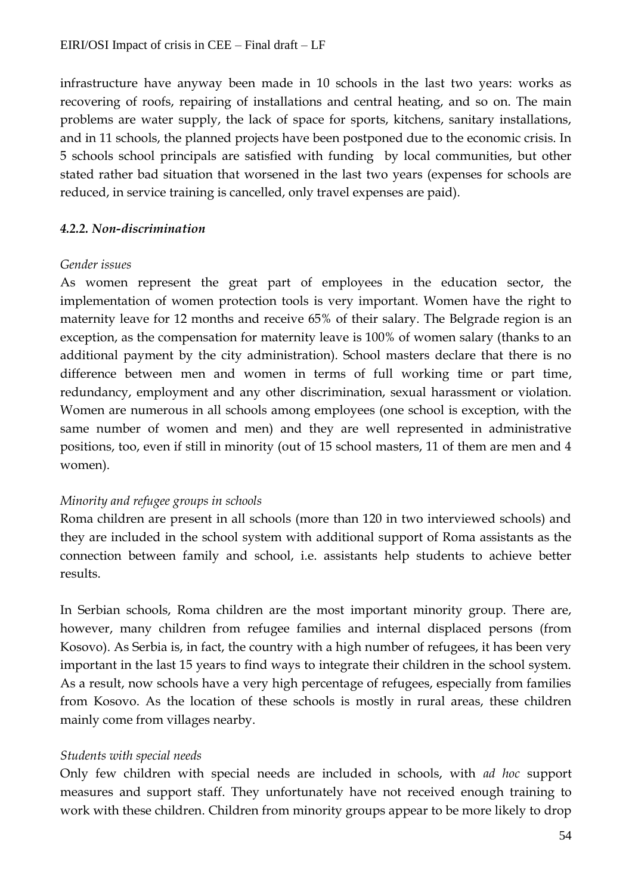infrastructure have anyway been made in 10 schools in the last two years: works as recovering of roofs, repairing of installations and central heating, and so on. The main problems are water supply, the lack of space for sports, kitchens, sanitary installations, and in 11 schools, the planned projects have been postponed due to the economic crisis. In 5 schools school principals are satisfied with funding by local communities, but other stated rather bad situation that worsened in the last two years (expenses for schools are reduced, in service training is cancelled, only travel expenses are paid).

#### *4.2.2. Non-discrimination*

*Gender issues*

As women represent the great part of employees in the education sector, the implementation of women protection tools is very important. Women have the right to maternity leave for 12 months and receive 65% of their salary. The Belgrade region is an exception, as the compensation for maternity leave is 100% of women salary (thanks to an additional payment by the city administration). School masters declare that there is no difference between men and women in terms of full working time or part time, redundancy, employment and any other discrimination, sexual harassment or violation. Women are numerous in all schools among employees (one school is exception, with the same number of women and men) and they are well represented in administrative positions, too, even if still in minority (out of 15 school masters, 11 of them are men and 4 women).

*Minority and refugee groups in schools*

Roma children are present in all schools (more than 120 in two interviewed schools) and they are included in the school system with additional support of Roma assistants as the connection between family and school, i.e. assistants help students to achieve better results.

In Serbian schools, Roma children are the most important minority group. There are, however, many children from refugee families and internal displaced persons (from Kosovo). As Serbia is, in fact, the country with a high number of refugees, it has been very important in the last 15 years to find ways to integrate their children in the school system. As a result, now schools have a very high percentage of refugees, especially from families from Kosovo. As the location of these schools is mostly in rural areas, these children mainly come from villages nearby.

*Students with special needs*

Only few children with special needs are included in schools, with *ad hoc* support measures and support staff. They unfortunately have not received enough training to work with these children. Children from minority groups appear to be more likely to drop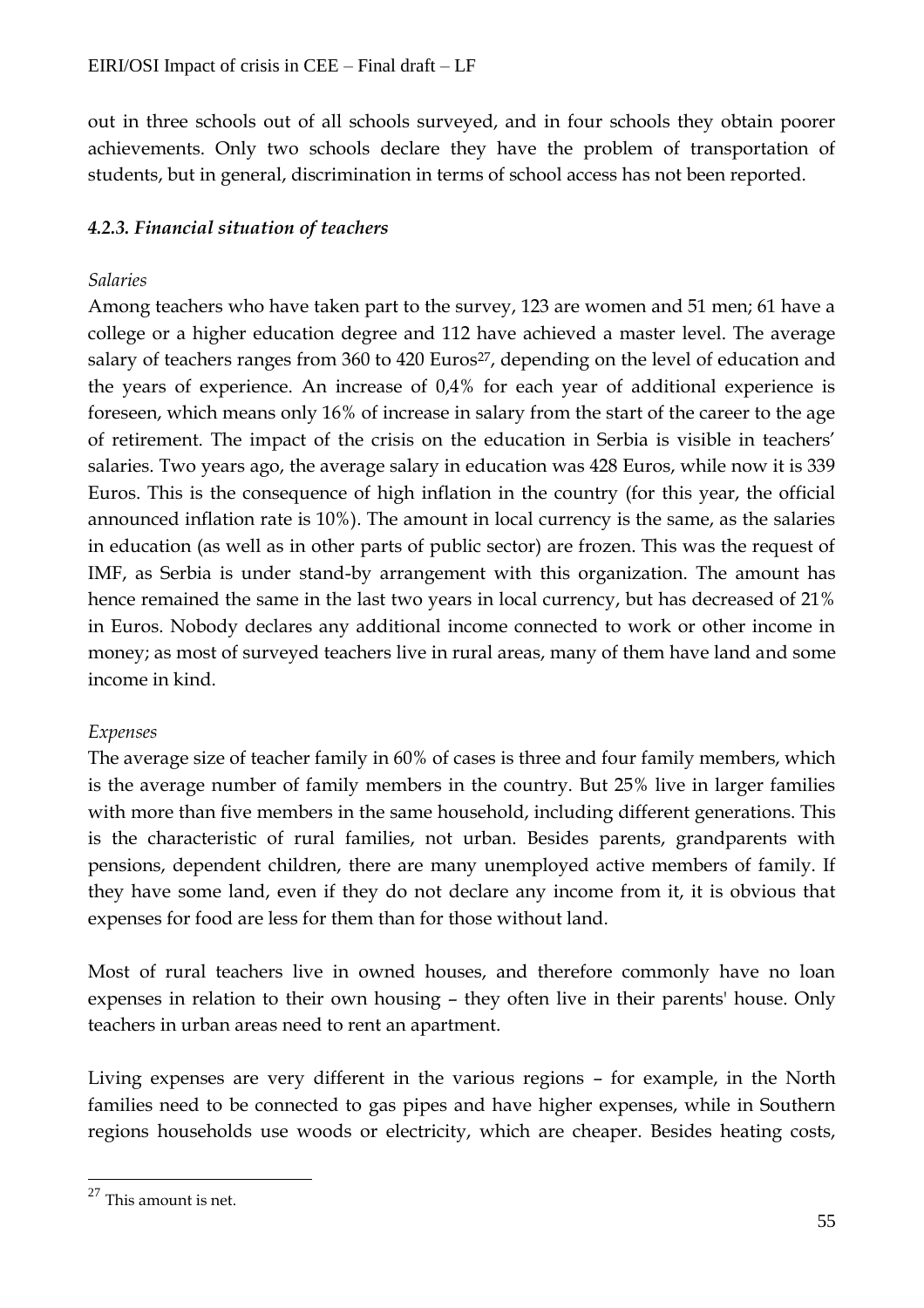out in three schools out of all schools surveyed, and in four schools they obtain poorer achievements. Only two schools declare they have the problem of transportation of students, but in general, discrimination in terms of school access has not been reported.

#### *4.2.3. Financial situation of teachers*

*Salaries*

Among teachers who have taken part to the survey, 123 are women and 51 men; 61 have a college or a higher education degree and 112 have achieved a master level. The average salary of teachers ranges from 360 to 420 Euros[27], depending on the level of education and the years of experience. An increase of 0,4% for each year of additional experience is foreseen, which means only 16% of increase in salary from the start of the career to the age of retirement. The impact of the crisis on the education in Serbia is visible in teachers' salaries. Two years ago, the average salary in education was 428 Euros, while now it is 339 Euros. This is the consequence of high inflation in the country (for this year, the official announced inflation rate is 10%). The amount in local currency is the same, as the salaries in education (as well as in other parts of public sector) are frozen. This was the request of IMF, as Serbia is under stand-by arrangement with this organization. The amount has hence remained the same in the last two years in local currency, but has decreased of 21% in Euros. Nobody declares any additional income connected to work or other income in money; as most of surveyed teachers live in rural areas, many of them have land and some income in kind.

*Expenses*

The average size of teacher family in 60% of cases is three and four family members, which is the average number of family members in the country. But 25% live in larger families with more than five members in the same household, including different generations. This is the characteristic of rural families, not urban. Besides parents, grandparents with pensions, dependent children, there are many unemployed active members of family. If they have some land, even if they do not declare any income from it, it is obvious that expenses for food are less for them than for those without land.

Most of rural teachers live in owned houses, and therefore commonly have no loan expenses in relation to their own housing – they often live in their parents' house. Only teachers in urban areas need to rent an apartment.

Living expenses are very different in the various regions – for example, in the North families need to be connected to gas pipes and have higher expenses, while in Southern regions households use woods or electricity, which are cheaper. Besides heating costs,

---

[27] This amount is net.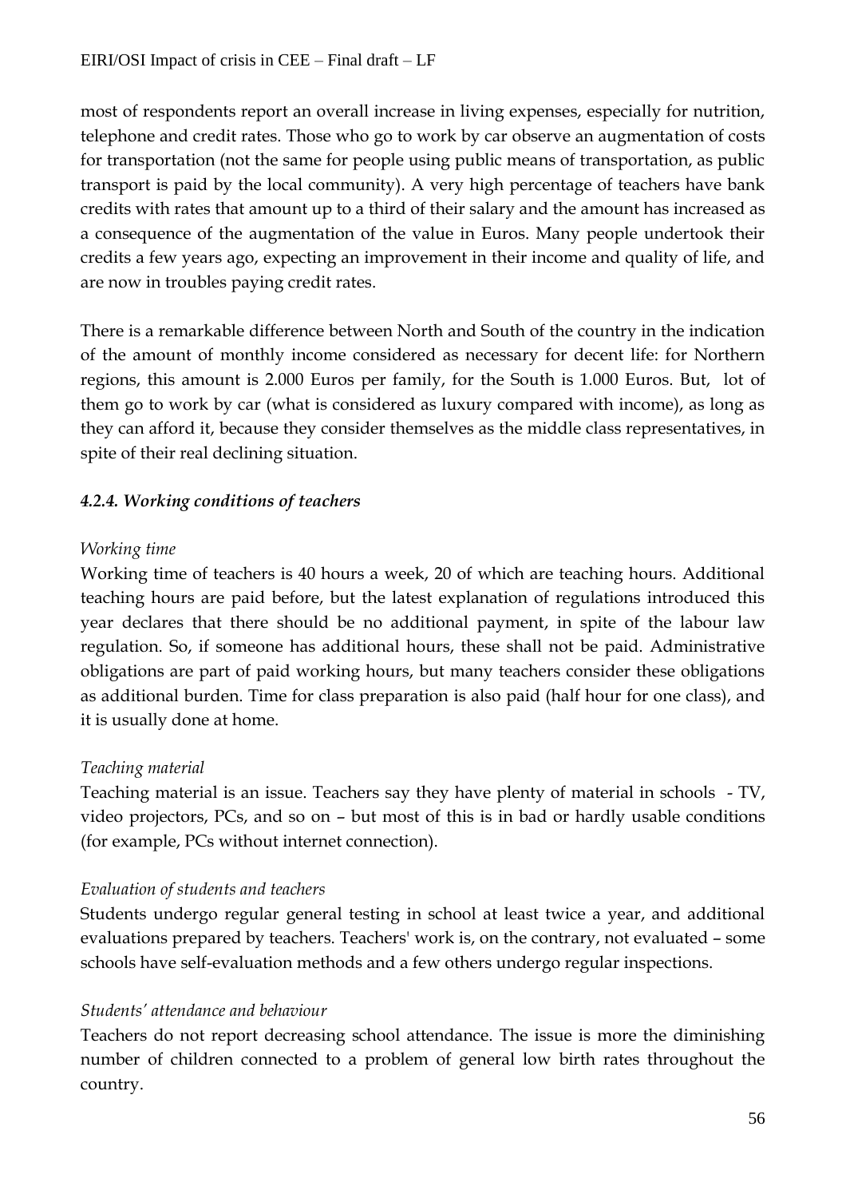most of respondents report an overall increase in living expenses, especially for nutrition, telephone and credit rates. Those who go to work by car observe an augmentation of costs for transportation (not the same for people using public means of transportation, as public transport is paid by the local community). A very high percentage of teachers have bank credits with rates that amount up to a third of their salary and the amount has increased as a consequence of the augmentation of the value in Euros. Many people undertook their credits a few years ago, expecting an improvement in their income and quality of life, and are now in troubles paying credit rates.

There is a remarkable difference between North and South of the country in the indication of the amount of monthly income considered as necessary for decent life: for Northern regions, this amount is 2.000 Euros per family, for the South is 1.000 Euros. But, lot of them go to work by car (what is considered as luxury compared with income), as long as they can afford it, because they consider themselves as the middle class representatives, in spite of their real declining situation.

#### *4.2.4. Working conditions of teachers*

*Working time*

Working time of teachers is 40 hours a week, 20 of which are teaching hours. Additional teaching hours are paid before, but the latest explanation of regulations introduced this year declares that there should be no additional payment, in spite of the labour law regulation. So, if someone has additional hours, these shall not be paid. Administrative obligations are part of paid working hours, but many teachers consider these obligations as additional burden. Time for class preparation is also paid (half hour for one class), and it is usually done at home.

*Teaching material*

Teaching material is an issue. Teachers say they have plenty of material in schools - TV, video projectors, PCs, and so on – but most of this is in bad or hardly usable conditions (for example, PCs without internet connection).

*Evaluation of students and teachers*

Students undergo regular general testing in school at least twice a year, and additional evaluations prepared by teachers. Teachers' work is, on the contrary, not evaluated – some schools have self-evaluation methods and a few others undergo regular inspections.

*Students' attendance and behaviour*

Teachers do not report decreasing school attendance. The issue is more the diminishing number of children connected to a problem of general low birth rates throughout the country.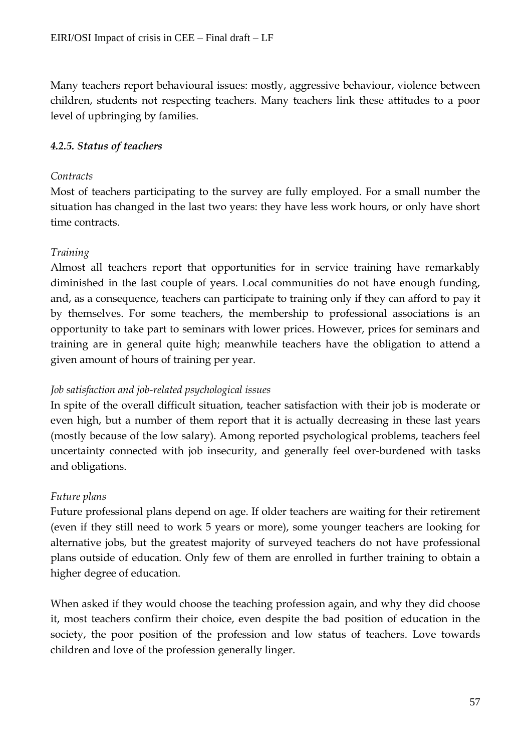Many teachers report behavioural issues: mostly, aggressive behaviour, violence between children, students not respecting teachers. Many teachers link these attitudes to a poor level of upbringing by families.

#### *4.2.5. Status of teachers*

*Contracts*

Most of teachers participating to the survey are fully employed. For a small number the situation has changed in the last two years: they have less work hours, or only have short time contracts.

*Training*

Almost all teachers report that opportunities for in service training have remarkably diminished in the last couple of years. Local communities do not have enough funding, and, as a consequence, teachers can participate to training only if they can afford to pay it by themselves. For some teachers, the membership to professional associations is an opportunity to take part to seminars with lower prices. However, prices for seminars and training are in general quite high; meanwhile teachers have the obligation to attend a given amount of hours of training per year.

*Job satisfaction and job-related psychological issues*

In spite of the overall difficult situation, teacher satisfaction with their job is moderate or even high, but a number of them report that it is actually decreasing in these last years (mostly because of the low salary). Among reported psychological problems, teachers feel uncertainty connected with job insecurity, and generally feel over-burdened with tasks and obligations.

*Future plans*

Future professional plans depend on age. If older teachers are waiting for their retirement (even if they still need to work 5 years or more), some younger teachers are looking for alternative jobs, but the greatest majority of surveyed teachers do not have professional plans outside of education. Only few of them are enrolled in further training to obtain a higher degree of education.

When asked if they would choose the teaching profession again, and why they did choose it, most teachers confirm their choice, even despite the bad position of education in the society, the poor position of the profession and low status of teachers. Love towards children and love of the profession generally linger.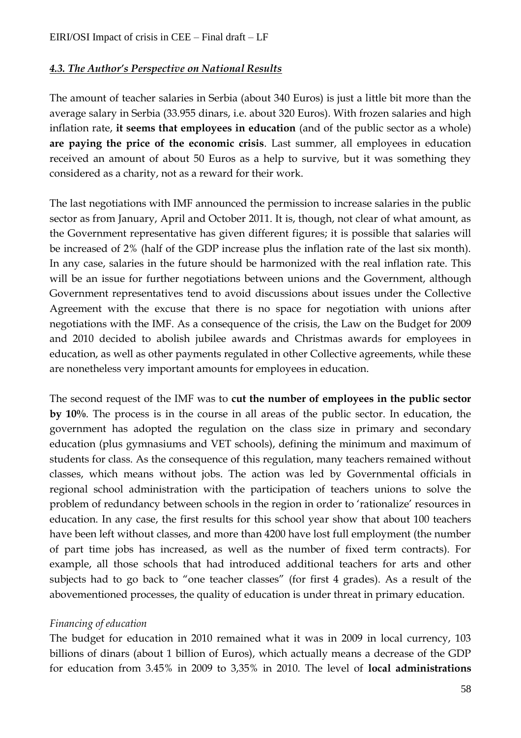### *4.3. The Author's Perspective on National Results*

The amount of teacher salaries in Serbia (about 340 Euros) is just a little bit more than the average salary in Serbia (33.955 dinars, i.e. about 320 Euros). With frozen salaries and high inflation rate, **it seems that employees in education** (and of the public sector as a whole) **are paying the price of the economic crisis**. Last summer, all employees in education received an amount of about 50 Euros as a help to survive, but it was something they considered as a charity, not as a reward for their work.

The last negotiations with IMF announced the permission to increase salaries in the public sector as from January, April and October 2011. It is, though, not clear of what amount, as the Government representative has given different figures; it is possible that salaries will be increased of 2% (half of the GDP increase plus the inflation rate of the last six month). In any case, salaries in the future should be harmonized with the real inflation rate. This will be an issue for further negotiations between unions and the Government, although Government representatives tend to avoid discussions about issues under the Collective Agreement with the excuse that there is no space for negotiation with unions after negotiations with the IMF. As a consequence of the crisis, the Law on the Budget for 2009 and 2010 decided to abolish jubilee awards and Christmas awards for employees in education, as well as other payments regulated in other Collective agreements, while these are nonetheless very important amounts for employees in education.

The second request of the IMF was to **cut the number of employees in the public sector by 10%**. The process is in the course in all areas of the public sector. In education, the government has adopted the regulation on the class size in primary and secondary education (plus gymnasiums and VET schools), defining the minimum and maximum of students for class. As the consequence of this regulation, many teachers remained without classes, which means without jobs. The action was led by Governmental officials in regional school administration with the participation of teachers unions to solve the problem of redundancy between schools in the region in order to 'rationalize' resources in education. In any case, the first results for this school year show that about 100 teachers have been left without classes, and more than 4200 have lost full employment (the number of part time jobs has increased, as well as the number of fixed term contracts). For example, all those schools that had introduced additional teachers for arts and other subjects had to go back to "one teacher classes" (for first 4 grades). As a result of the abovementioned processes, the quality of education is under threat in primary education.

*Financing of education*

The budget for education in 2010 remained what it was in 2009 in local currency, 103 billions of dinars (about 1 billion of Euros), which actually means a decrease of the GDP for education from 3.45% in 2009 to 3,35% in 2010. The level of **local administrations**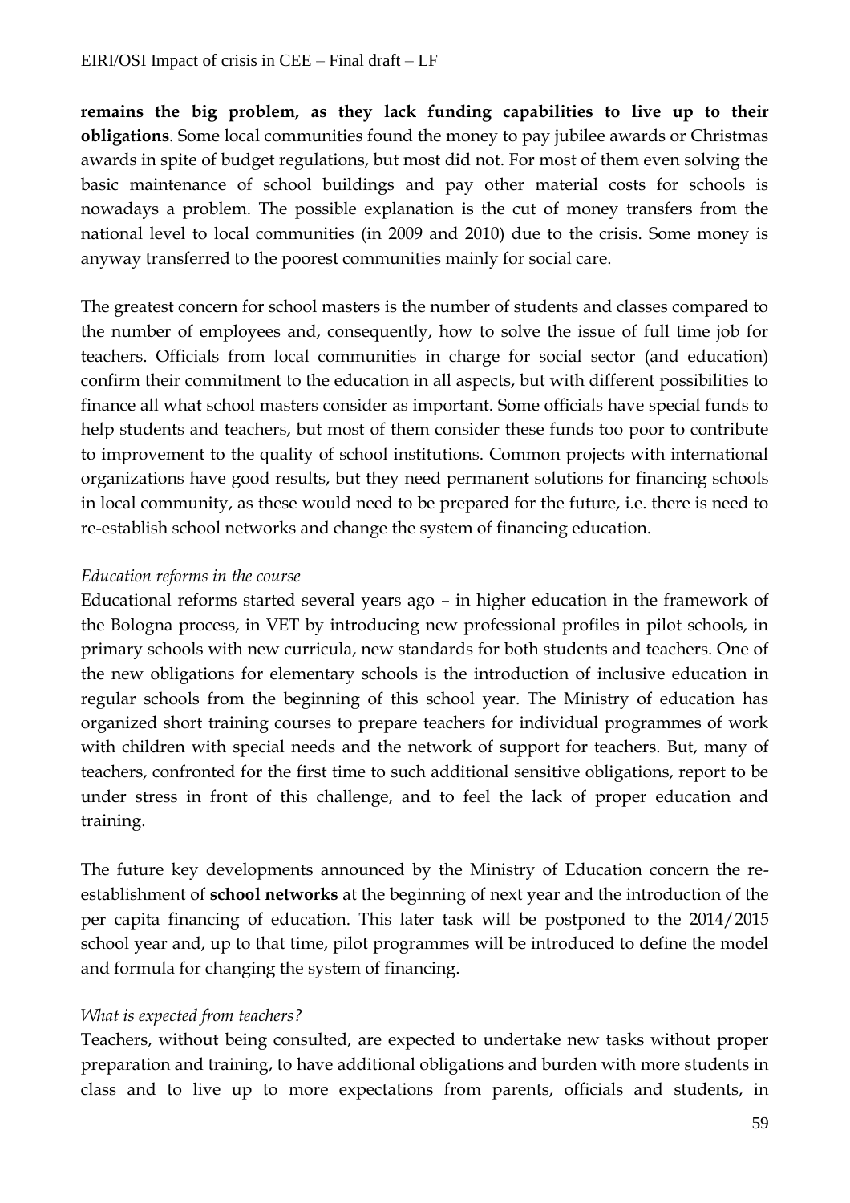**remains the big problem, as they lack funding capabilities to live up to their obligations**. Some local communities found the money to pay jubilee awards or Christmas awards in spite of budget regulations, but most did not. For most of them even solving the basic maintenance of school buildings and pay other material costs for schools is nowadays a problem. The possible explanation is the cut of money transfers from the national level to local communities (in 2009 and 2010) due to the crisis. Some money is anyway transferred to the poorest communities mainly for social care.

The greatest concern for school masters is the number of students and classes compared to the number of employees and, consequently, how to solve the issue of full time job for teachers. Officials from local communities in charge for social sector (and education) confirm their commitment to the education in all aspects, but with different possibilities to finance all what school masters consider as important. Some officials have special funds to help students and teachers, but most of them consider these funds too poor to contribute to improvement to the quality of school institutions. Common projects with international organizations have good results, but they need permanent solutions for financing schools in local community, as these would need to be prepared for the future, i.e. there is need to re-establish school networks and change the system of financing education.

*Education reforms in the course*

Educational reforms started several years ago – in higher education in the framework of the Bologna process, in VET by introducing new professional profiles in pilot schools, in primary schools with new curricula, new standards for both students and teachers. One of the new obligations for elementary schools is the introduction of inclusive education in regular schools from the beginning of this school year. The Ministry of education has organized short training courses to prepare teachers for individual programmes of work with children with special needs and the network of support for teachers. But, many of teachers, confronted for the first time to such additional sensitive obligations, report to be under stress in front of this challenge, and to feel the lack of proper education and training.

The future key developments announced by the Ministry of Education concern the re-establishment of **school networks** at the beginning of next year and the introduction of the per capita financing of education. This later task will be postponed to the 2014/2015 school year and, up to that time, pilot programmes will be introduced to define the model and formula for changing the system of financing.

*What is expected from teachers?*

Teachers, without being consulted, are expected to undertake new tasks without proper preparation and training, to have additional obligations and burden with more students in class and to live up to more expectations from parents, officials and students, in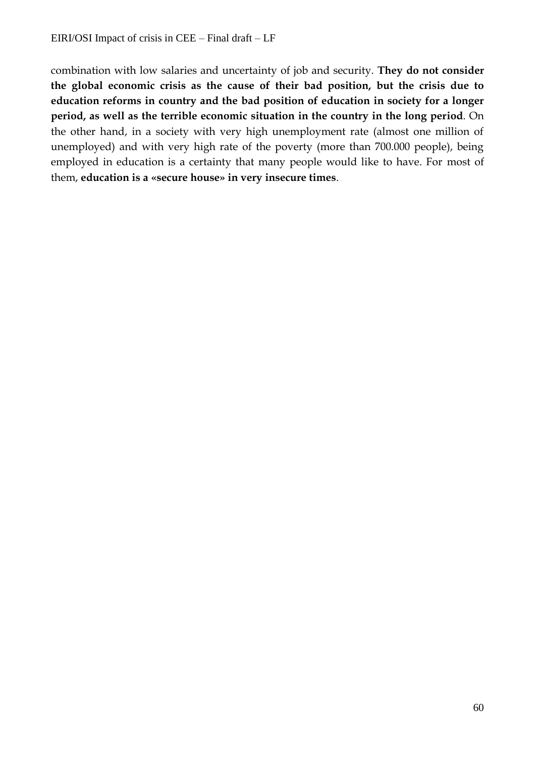combination with low salaries and uncertainty of job and security. **They do not consider the global economic crisis as the cause of their bad position, but the crisis due to education reforms in country and the bad position of education in society for a longer period, as well as the terrible economic situation in the country in the long period**. On the other hand, in a society with very high unemployment rate (almost one million of unemployed) and with very high rate of the poverty (more than 700.000 people), being employed in education is a certainty that many people would like to have. For most of them, **education is a «secure house» in very insecure times**.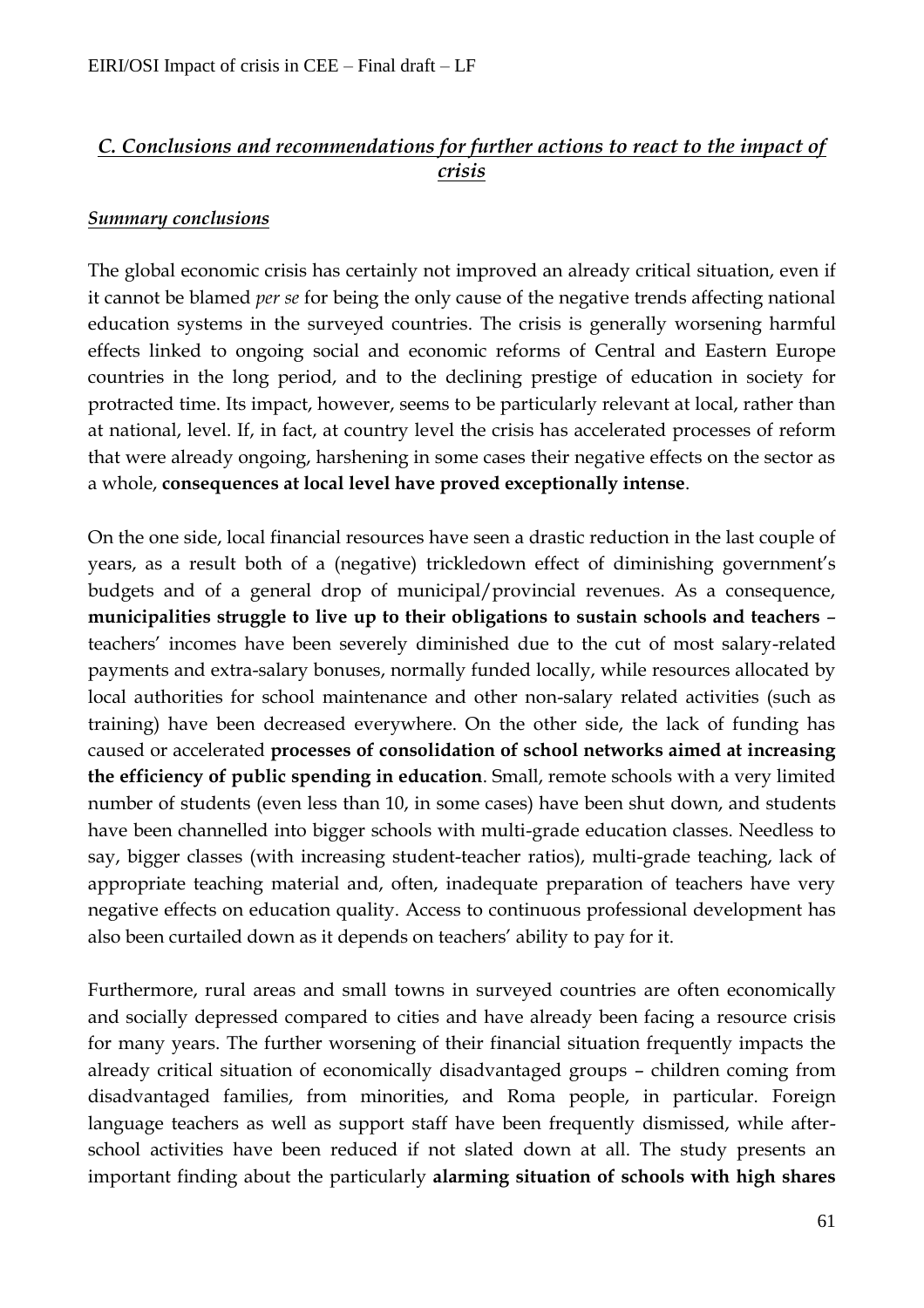## *C. Conclusions and recommendations for further actions to react to the impact of crisis*

### *Summary conclusions*

The global economic crisis has certainly not improved an already critical situation, even if it cannot be blamed *per se* for being the only cause of the negative trends affecting national education systems in the surveyed countries. The crisis is generally worsening harmful effects linked to ongoing social and economic reforms of Central and Eastern Europe countries in the long period, and to the declining prestige of education in society for protracted time. Its impact, however, seems to be particularly relevant at local, rather than at national, level. If, in fact, at country level the crisis has accelerated processes of reform that were already ongoing, harshening in some cases their negative effects on the sector as a whole, **consequences at local level have proved exceptionally intense**.

On the one side, local financial resources have seen a drastic reduction in the last couple of years, as a result both of a (negative) trickledown effect of diminishing government's budgets and of a general drop of municipal/provincial revenues. As a consequence, **municipalities struggle to live up to their obligations to sustain schools and teachers** – teachers' incomes have been severely diminished due to the cut of most salary-related payments and extra-salary bonuses, normally funded locally, while resources allocated by local authorities for school maintenance and other non-salary related activities (such as training) have been decreased everywhere. On the other side, the lack of funding has caused or accelerated **processes of consolidation of school networks aimed at increasing the efficiency of public spending in education**. Small, remote schools with a very limited number of students (even less than 10, in some cases) have been shut down, and students have been channelled into bigger schools with multi-grade education classes. Needless to say, bigger classes (with increasing student-teacher ratios), multi-grade teaching, lack of appropriate teaching material and, often, inadequate preparation of teachers have very negative effects on education quality. Access to continuous professional development has also been curtailed down as it depends on teachers' ability to pay for it.

Furthermore, rural areas and small towns in surveyed countries are often economically and socially depressed compared to cities and have already been facing a resource crisis for many years. The further worsening of their financial situation frequently impacts the already critical situation of economically disadvantaged groups – children coming from disadvantaged families, from minorities, and Roma people, in particular. Foreign language teachers as well as support staff have been frequently dismissed, while after-school activities have been reduced if not slated down at all. The study presents an important finding about the particularly **alarming situation of schools with high shares**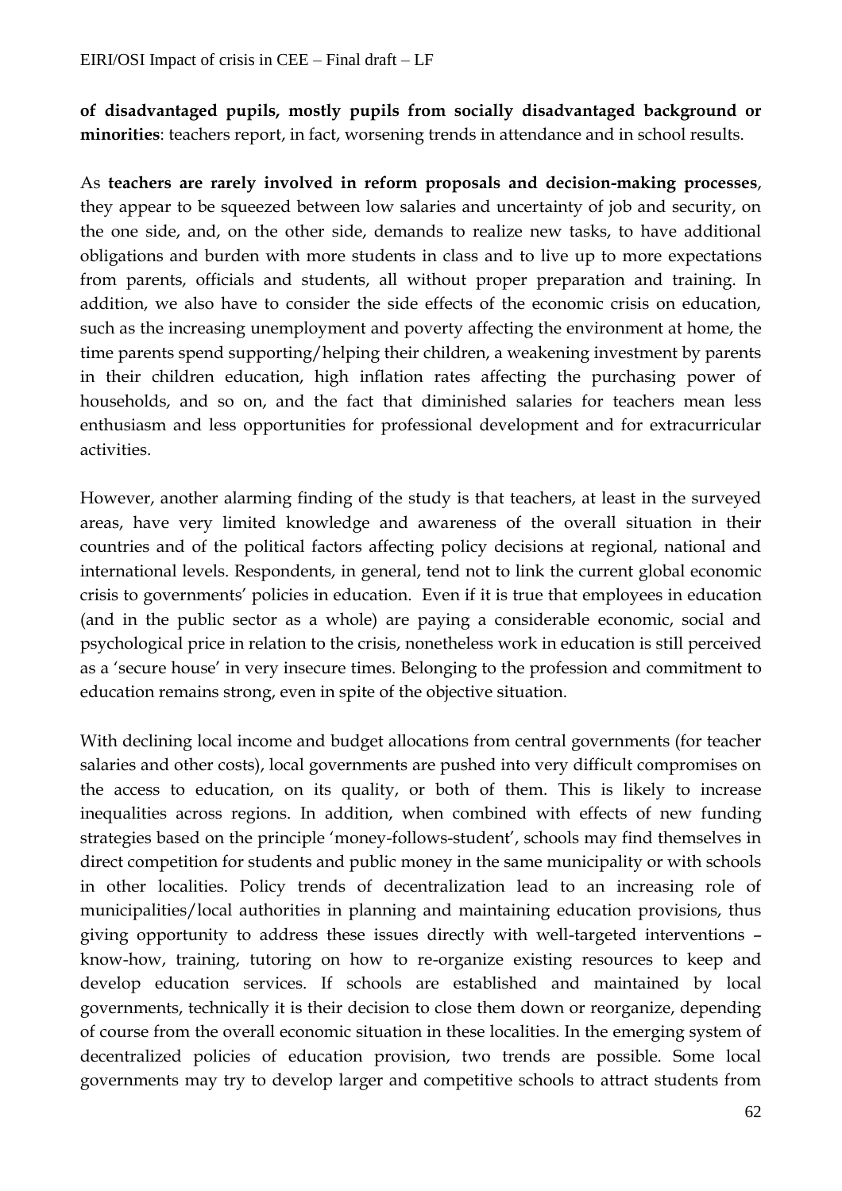**of disadvantaged pupils, mostly pupils from socially disadvantaged background or minorities**: teachers report, in fact, worsening trends in attendance and in school results.

As **teachers are rarely involved in reform proposals and decision-making processes**, they appear to be squeezed between low salaries and uncertainty of job and security, on the one side, and, on the other side, demands to realize new tasks, to have additional obligations and burden with more students in class and to live up to more expectations from parents, officials and students, all without proper preparation and training. In addition, we also have to consider the side effects of the economic crisis on education, such as the increasing unemployment and poverty affecting the environment at home, the time parents spend supporting/helping their children, a weakening investment by parents in their children education, high inflation rates affecting the purchasing power of households, and so on, and the fact that diminished salaries for teachers mean less enthusiasm and less opportunities for professional development and for extracurricular activities.

However, another alarming finding of the study is that teachers, at least in the surveyed areas, have very limited knowledge and awareness of the overall situation in their countries and of the political factors affecting policy decisions at regional, national and international levels. Respondents, in general, tend not to link the current global economic crisis to governments' policies in education. Even if it is true that employees in education (and in the public sector as a whole) are paying a considerable economic, social and psychological price in relation to the crisis, nonetheless work in education is still perceived as a 'secure house' in very insecure times. Belonging to the profession and commitment to education remains strong, even in spite of the objective situation.

With declining local income and budget allocations from central governments (for teacher salaries and other costs), local governments are pushed into very difficult compromises on the access to education, on its quality, or both of them. This is likely to increase inequalities across regions. In addition, when combined with effects of new funding strategies based on the principle 'money-follows-student', schools may find themselves in direct competition for students and public money in the same municipality or with schools in other localities. Policy trends of decentralization lead to an increasing role of municipalities/local authorities in planning and maintaining education provisions, thus giving opportunity to address these issues directly with well-targeted interventions – know-how, training, tutoring on how to re-organize existing resources to keep and develop education services. If schools are established and maintained by local governments, technically it is their decision to close them down or reorganize, depending of course from the overall economic situation in these localities. In the emerging system of decentralized policies of education provision, two trends are possible. Some local governments may try to develop larger and competitive schools to attract students from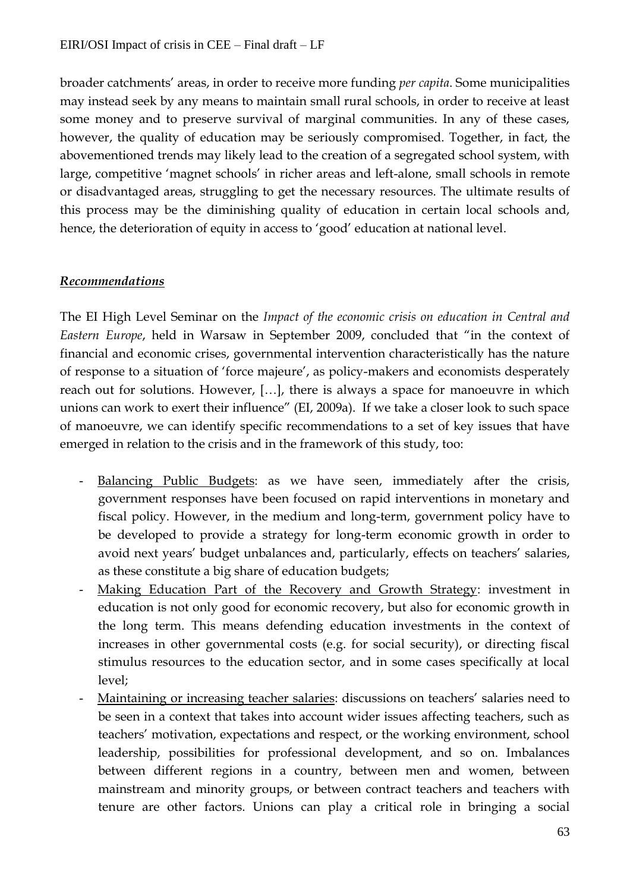broader catchments' areas, in order to receive more funding *per capita*. Some municipalities may instead seek by any means to maintain small rural schools, in order to receive at least some money and to preserve survival of marginal communities. In any of these cases, however, the quality of education may be seriously compromised. Together, in fact, the abovementioned trends may likely lead to the creation of a segregated school system, with large, competitive 'magnet schools' in richer areas and left-alone, small schools in remote or disadvantaged areas, struggling to get the necessary resources. The ultimate results of this process may be the diminishing quality of education in certain local schools and, hence, the deterioration of equity in access to 'good' education at national level.

***Recommendations***

The EI High Level Seminar on the *Impact of the economic crisis on education in Central and Eastern Europe*, held in Warsaw in September 2009, concluded that "in the context of financial and economic crises, governmental intervention characteristically has the nature of response to a situation of 'force majeure', as policy-makers and economists desperately reach out for solutions. However, […], there is always a space for manoeuvre in which unions can work to exert their influence" (EI, 2009a). If we take a closer look to such space of manoeuvre, we can identify specific recommendations to a set of key issues that have emerged in relation to the crisis and in the framework of this study, too:

- Balancing Public Budgets: as we have seen, immediately after the crisis, government responses have been focused on rapid interventions in monetary and fiscal policy. However, in the medium and long-term, government policy have to be developed to provide a strategy for long-term economic growth in order to avoid next years' budget unbalances and, particularly, effects on teachers' salaries, as these constitute a big share of education budgets;
- Making Education Part of the Recovery and Growth Strategy: investment in education is not only good for economic recovery, but also for economic growth in the long term. This means defending education investments in the context of increases in other governmental costs (e.g. for social security), or directing fiscal stimulus resources to the education sector, and in some cases specifically at local level;
- Maintaining or increasing teacher salaries: discussions on teachers' salaries need to be seen in a context that takes into account wider issues affecting teachers, such as teachers' motivation, expectations and respect, or the working environment, school leadership, possibilities for professional development, and so on. Imbalances between different regions in a country, between men and women, between mainstream and minority groups, or between contract teachers and teachers with tenure are other factors. Unions can play a critical role in bringing a social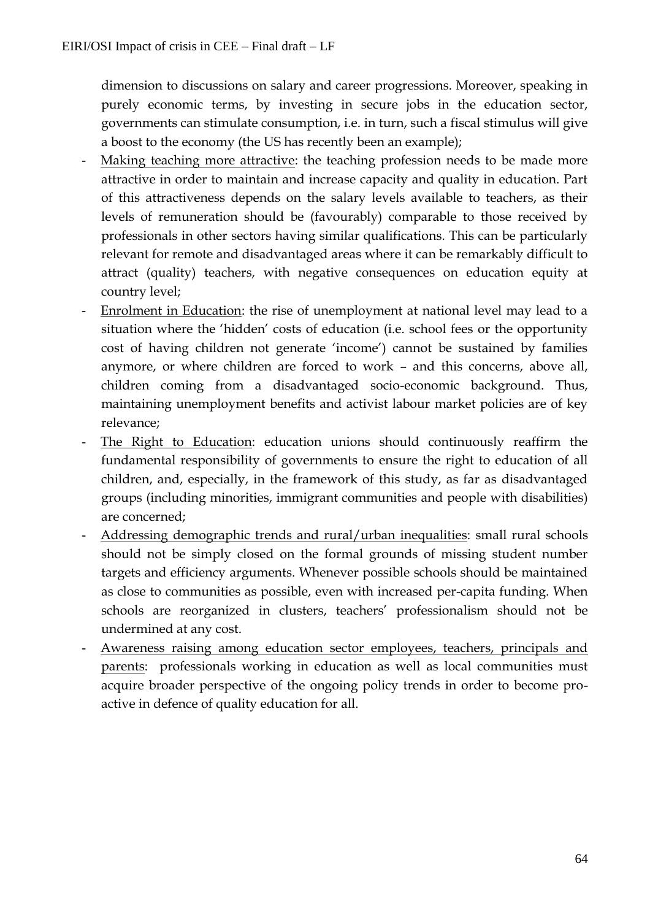dimension to discussions on salary and career progressions. Moreover, speaking in purely economic terms, by investing in secure jobs in the education sector, governments can stimulate consumption, i.e. in turn, such a fiscal stimulus will give a boost to the economy (the US has recently been an example);

- <u>Making teaching more attractive</u>: the teaching profession needs to be made more attractive in order to maintain and increase capacity and quality in education. Part of this attractiveness depends on the salary levels available to teachers, as their levels of remuneration should be (favourably) comparable to those received by professionals in other sectors having similar qualifications. This can be particularly relevant for remote and disadvantaged areas where it can be remarkably difficult to attract (quality) teachers, with negative consequences on education equity at country level;
- <u>Enrolment in Education</u>: the rise of unemployment at national level may lead to a situation where the 'hidden' costs of education (i.e. school fees or the opportunity cost of having children not generate 'income') cannot be sustained by families anymore, or where children are forced to work – and this concerns, above all, children coming from a disadvantaged socio-economic background. Thus, maintaining unemployment benefits and activist labour market policies are of key relevance;
- <u>The Right to Education</u>: education unions should continuously reaffirm the fundamental responsibility of governments to ensure the right to education of all children, and, especially, in the framework of this study, as far as disadvantaged groups (including minorities, immigrant communities and people with disabilities) are concerned;
- <u>Addressing demographic trends and rural/urban inequalities</u>: small rural schools should not be simply closed on the formal grounds of missing student number targets and efficiency arguments. Whenever possible schools should be maintained as close to communities as possible, even with increased per-capita funding. When schools are reorganized in clusters, teachers' professionalism should not be undermined at any cost.
- <u>Awareness raising among education sector employees, teachers, principals and parents</u>: professionals working in education as well as local communities must acquire broader perspective of the ongoing policy trends in order to become pro-active in defence of quality education for all.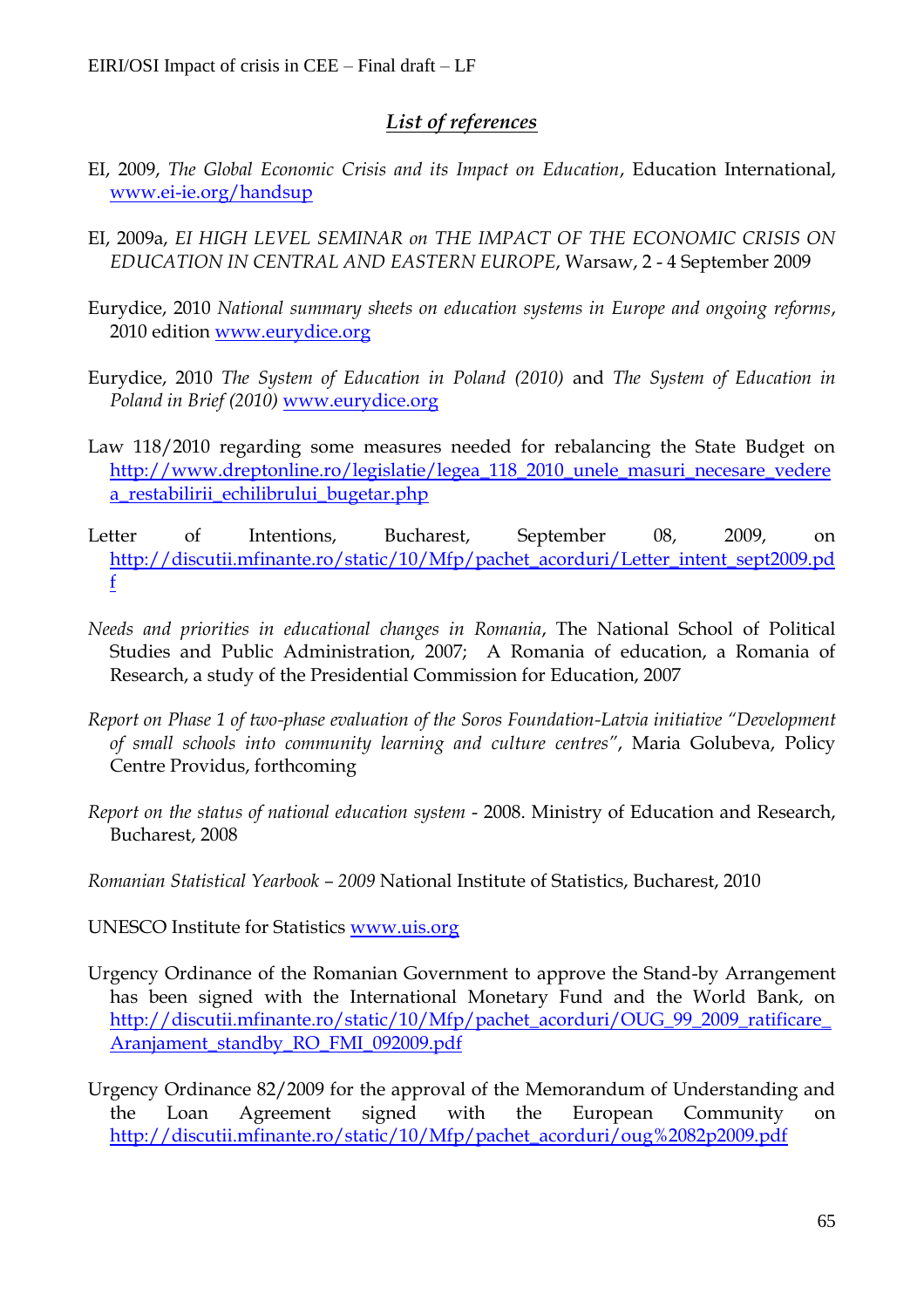## *List of references*

EI, 2009, *The Global Economic Crisis and its Impact on Education*, Education International, www.ei-ie.org/handsup

EI, 2009a, *EI HIGH LEVEL SEMINAR on THE IMPACT OF THE ECONOMIC CRISIS ON EDUCATION IN CENTRAL AND EASTERN EUROPE*, Warsaw, 2 - 4 September 2009

Eurydice, 2010 *National summary sheets on education systems in Europe and ongoing reforms*, 2010 edition www.eurydice.org

Eurydice, 2010 *The System of Education in Poland (2010)* and *The System of Education in Poland in Brief (2010)* www.eurydice.org

Law 118/2010 regarding some measures needed for rebalancing the State Budget on http://www.dreptonline.ro/legislatie/legea_118_2010_unele_masuri_necesare_vederea_restabilirii_echilibrului_bugetar.php

Letter of Intentions, Bucharest, September 08, 2009, on http://discutii.mfinante.ro/static/10/Mfp/pachet_acorduri/Letter_intent_sept2009.pdf

*Needs and priorities in educational changes in Romania*, The National School of Political Studies and Public Administration, 2007; A Romania of education, a Romania of Research, a study of the Presidential Commission for Education, 2007

*Report on Phase 1 of two-phase evaluation of the Soros Foundation-Latvia initiative "Development of small schools into community learning and culture centres"*, Maria Golubeva, Policy Centre Providus, forthcoming

*Report on the status of national education system* - 2008. Ministry of Education and Research, Bucharest, 2008

*Romanian Statistical Yearbook – 2009* National Institute of Statistics, Bucharest, 2010

UNESCO Institute for Statistics www.uis.org

Urgency Ordinance of the Romanian Government to approve the Stand-by Arrangement has been signed with the International Monetary Fund and the World Bank, on http://discutii.mfinante.ro/static/10/Mfp/pachet_acorduri/OUG_99_2009_ratificare_Aranjament_standby_RO_FMI_092009.pdf

Urgency Ordinance 82/2009 for the approval of the Memorandum of Understanding and the Loan Agreement signed with the European Community on http://discutii.mfinante.ro/static/10/Mfp/pachet_acorduri/oug%2082p2009.pdf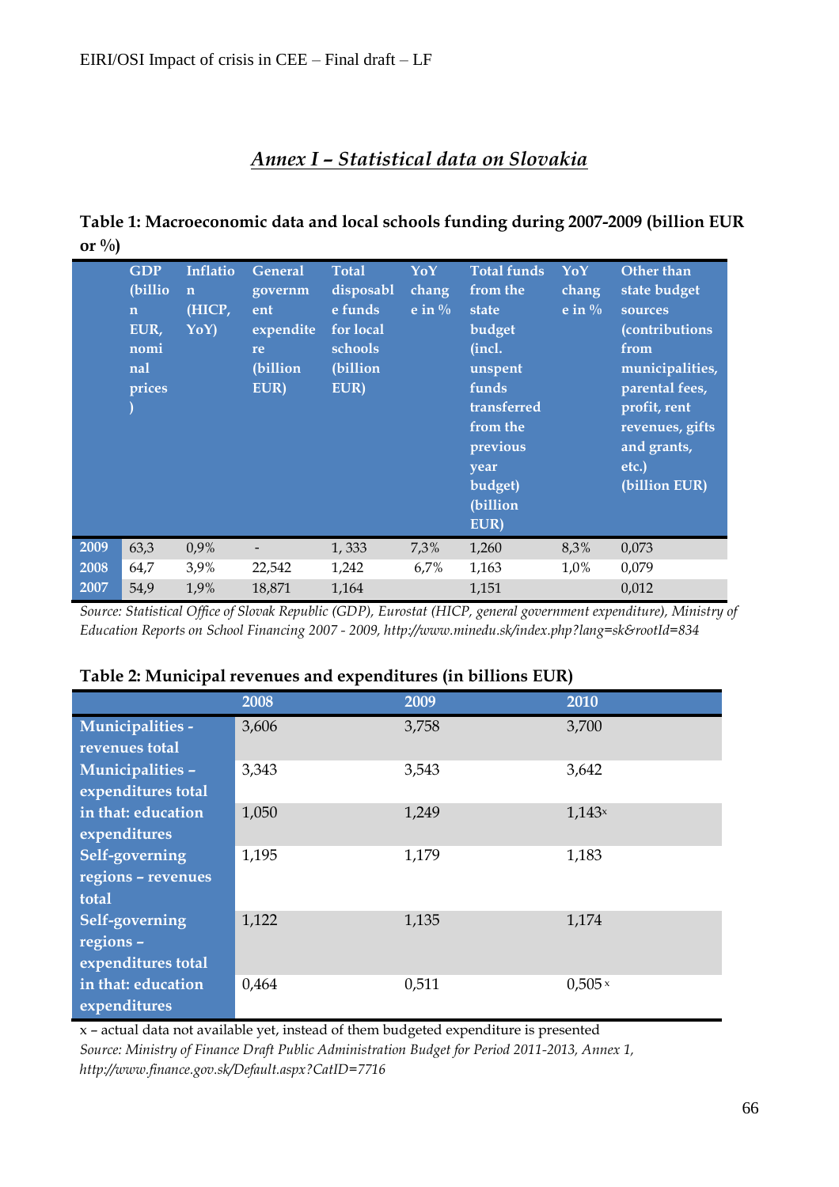## *Annex I – Statistical data on Slovakia*

**Table 1: Macroeconomic data and local schools funding during 2007-2009 (billion EUR or %)**

| | GDP (billion EUR, nominal prices) | Inflation (HICP, YoY) | General government expenditure (billion EUR) | Total disposable funds for local schools (billion EUR) | YoY change in % | Total funds from the state budget (incl. unspent funds transferred from the previous year budget) (billion EUR) | YoY change in % | Other than state budget sources (contributions from municipalities, parental fees, profit, rent revenues, gifts and grants, etc.) (billion EUR) |
|---|---|---|---|---|---|---|---|---|
| 2009 | 63,3 | 0,9% | - | 1, 333 | 7,3% | 1,260 | 8,3% | 0,073 |
| 2008 | 64,7 | 3,9% | 22,542 | 1,242 | 6,7% | 1,163 | 1,0% | 0,079 |
| 2007 | 54,9 | 1,9% | 18,871 | 1,164 | | 1,151 | | 0,012 |

*Source: Statistical Office of Slovak Republic (GDP), Eurostat (HICP, general government expenditure), Ministry of Education Reports on School Financing 2007 - 2009, http://www.minedu.sk/index.php?lang=sk&rootId=834*

**Table 2: Municipal revenues and expenditures (in billions EUR)**

| | 2008 | 2009 | 2010 |
|---|---|---|---|
| Municipalities - revenues total | 3,606 | 3,758 | 3,700 |
| Municipalities – expenditures total | 3,343 | 3,543 | 3,642 |
| in that: education expenditures | 1,050 | 1,249 | 1,143x |
| Self-governing regions – revenues total | 1,195 | 1,179 | 1,183 |
| Self-governing regions – expenditures total | 1,122 | 1,135 | 1,174 |
| in that: education expenditures | 0,464 | 0,511 | 0,505x |

x – actual data not available yet, instead of them budgeted expenditure is presented

*Source: Ministry of Finance Draft Public Administration Budget for Period 2011-2013, Annex 1, http://www.finance.gov.sk/Default.aspx?CatID=7716*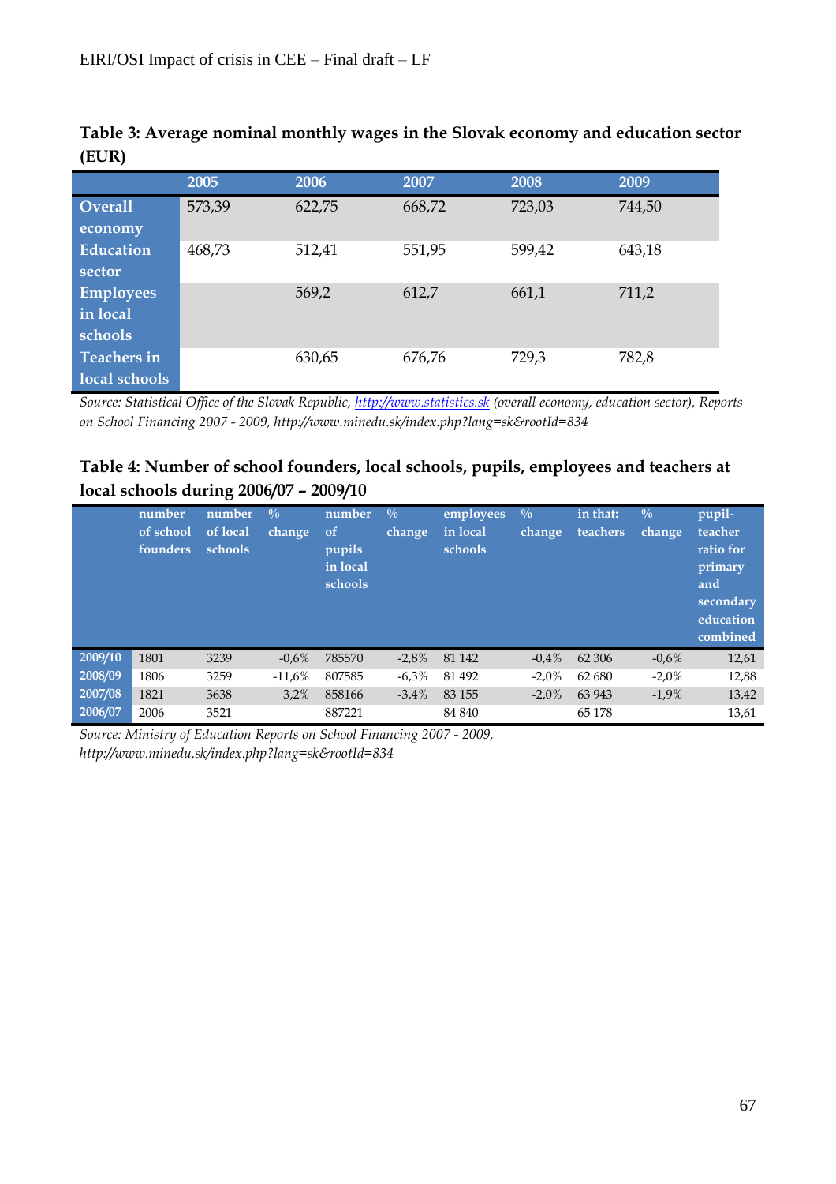**Table 3: Average nominal monthly wages in the Slovak economy and education sector (EUR)**

| | 2005 | 2006 | 2007 | 2008 | 2009 |
|---|---|---|---|---|---|
| Overall economy | 573,39 | 622,75 | 668,72 | 723,03 | 744,50 |
| Education sector | 468,73 | 512,41 | 551,95 | 599,42 | 643,18 |
| Employees in local schools | | 569,2 | 612,7 | 661,1 | 711,2 |
| Teachers in local schools | | 630,65 | 676,76 | 729,3 | 782,8 |

*Source: Statistical Office of the Slovak Republic, [http://www.statistics.sk](http://www.statistics.sk) (overall economy, education sector), Reports on School Financing 2007 - 2009, http://www.minedu.sk/index.php?lang=sk&rootId=834*

**Table 4: Number of school founders, local schools, pupils, employees and teachers at local schools during 2006/07 – 2009/10**

| | number of school founders | number of local schools | % change | number of pupils in local schools | % change | employees in local schools | % change | in that: teachers | % change | pupil-teacher ratio for primary and secondary education combined |
|---|---|---|---|---|---|---|---|---|---|---|
| 2009/10 | 1801 | 3239 | -0,6% | 785570 | -2,8% | 81 142 | -0,4% | 62 306 | -0,6% | 12,61 |
| 2008/09 | 1806 | 3259 | -11,6% | 807585 | -6,3% | 81 492 | -2,0% | 62 680 | -2,0% | 12,88 |
| 2007/08 | 1821 | 3638 | 3,2% | 858166 | -3,4% | 83 155 | -2,0% | 63 943 | -1,9% | 13,42 |
| 2006/07 | 2006 | 3521 | | 887221 | | 84 840 | | 65 178 | | 13,61 |

*Source: Ministry of Education Reports on School Financing 2007 - 2009, http://www.minedu.sk/index.php?lang=sk&rootId=834*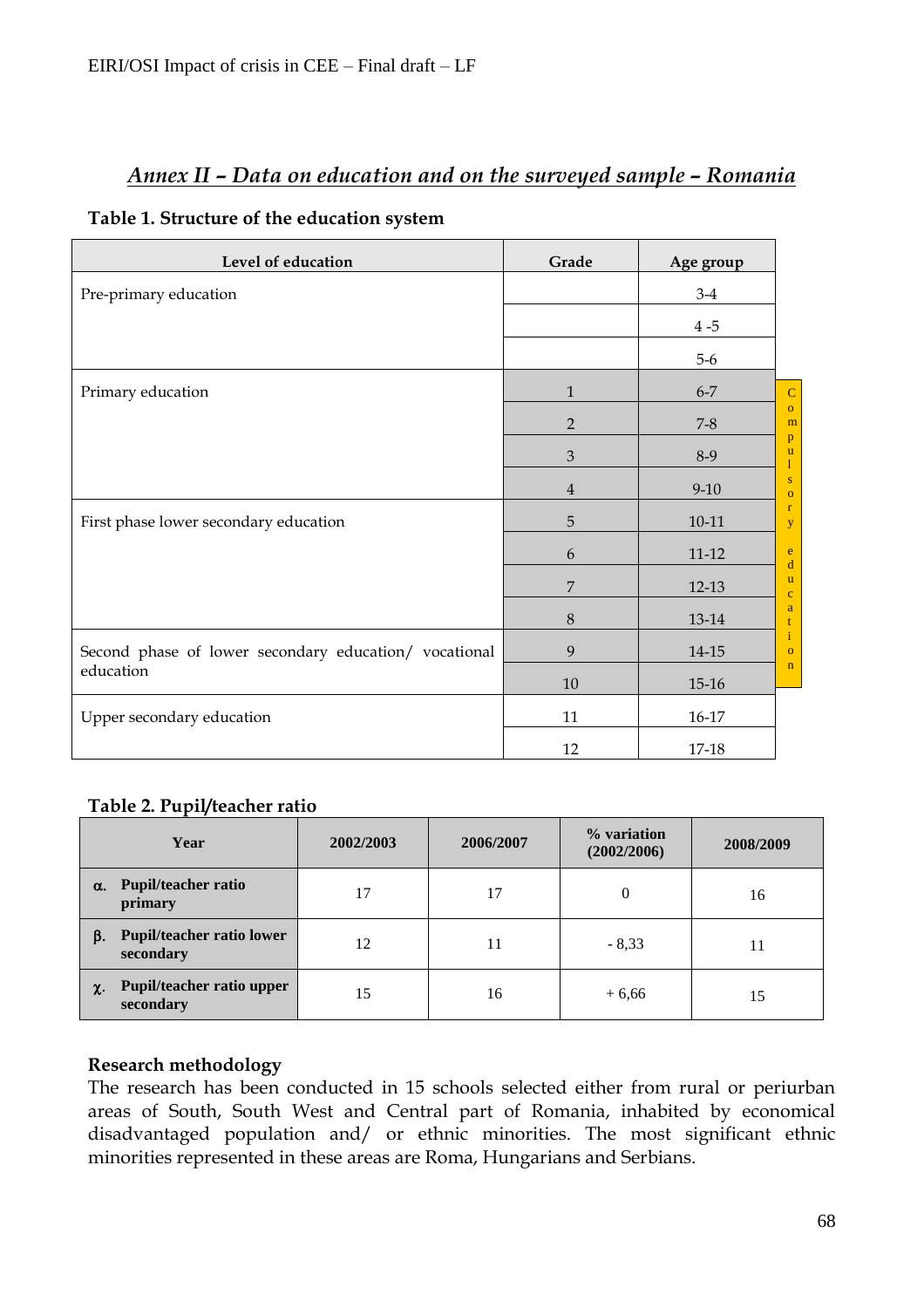## *Annex II – Data on education and on the surveyed sample – Romania*

**Table 1. Structure of the education system**

| Level of education | Grade | Age group | |
|---|---|---|---|
| Pre-primary education | | 3-4 | |
| | | 4 -5 | |
| | | 5-6 | |
| Primary education | 1 | 6-7 | Compulsory education |
| | 2 | 7-8 | |
| | 3 | 8-9 | |
| | 4 | 9-10 | |
| First phase lower secondary education | 5 | 10-11 | |
| | 6 | 11-12 | |
| | 7 | 12-13 | |
| | 8 | 13-14 | |
| Second phase of lower secondary education/ vocational education | 9 | 14-15 | |
| | 10 | 15-16 | |
| Upper secondary education | 11 | 16-17 | |
| | 12 | 17-18 | |

**Table 2. Pupil/teacher ratio**

| Year | 2002/2003 | 2006/2007 | % variation (2002/2006) | 2008/2009 |
|---|---|---|---|---|
| α. **Pupil/teacher ratio primary** | 17 | 17 | 0 | 16 |
| β. **Pupil/teacher ratio lower secondary** | 12 | 11 | - 8,33 | 11 |
| χ. **Pupil/teacher ratio upper secondary** | 15 | 16 | + 6,66 | 15 |

**Research methodology**

The research has been conducted in 15 schools selected either from rural or periurban areas of South, South West and Central part of Romania, inhabited by economical disadvantaged population and/ or ethnic minorities. The most significant ethnic minorities represented in these areas are Roma, Hungarians and Serbians.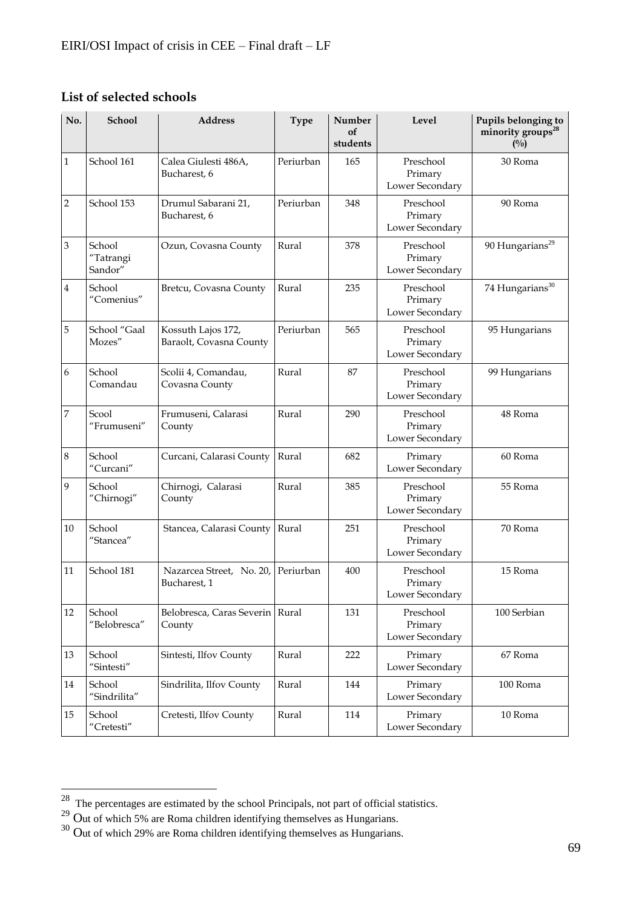### List of selected schools

| No. | School | Address | Type | Number of students | Level | Pupils belonging to minority groups[28] (%) |
|---|---|---|---|---|---|---|
| 1 | School 161 | Calea Giulesti 486A, Bucharest, 6 | Periurban | 165 | Preschool Primary Lower Secondary | 30 Roma |
| 2 | School 153 | Drumul Sabarani 21, Bucharest, 6 | Periurban | 348 | Preschool Primary Lower Secondary | 90 Roma |
| 3 | School "Tatrangi Sandor" | Ozun, Covasna County | Rural | 378 | Preschool Primary Lower Secondary | 90 Hungarians[29] |
| 4 | School "Comenius" | Bretcu, Covasna County | Rural | 235 | Preschool Primary Lower Secondary | 74 Hungarians[30] |
| 5 | School "Gaal Mozes" | Kossuth Lajos 172, Baraolt, Covasna County | Periurban | 565 | Preschool Primary Lower Secondary | 95 Hungarians |
| 6 | School Comandau | Scolii 4, Comandau, Covasna County | Rural | 87 | Preschool Primary Lower Secondary | 99 Hungarians |
| 7 | Scool "Frumuseni" | Frumuseni, Calarasi County | Rural | 290 | Preschool Primary Lower Secondary | 48 Roma |
| 8 | School "Curcani" | Curcani, Calarasi County | Rural | 682 | Primary Lower Secondary | 60 Roma |
| 9 | School "Chirnogi" | Chirnogi, Calarasi County | Rural | 385 | Preschool Primary Lower Secondary | 55 Roma |
| 10 | School "Stancea" | Stancea, Calarasi County | Rural | 251 | Preschool Primary Lower Secondary | 70 Roma |
| 11 | School 181 | Nazarcea Street, No. 20, Bucharest, 1 | Periurban | 400 | Preschool Primary Lower Secondary | 15 Roma |
| 12 | School "Belobresca" | Belobresca, Caras Severin County | Rural | 131 | Preschool Primary Lower Secondary | 100 Serbian |
| 13 | School "Sintesti" | Sintesti, Ilfov County | Rural | 222 | Primary Lower Secondary | 67 Roma |
| 14 | School "Sindrilita" | Sindrilita, Ilfov County | Rural | 144 | Primary Lower Secondary | 100 Roma |
| 15 | School "Cretesti" | Cretesti, Ilfov County | Rural | 114 | Primary Lower Secondary | 10 Roma |

[28] The percentages are estimated by the school Principals, not part of official statistics.

[29] Out of which 5% are Roma children identifying themselves as Hungarians.

[30] Out of which 29% are Roma children identifying themselves as Hungarians.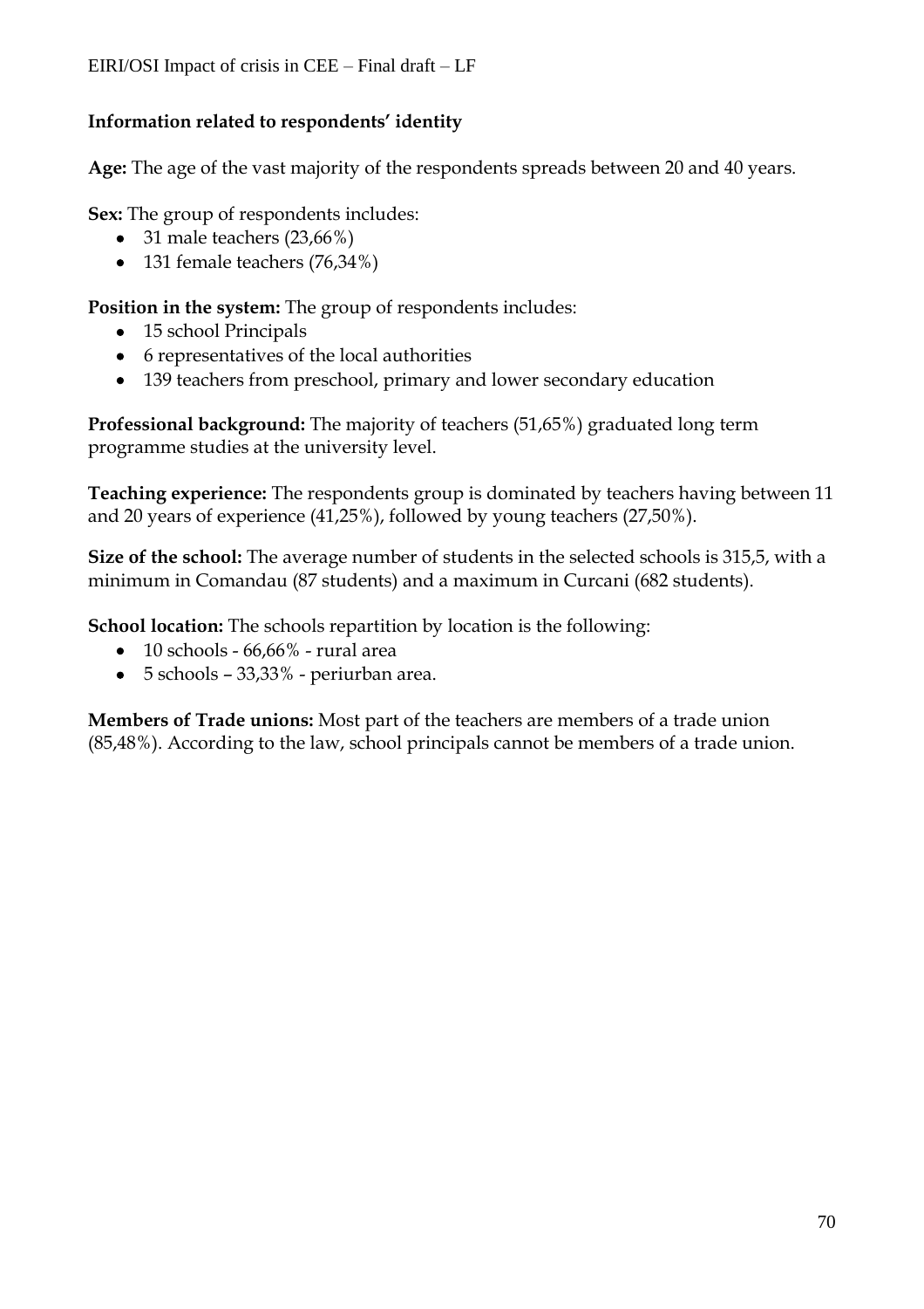**Information related to respondents' identity**

**Age:** The age of the vast majority of the respondents spreads between 20 and 40 years.

**Sex:** The group of respondents includes:

- 31 male teachers (23,66%)
- 131 female teachers (76,34%)

**Position in the system:** The group of respondents includes:

- 15 school Principals
- 6 representatives of the local authorities
- 139 teachers from preschool, primary and lower secondary education

**Professional background:** The majority of teachers (51,65%) graduated long term programme studies at the university level.

**Teaching experience:** The respondents group is dominated by teachers having between 11 and 20 years of experience (41,25%), followed by young teachers (27,50%).

**Size of the school:** The average number of students in the selected schools is 315,5, with a minimum in Comandau (87 students) and a maximum in Curcani (682 students).

**School location:** The schools repartition by location is the following:

- 10 schools - 66,66% - rural area
- 5 schools – 33,33% - periurban area.

**Members of Trade unions:** Most part of the teachers are members of a trade union (85,48%). According to the law, school principals cannot be members of a trade union.